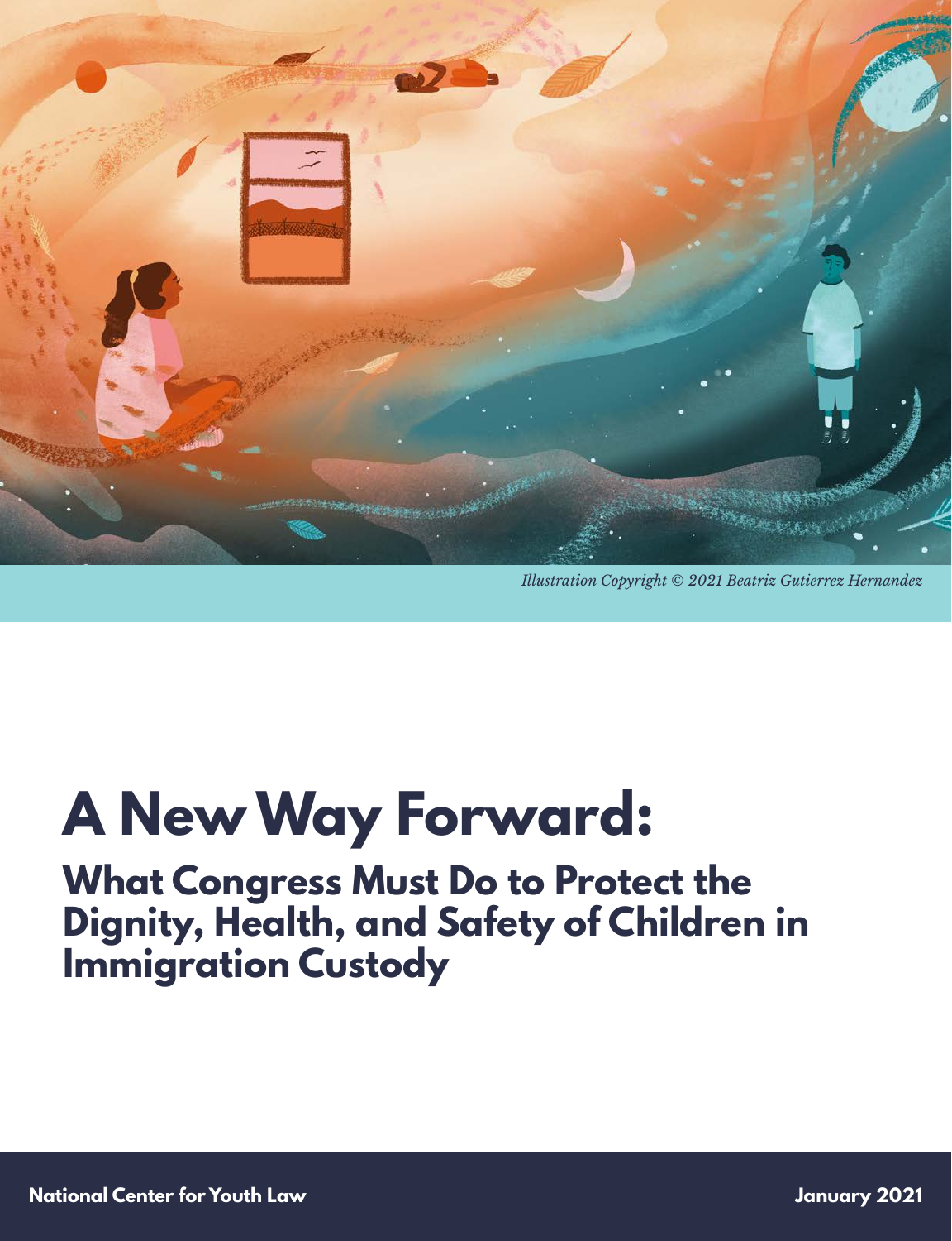*Illustration Copyright © 2021 Beatriz Gutierrez Hernandez*

# A New Way Forward:

## What Congress Must Do to Protect the Dignity, Health, and Safety of Children in Immigration Custody

**National Center for Youth Law**

**January 2021**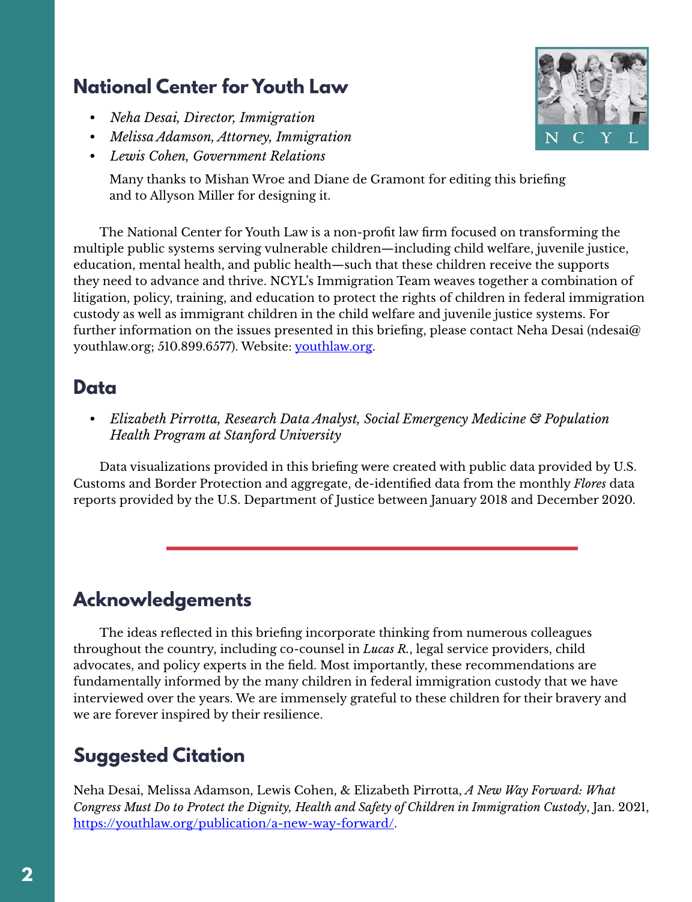## National Center for Youth Law

- *Neha Desai, Director, Immigration*
- *Melissa Adamson, Attorney, Immigration*
- *Lewis Cohen, Government Relations*

Many thanks to Mishan Wroe and Diane de Gramont for editing this briefing and to Allyson Miller for designing it.

The National Center for Youth Law is a non-profit law firm focused on transforming the multiple public systems serving vulnerable children—including child welfare, juvenile justice, education, mental health, and public health—such that these children receive the supports they need to advance and thrive. NCYL's Immigration Team weaves together a combination of litigation, policy, training, and education to protect the rights of children in federal immigration custody as well as immigrant children in the child welfare and juvenile justice systems. For further information on the issues presented in this briefing, please contact Neha Desai (ndesai@youthlaw.org; 510.899.6577). Website: [youthlaw.org](https://youthlaw.org).

## Data

- *Elizabeth Pirrotta, Research Data Analyst, Social Emergency Medicine & Population Health Program at Stanford University*

Data visualizations provided in this briefing were created with public data provided by U.S. Customs and Border Protection and aggregate, de-identified data from the monthly *Flores* data reports provided by the U.S. Department of Justice between January 2018 and December 2020.

## Acknowledgements

The ideas reflected in this briefing incorporate thinking from numerous colleagues throughout the country, including co-counsel in *Lucas R.*, legal service providers, child advocates, and policy experts in the field. Most importantly, these recommendations are fundamentally informed by the many children in federal immigration custody that we have interviewed over the years. We are immensely grateful to these children for their bravery and we are forever inspired by their resilience.

## Suggested Citation

Neha Desai, Melissa Adamson, Lewis Cohen, & Elizabeth Pirrotta, *A New Way Forward: What Congress Must Do to Protect the Dignity, Health and Safety of Children in Immigration Custody*, Jan. 2021, [https://youthlaw.org/publication/a-new-way-forward/](https://youthlaw.org/publication/a-new-way-forward/).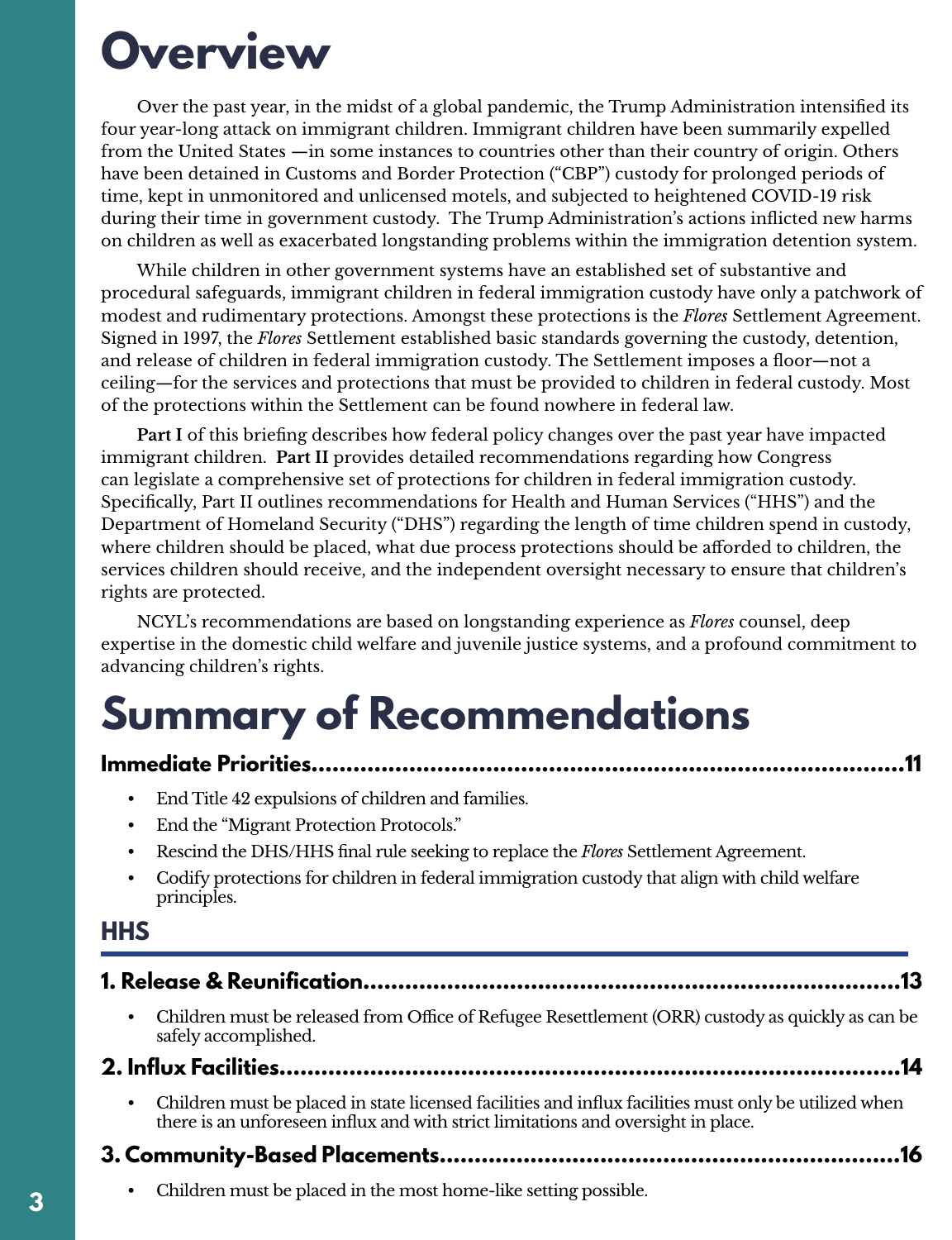# Overview

Over the past year, in the midst of a global pandemic, the Trump Administration intensified its four year-long attack on immigrant children. Immigrant children have been summarily expelled from the United States —in some instances to countries other than their country of origin. Others have been detained in Customs and Border Protection ("CBP") custody for prolonged periods of time, kept in unmonitored and unlicensed motels, and subjected to heightened COVID-19 risk during their time in government custody. The Trump Administration's actions inflicted new harms on children as well as exacerbated longstanding problems within the immigration detention system.

While children in other government systems have an established set of substantive and procedural safeguards, immigrant children in federal immigration custody have only a patchwork of modest and rudimentary protections. Amongst these protections is the *Flores* Settlement Agreement. Signed in 1997, the *Flores* Settlement established basic standards governing the custody, detention, and release of children in federal immigration custody. The Settlement imposes a floor—not a ceiling—for the services and protections that must be provided to children in federal custody. Most of the protections within the Settlement can be found nowhere in federal law.

**Part I** of this briefing describes how federal policy changes over the past year have impacted immigrant children. **Part II** provides detailed recommendations regarding how Congress can legislate a comprehensive set of protections for children in federal immigration custody. Specifically, Part II outlines recommendations for Health and Human Services ("HHS") and the Department of Homeland Security ("DHS") regarding the length of time children spend in custody, where children should be placed, what due process protections should be afforded to children, the services children should receive, and the independent oversight necessary to ensure that children's rights are protected.

NCYL's recommendations are based on longstanding experience as *Flores* counsel, deep expertise in the domestic child welfare and juvenile justice systems, and a profound commitment to advancing children's rights.

# Summary of Recommendations

**Immediate Priorities....................................................................................11**

- End Title 42 expulsions of children and families.
- End the "Migrant Protection Protocols."
- Rescind the DHS/HHS final rule seeking to replace the *Flores* Settlement Agreement.
- Codify protections for children in federal immigration custody that align with child welfare principles.

## HHS

**1. Release & Reunification............................................................................13**

- Children must be released from Office of Refugee Resettlement (ORR) custody as quickly as can be safely accomplished.

**2. Influx Facilities.........................................................................................14**

- Children must be placed in state licensed facilities and influx facilities must only be utilized when there is an unforeseen influx and with strict limitations and oversight in place.

**3. Community-Based Placements.................................................................16**

- Children must be placed in the most home-like setting possible.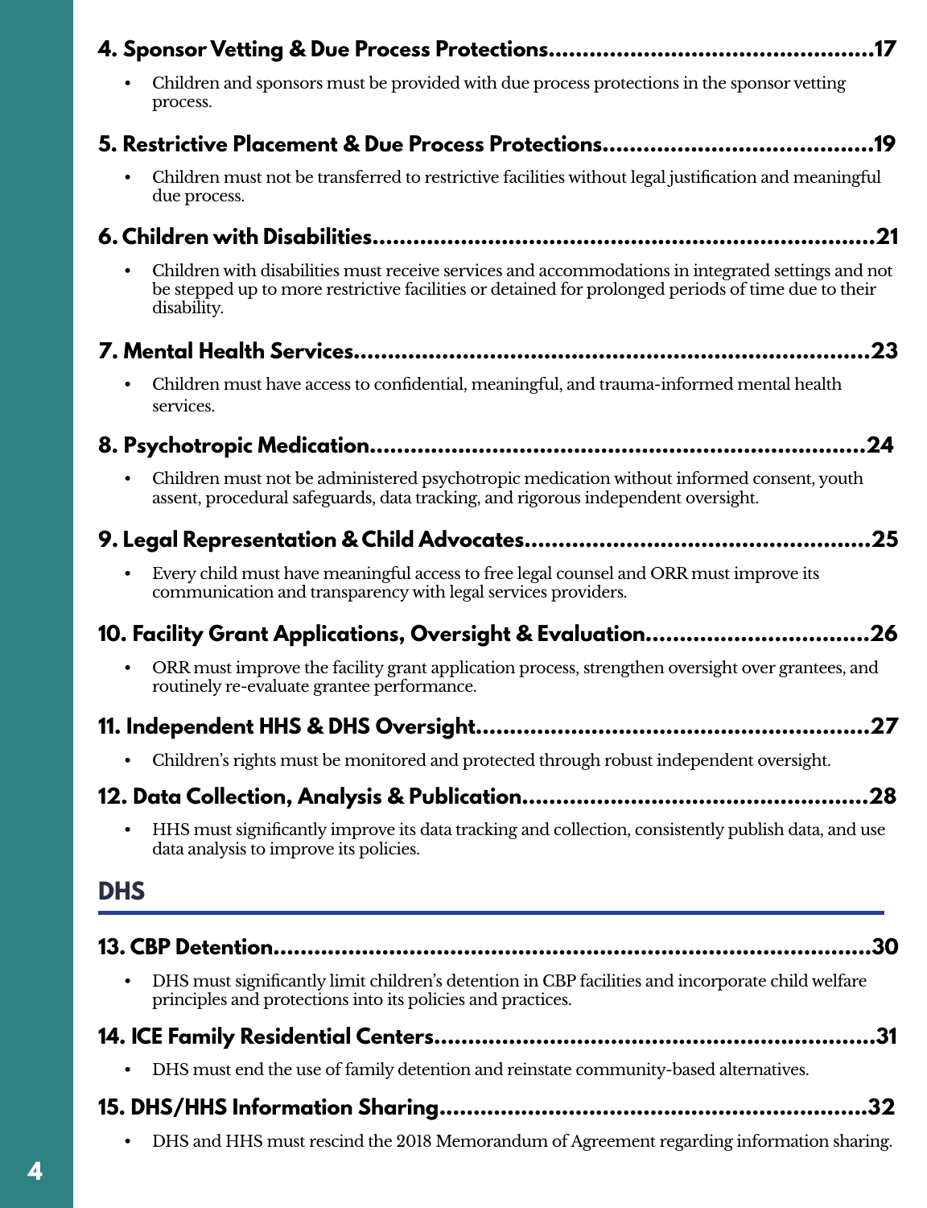**4. Sponsor Vetting & Due Process Protections................................................17**

- Children and sponsors must be provided with due process protections in the sponsor vetting process.

**5. Restrictive Placement & Due Process Protections........................................19**

- Children must not be transferred to restrictive facilities without legal justification and meaningful due process.

**6. Children with Disabilities..........................................................................21**

- Children with disabilities must receive services and accommodations in integrated settings and not be stepped up to more restrictive facilities or detained for prolonged periods of time due to their disability.

**7. Mental Health Services............................................................................23**

- Children must have access to confidential, meaningful, and trauma-informed mental health services.

**8. Psychotropic Medication.........................................................................24**

- Children must not be administered psychotropic medication without informed consent, youth assent, procedural safeguards, data tracking, and rigorous independent oversight.

**9. Legal Representation & Child Advocates..................................................25**

- Every child must have meaningful access to free legal counsel and ORR must improve its communication and transparency with legal services providers.

**10. Facility Grant Applications, Oversight & Evaluation................................26**

- ORR must improve the facility grant application process, strengthen oversight over grantees, and routinely re-evaluate grantee performance.

**11. Independent HHS & DHS Oversight.........................................................27**

- Children's rights must be monitored and protected through robust independent oversight.

**12. Data Collection, Analysis & Publication...................................................28**

- HHS must significantly improve its data tracking and collection, consistently publish data, and use data analysis to improve its policies.

## DHS

**13. CBP Detention.........................................................................................30**

- DHS must significantly limit children's detention in CBP facilities and incorporate child welfare principles and protections into its policies and practices.

**14. ICE Family Residential Centers................................................................31**

- DHS must end the use of family detention and reinstate community-based alternatives.

**15. DHS/HHS Information Sharing.............................................................32**

- DHS and HHS must rescind the 2018 Memorandum of Agreement regarding information sharing.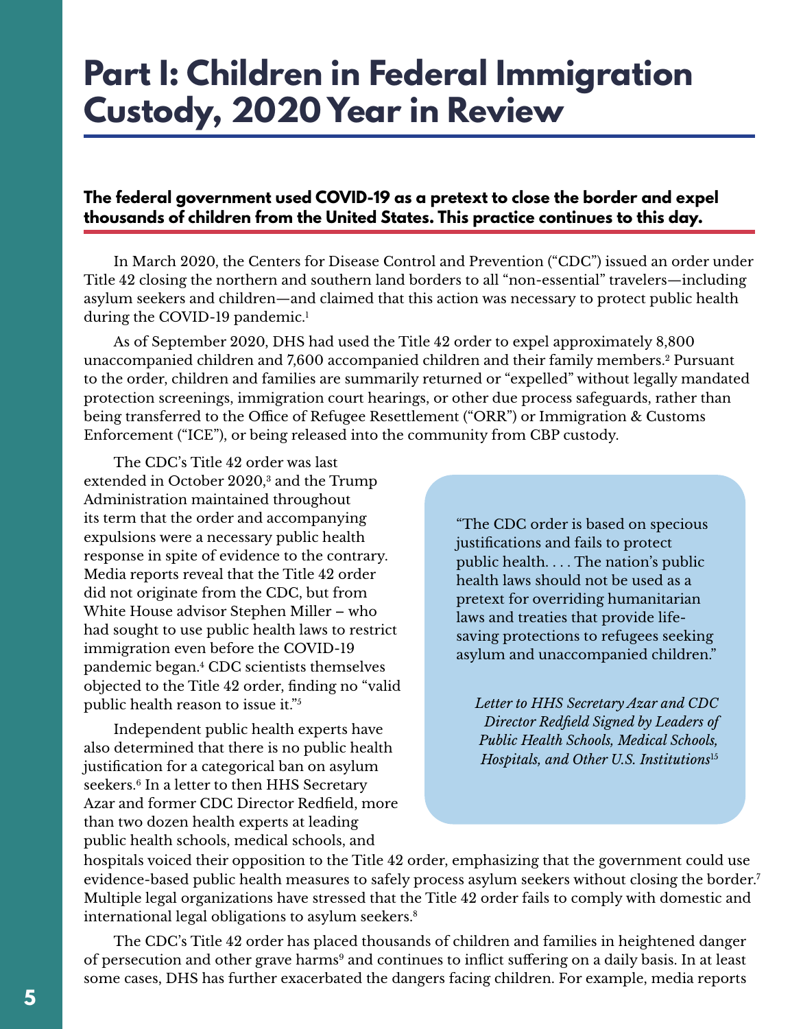# Part I: Children in Federal Immigration Custody, 2020 Year in Review

**The federal government used COVID-19 as a pretext to close the border and expel thousands of children from the United States. This practice continues to this day.**

In March 2020, the Centers for Disease Control and Prevention ("CDC") issued an order under Title 42 closing the northern and southern land borders to all "non-essential" travelers—including asylum seekers and children—and claimed that this action was necessary to protect public health during the COVID-19 pandemic.[1]

As of September 2020, DHS had used the Title 42 order to expel approximately 8,800 unaccompanied children and 7,600 accompanied children and their family members.[2] Pursuant to the order, children and families are summarily returned or "expelled" without legally mandated protection screenings, immigration court hearings, or other due process safeguards, rather than being transferred to the Office of Refugee Resettlement ("ORR") or Immigration & Customs Enforcement ("ICE"), or being released into the community from CBP custody.

The CDC's Title 42 order was last extended in October 2020,[3] and the Trump Administration maintained throughout its term that the order and accompanying expulsions were a necessary public health response in spite of evidence to the contrary. Media reports reveal that the Title 42 order did not originate from the CDC, but from White House advisor Stephen Miller – who had sought to use public health laws to restrict immigration even before the COVID-19 pandemic began.[4] CDC scientists themselves objected to the Title 42 order, finding no "valid public health reason to issue it."[5]

> "The CDC order is based on specious justifications and fails to protect public health. . . . The nation's public health laws should not be used as a pretext for overriding humanitarian laws and treaties that provide life-saving protections to refugees seeking asylum and unaccompanied children."
>
> *Letter to HHS Secretary Azar and CDC Director Redfield Signed by Leaders of Public Health Schools, Medical Schools, Hospitals, and Other U.S. Institutions*[15]

Independent public health experts have also determined that there is no public health justification for a categorical ban on asylum seekers.[6] In a letter to then HHS Secretary Azar and former CDC Director Redfield, more than two dozen health experts at leading public health schools, medical schools, and hospitals voiced their opposition to the Title 42 order, emphasizing that the government could use evidence-based public health measures to safely process asylum seekers without closing the border.[7] Multiple legal organizations have stressed that the Title 42 order fails to comply with domestic and international legal obligations to asylum seekers.[8]

The CDC's Title 42 order has placed thousands of children and families in heightened danger of persecution and other grave harms[9] and continues to inflict suffering on a daily basis. In at least some cases, DHS has further exacerbated the dangers facing children. For example, media reports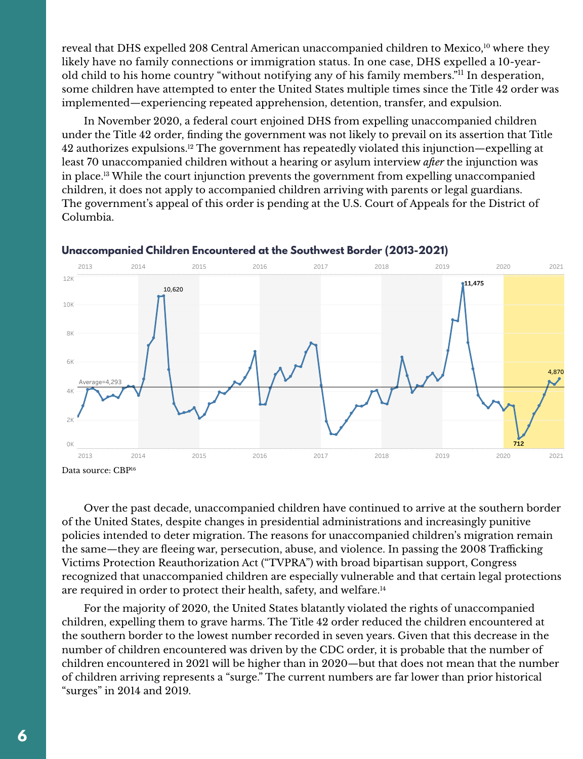reveal that DHS expelled 208 Central American unaccompanied children to Mexico,[10] where they likely have no family connections or immigration status. In one case, DHS expelled a 10-year-old child to his home country "without notifying any of his family members."[11] In desperation, some children have attempted to enter the United States multiple times since the Title 42 order was implemented—experiencing repeated apprehension, detention, transfer, and expulsion.

In November 2020, a federal court enjoined DHS from expelling unaccompanied children under the Title 42 order, finding the government was not likely to prevail on its assertion that Title 42 authorizes expulsions.[12] The government has repeatedly violated this injunction—expelling at least 70 unaccompanied children without a hearing or asylum interview *after* the injunction was in place.[13] While the court injunction prevents the government from expelling unaccompanied children, it does not apply to accompanied children arriving with parents or legal guardians. The government's appeal of this order is pending at the U.S. Court of Appeals for the District of Columbia.

**Unaccompanied Children Encountered at the Southwest Border (2013-2021)**

Data source: CBP[16]

Over the past decade, unaccompanied children have continued to arrive at the southern border of the United States, despite changes in presidential administrations and increasingly punitive policies intended to deter migration. The reasons for unaccompanied children's migration remain the same—they are fleeing war, persecution, abuse, and violence. In passing the 2008 Trafficking Victims Protection Reauthorization Act ("TVPRA") with broad bipartisan support, Congress recognized that unaccompanied children are especially vulnerable and that certain legal protections are required in order to protect their health, safety, and welfare.[14]

For the majority of 2020, the United States blatantly violated the rights of unaccompanied children, expelling them to grave harms. The Title 42 order reduced the children encountered at the southern border to the lowest number recorded in seven years. Given that this decrease in the number of children encountered was driven by the CDC order, it is probable that the number of children encountered in 2021 will be higher than in 2020—but that does not mean that the number of children arriving represents a "surge." The current numbers are far lower than prior historical "surges" in 2014 and 2019.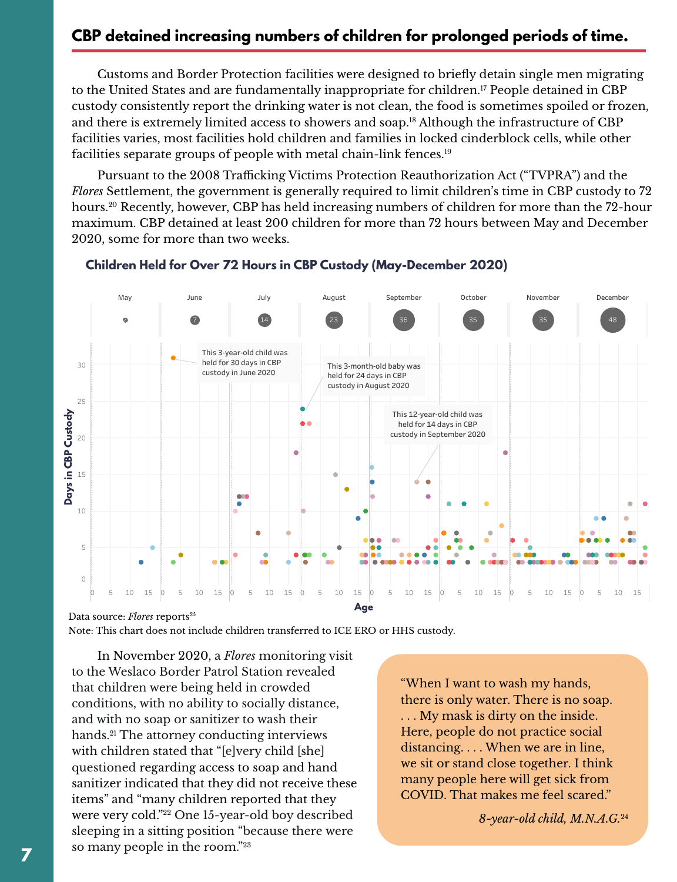## CBP detained increasing numbers of children for prolonged periods of time.

Customs and Border Protection facilities were designed to briefly detain single men migrating to the United States and are fundamentally inappropriate for children.[17] People detained in CBP custody consistently report the drinking water is not clean, the food is sometimes spoiled or frozen, and there is extremely limited access to showers and soap.[18] Although the infrastructure of CBP facilities varies, most facilities hold children and families in locked cinderblock cells, while other facilities separate groups of people with metal chain-link fences.[19]

Pursuant to the 2008 Trafficking Victims Protection Reauthorization Act ("TVPRA") and the *Flores* Settlement, the government is generally required to limit children's time in CBP custody to 72 hours.[20] Recently, however, CBP has held increasing numbers of children for more than the 72-hour maximum. CBP detained at least 200 children for more than 72 hours between May and December 2020, some for more than two weeks.

### Children Held for Over 72 Hours in CBP Custody (May-December 2020)

| May | June | July | August | September | October | November | December |
|---|---|---|---|---|---|---|---|
| 4 | 7 | 14 | 23 | 36 | 35 | 35 | 48 |

This 3-year-old child was held for 30 days in CBP custody in June 2020

This 3-month-old baby was held for 24 days in CBP custody in August 2020

This 12-year-old child was held for 14 days in CBP custody in September 2020

Data source: *Flores* reports[25]

Note: This chart does not include children transferred to ICE ERO or HHS custody.

In November 2020, a *Flores* monitoring visit to the Weslaco Border Patrol Station revealed that children were being held in crowded conditions, with no ability to socially distance, and with no soap or sanitizer to wash their hands.[21] The attorney conducting interviews with children stated that "[e]very child [she] questioned regarding access to soap and hand sanitizer indicated that they did not receive these items" and "many children reported that they were very cold."[22] One 15-year-old boy described sleeping in a sitting position "because there were so many people in the room."[23]

> "When I want to wash my hands, there is only water. There is no soap. . . . My mask is dirty on the inside. Here, people do not practice social distancing. . . . When we are in line, we sit or stand close together. I think many people here will get sick from COVID. That makes me feel scared."
>
> *8-year-old child, M.N.A.G.*[24]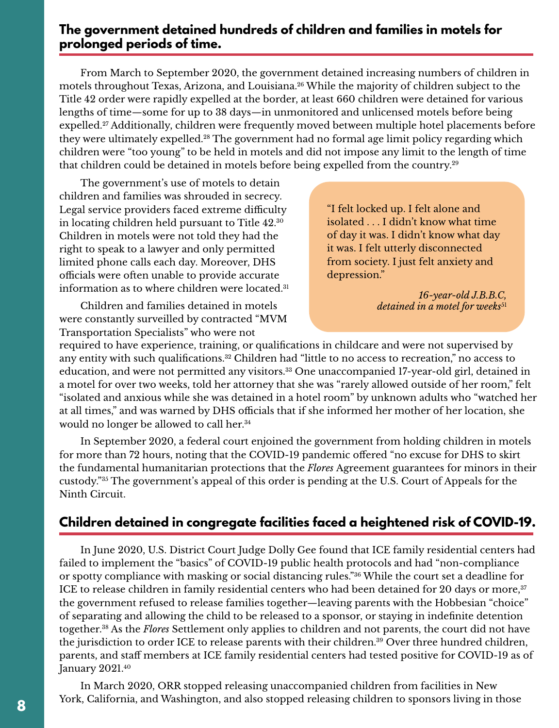## The government detained hundreds of children and families in motels for prolonged periods of time.

From March to September 2020, the government detained increasing numbers of children in motels throughout Texas, Arizona, and Louisiana.[26] While the majority of children subject to the Title 42 order were rapidly expelled at the border, at least 660 children were detained for various lengths of time—some for up to 38 days—in unmonitored and unlicensed motels before being expelled.[27] Additionally, children were frequently moved between multiple hotel placements before they were ultimately expelled.[28] The government had no formal age limit policy regarding which children were "too young" to be held in motels and did not impose any limit to the length of time that children could be detained in motels before being expelled from the country.[29]

The government's use of motels to detain children and families was shrouded in secrecy. Legal service providers faced extreme difficulty in locating children held pursuant to Title 42.[30] Children in motels were not told they had the right to speak to a lawyer and only permitted limited phone calls each day. Moreover, DHS officials were often unable to provide accurate information as to where children were located.[31]

> "I felt locked up. I felt alone and isolated . . . I didn't know what time of day it was. I didn't know what day it was. I felt utterly disconnected from society. I just felt anxiety and depression."
>
> *16-year-old J.B.B.C, detained in a motel for weeks*[51]

Children and families detained in motels were constantly surveilled by contracted "MVM Transportation Specialists" who were not required to have experience, training, or qualifications in childcare and were not supervised by any entity with such qualifications.[32] Children had "little to no access to recreation," no access to education, and were not permitted any visitors.[33] One unaccompanied 17-year-old girl, detained in a motel for over two weeks, told her attorney that she was "rarely allowed outside of her room," felt "isolated and anxious while she was detained in a hotel room" by unknown adults who "watched her at all times," and was warned by DHS officials that if she informed her mother of her location, she would no longer be allowed to call her.[34]

In September 2020, a federal court enjoined the government from holding children in motels for more than 72 hours, noting that the COVID-19 pandemic offered "no excuse for DHS to skirt the fundamental humanitarian protections that the *Flores* Agreement guarantees for minors in their custody."[35] The government's appeal of this order is pending at the U.S. Court of Appeals for the Ninth Circuit.

## Children detained in congregate facilities faced a heightened risk of COVID-19.

In June 2020, U.S. District Court Judge Dolly Gee found that ICE family residential centers had failed to implement the "basics" of COVID-19 public health protocols and had "non-compliance or spotty compliance with masking or social distancing rules."[36] While the court set a deadline for ICE to release children in family residential centers who had been detained for 20 days or more,[37] the government refused to release families together—leaving parents with the Hobbesian "choice" of separating and allowing the child to be released to a sponsor, or staying in indefinite detention together.[38] As the *Flores* Settlement only applies to children and not parents, the court did not have the jurisdiction to order ICE to release parents with their children.[39] Over three hundred children, parents, and staff members at ICE family residential centers had tested positive for COVID-19 as of January 2021.[40]

In March 2020, ORR stopped releasing unaccompanied children from facilities in New York, California, and Washington, and also stopped releasing children to sponsors living in those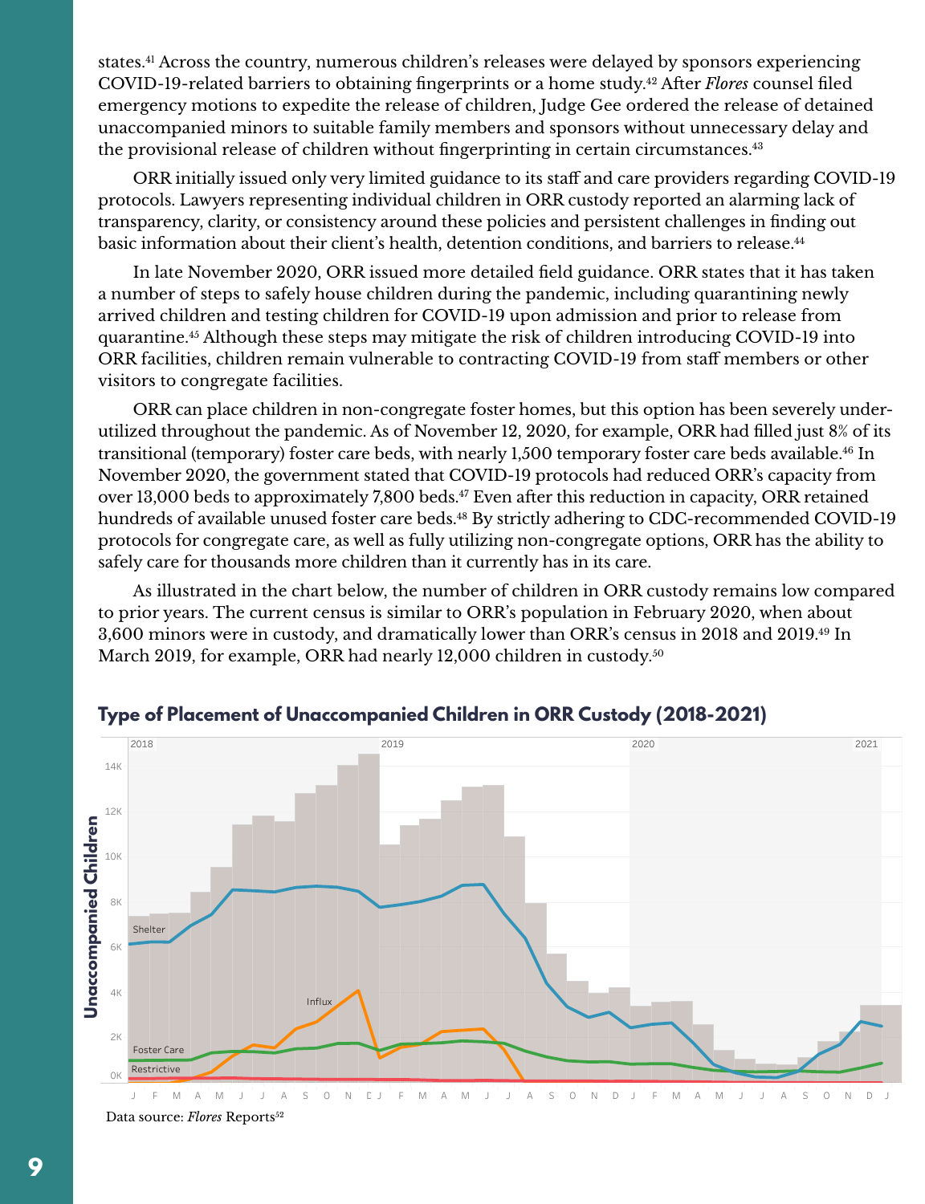states.[41] Across the country, numerous children's releases were delayed by sponsors experiencing COVID-19-related barriers to obtaining fingerprints or a home study.[42] After *Flores* counsel filed emergency motions to expedite the release of children, Judge Gee ordered the release of detained unaccompanied minors to suitable family members and sponsors without unnecessary delay and the provisional release of children without fingerprinting in certain circumstances.[43]

ORR initially issued only very limited guidance to its staff and care providers regarding COVID-19 protocols. Lawyers representing individual children in ORR custody reported an alarming lack of transparency, clarity, or consistency around these policies and persistent challenges in finding out basic information about their client's health, detention conditions, and barriers to release.[44]

In late November 2020, ORR issued more detailed field guidance. ORR states that it has taken a number of steps to safely house children during the pandemic, including quarantining newly arrived children and testing children for COVID-19 upon admission and prior to release from quarantine.[45] Although these steps may mitigate the risk of children introducing COVID-19 into ORR facilities, children remain vulnerable to contracting COVID-19 from staff members or other visitors to congregate facilities.

ORR can place children in non-congregate foster homes, but this option has been severely under-utilized throughout the pandemic. As of November 12, 2020, for example, ORR had filled just 8% of its transitional (temporary) foster care beds, with nearly 1,500 temporary foster care beds available.[46] In November 2020, the government stated that COVID-19 protocols had reduced ORR's capacity from over 13,000 beds to approximately 7,800 beds.[47] Even after this reduction in capacity, ORR retained hundreds of available unused foster care beds.[48] By strictly adhering to CDC-recommended COVID-19 protocols for congregate care, as well as fully utilizing non-congregate options, ORR has the ability to safely care for thousands more children than it currently has in its care.

As illustrated in the chart below, the number of children in ORR custody remains low compared to prior years. The current census is similar to ORR's population in February 2020, when about 3,600 minors were in custody, and dramatically lower than ORR's census in 2018 and 2019.[49] In March 2019, for example, ORR had nearly 12,000 children in custody.[50]

## Type of Placement of Unaccompanied Children in ORR Custody (2018-2021)

Data source: *Flores* Reports[52]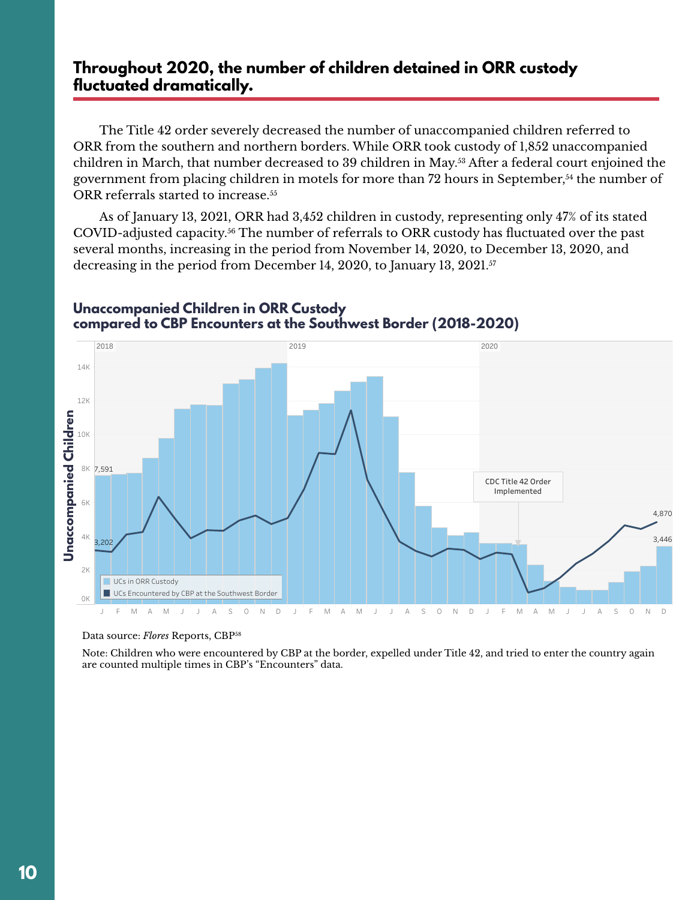## Throughout 2020, the number of children detained in ORR custody fluctuated dramatically.

The Title 42 order severely decreased the number of unaccompanied children referred to ORR from the southern and northern borders. While ORR took custody of 1,852 unaccompanied children in March, that number decreased to 39 children in May.[53] After a federal court enjoined the government from placing children in motels for more than 72 hours in September,[54] the number of ORR referrals started to increase.[55]

As of January 13, 2021, ORR had 3,452 children in custody, representing only 47% of its stated COVID-adjusted capacity.[56] The number of referrals to ORR custody has fluctuated over the past several months, increasing in the period from November 14, 2020, to December 13, 2020, and decreasing in the period from December 14, 2020, to January 13, 2021.[57]

### Unaccompanied Children in ORR Custody compared to CBP Encounters at the Southwest Border (2018-2020)

Data source: *Flores* Reports, CBP[58]

Note: Children who were encountered by CBP at the border, expelled under Title 42, and tried to enter the country again are counted multiple times in CBP's "Encounters" data.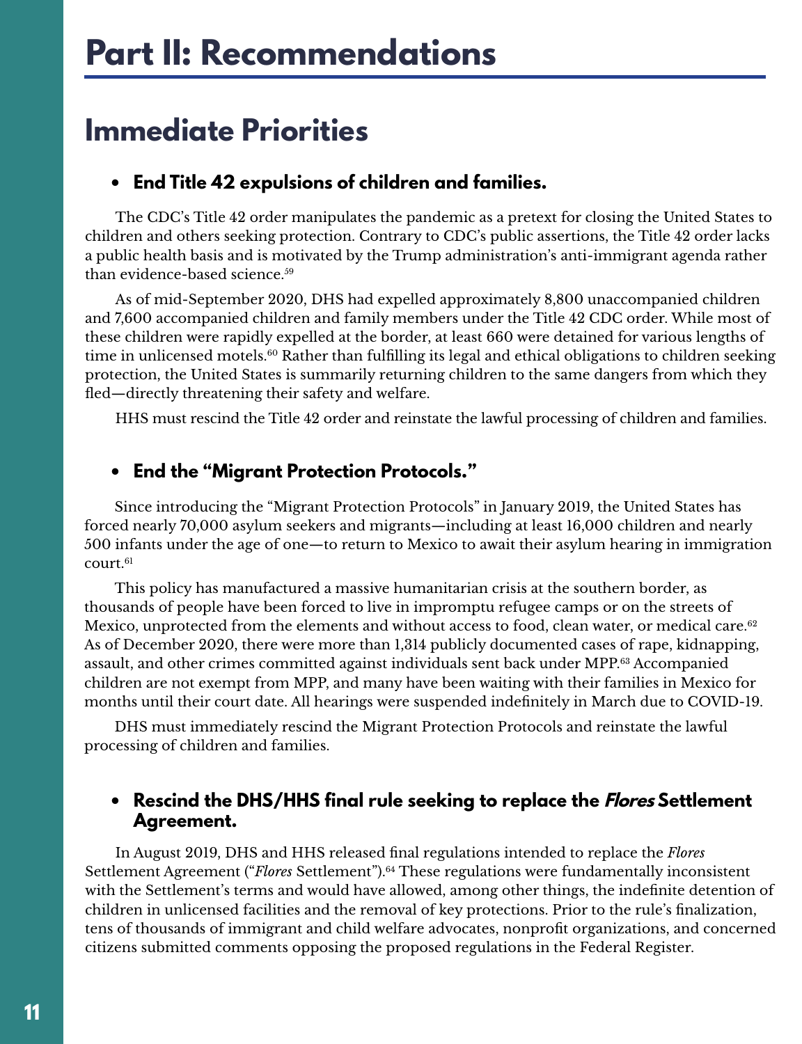# Part II: Recommendations

## Immediate Priorities

- **End Title 42 expulsions of children and families.**

The CDC's Title 42 order manipulates the pandemic as a pretext for closing the United States to children and others seeking protection. Contrary to CDC's public assertions, the Title 42 order lacks a public health basis and is motivated by the Trump administration's anti-immigrant agenda rather than evidence-based science.[59]

As of mid-September 2020, DHS had expelled approximately 8,800 unaccompanied children and 7,600 accompanied children and family members under the Title 42 CDC order. While most of these children were rapidly expelled at the border, at least 660 were detained for various lengths of time in unlicensed motels.[60] Rather than fulfilling its legal and ethical obligations to children seeking protection, the United States is summarily returning children to the same dangers from which they fled—directly threatening their safety and welfare.

HHS must rescind the Title 42 order and reinstate the lawful processing of children and families.

- **End the "Migrant Protection Protocols."**

Since introducing the "Migrant Protection Protocols" in January 2019, the United States has forced nearly 70,000 asylum seekers and migrants—including at least 16,000 children and nearly 500 infants under the age of one—to return to Mexico to await their asylum hearing in immigration court.[61]

This policy has manufactured a massive humanitarian crisis at the southern border, as thousands of people have been forced to live in impromptu refugee camps or on the streets of Mexico, unprotected from the elements and without access to food, clean water, or medical care.[62] As of December 2020, there were more than 1,314 publicly documented cases of rape, kidnapping, assault, and other crimes committed against individuals sent back under MPP.[63] Accompanied children are not exempt from MPP, and many have been waiting with their families in Mexico for months until their court date. All hearings were suspended indefinitely in March due to COVID-19.

DHS must immediately rescind the Migrant Protection Protocols and reinstate the lawful processing of children and families.

- **Rescind the DHS/HHS final rule seeking to replace the *Flores* Settlement Agreement.**

In August 2019, DHS and HHS released final regulations intended to replace the *Flores* Settlement Agreement ("*Flores* Settlement").[64] These regulations were fundamentally inconsistent with the Settlement's terms and would have allowed, among other things, the indefinite detention of children in unlicensed facilities and the removal of key protections. Prior to the rule's finalization, tens of thousands of immigrant and child welfare advocates, nonprofit organizations, and concerned citizens submitted comments opposing the proposed regulations in the Federal Register.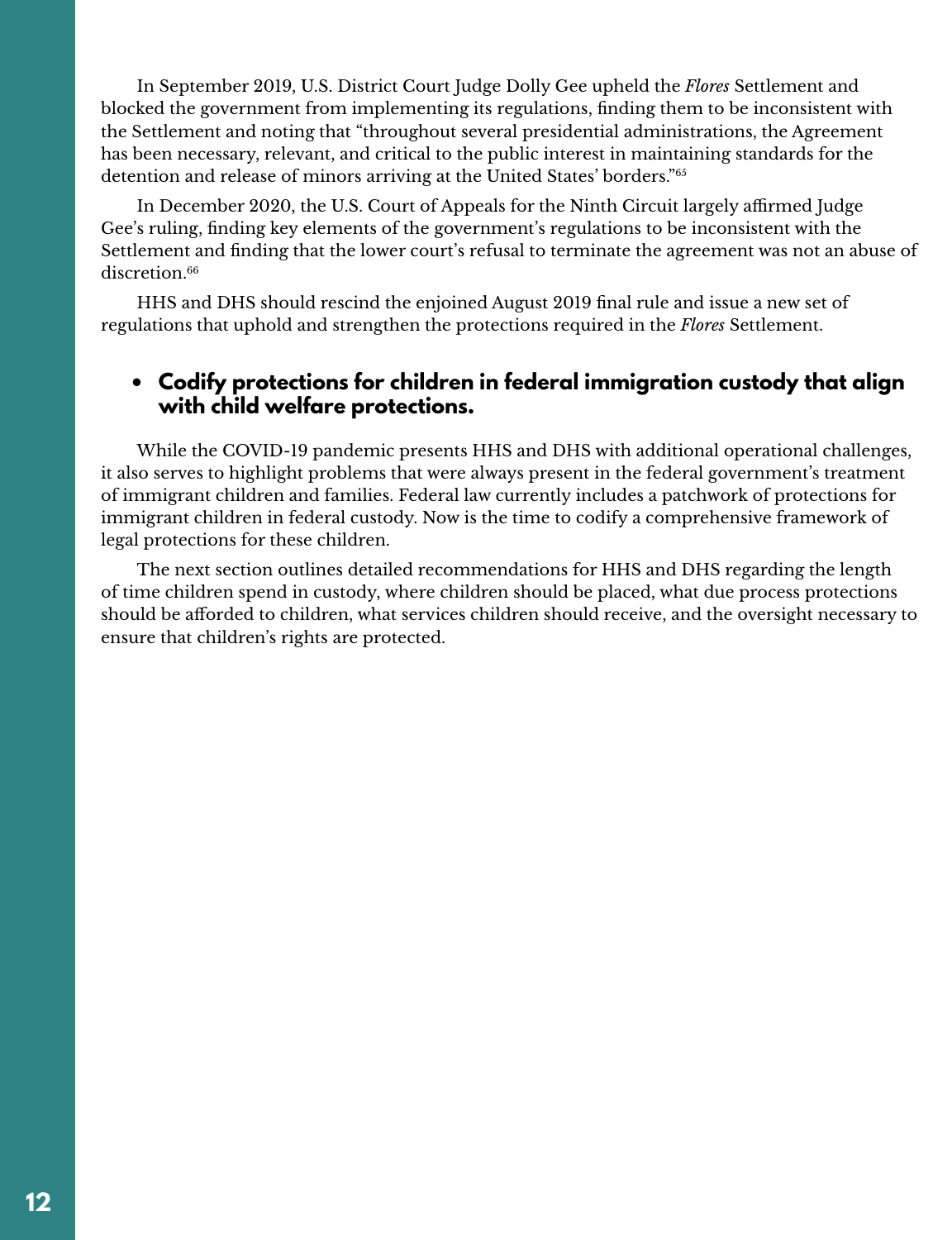In September 2019, U.S. District Court Judge Dolly Gee upheld the *Flores* Settlement and blocked the government from implementing its regulations, finding them to be inconsistent with the Settlement and noting that "throughout several presidential administrations, the Agreement has been necessary, relevant, and critical to the public interest in maintaining standards for the detention and release of minors arriving at the United States' borders."[65]

In December 2020, the U.S. Court of Appeals for the Ninth Circuit largely affirmed Judge Gee's ruling, finding key elements of the government's regulations to be inconsistent with the Settlement and finding that the lower court's refusal to terminate the agreement was not an abuse of discretion.[66]

HHS and DHS should rescind the enjoined August 2019 final rule and issue a new set of regulations that uphold and strengthen the protections required in the *Flores* Settlement.

- **Codify protections for children in federal immigration custody that align with child welfare protections.**

While the COVID-19 pandemic presents HHS and DHS with additional operational challenges, it also serves to highlight problems that were always present in the federal government's treatment of immigrant children and families. Federal law currently includes a patchwork of protections for immigrant children in federal custody. Now is the time to codify a comprehensive framework of legal protections for these children.

The next section outlines detailed recommendations for HHS and DHS regarding the length of time children spend in custody, where children should be placed, what due process protections should be afforded to children, what services children should receive, and the oversight necessary to ensure that children's rights are protected.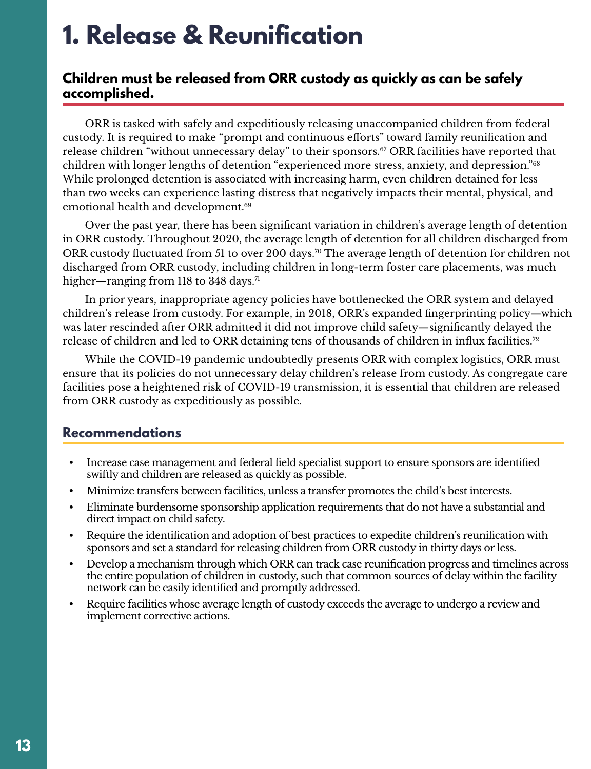# 1. Release & Reunification

## Children must be released from ORR custody as quickly as can be safely accomplished.

ORR is tasked with safely and expeditiously releasing unaccompanied children from federal custody. It is required to make "prompt and continuous efforts" toward family reunification and release children "without unnecessary delay" to their sponsors.[67] ORR facilities have reported that children with longer lengths of detention "experienced more stress, anxiety, and depression."[68] While prolonged detention is associated with increasing harm, even children detained for less than two weeks can experience lasting distress that negatively impacts their mental, physical, and emotional health and development.[69]

Over the past year, there has been significant variation in children's average length of detention in ORR custody. Throughout 2020, the average length of detention for all children discharged from ORR custody fluctuated from 51 to over 200 days.[70] The average length of detention for children not discharged from ORR custody, including children in long-term foster care placements, was much higher—ranging from 118 to 348 days.[71]

In prior years, inappropriate agency policies have bottlenecked the ORR system and delayed children's release from custody. For example, in 2018, ORR's expanded fingerprinting policy—which was later rescinded after ORR admitted it did not improve child safety—significantly delayed the release of children and led to ORR detaining tens of thousands of children in influx facilities.[72]

While the COVID-19 pandemic undoubtedly presents ORR with complex logistics, ORR must ensure that its policies do not unnecessary delay children's release from custody. As congregate care facilities pose a heightened risk of COVID-19 transmission, it is essential that children are released from ORR custody as expeditiously as possible.

### Recommendations

- Increase case management and federal field specialist support to ensure sponsors are identified swiftly and children are released as quickly as possible.
- Minimize transfers between facilities, unless a transfer promotes the child's best interests.
- Eliminate burdensome sponsorship application requirements that do not have a substantial and direct impact on child safety.
- Require the identification and adoption of best practices to expedite children's reunification with sponsors and set a standard for releasing children from ORR custody in thirty days or less.
- Develop a mechanism through which ORR can track case reunification progress and timelines across the entire population of children in custody, such that common sources of delay within the facility network can be easily identified and promptly addressed.
- Require facilities whose average length of custody exceeds the average to undergo a review and implement corrective actions.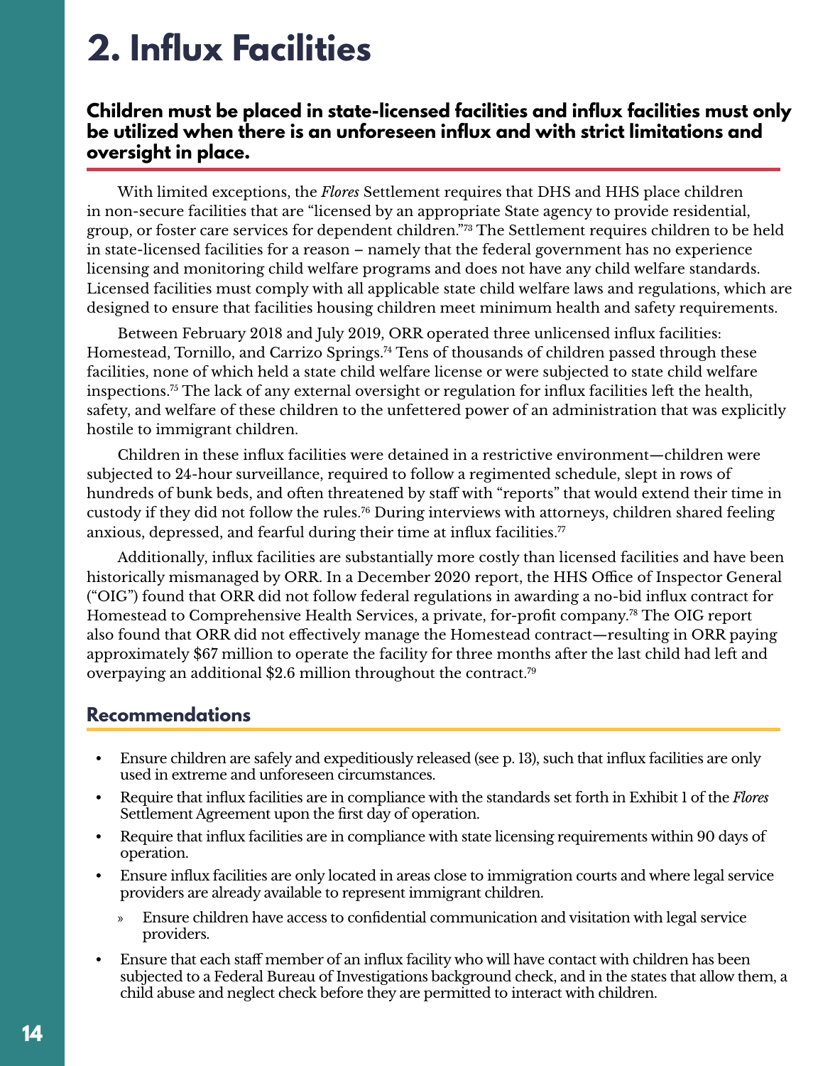# 2. Influx Facilities

**Children must be placed in state-licensed facilities and influx facilities must only be utilized when there is an unforeseen influx and with strict limitations and oversight in place.**

With limited exceptions, the *Flores* Settlement requires that DHS and HHS place children in non-secure facilities that are "licensed by an appropriate State agency to provide residential, group, or foster care services for dependent children."[73] The Settlement requires children to be held in state-licensed facilities for a reason – namely that the federal government has no experience licensing and monitoring child welfare programs and does not have any child welfare standards. Licensed facilities must comply with all applicable state child welfare laws and regulations, which are designed to ensure that facilities housing children meet minimum health and safety requirements.

Between February 2018 and July 2019, ORR operated three unlicensed influx facilities: Homestead, Tornillo, and Carrizo Springs.[74] Tens of thousands of children passed through these facilities, none of which held a state child welfare license or were subjected to state child welfare inspections.[75] The lack of any external oversight or regulation for influx facilities left the health, safety, and welfare of these children to the unfettered power of an administration that was explicitly hostile to immigrant children.

Children in these influx facilities were detained in a restrictive environment—children were subjected to 24-hour surveillance, required to follow a regimented schedule, slept in rows of hundreds of bunk beds, and often threatened by staff with "reports" that would extend their time in custody if they did not follow the rules.[76] During interviews with attorneys, children shared feeling anxious, depressed, and fearful during their time at influx facilities.[77]

Additionally, influx facilities are substantially more costly than licensed facilities and have been historically mismanaged by ORR. In a December 2020 report, the HHS Office of Inspector General ("OIG") found that ORR did not follow federal regulations in awarding a no-bid influx contract for Homestead to Comprehensive Health Services, a private, for-profit company.[78] The OIG report also found that ORR did not effectively manage the Homestead contract—resulting in ORR paying approximately $67 million to operate the facility for three months after the last child had left and overpaying an additional $2.6 million throughout the contract.[79]

## Recommendations

- Ensure children are safely and expeditiously released (see p. 13), such that influx facilities are only used in extreme and unforeseen circumstances.
- Require that influx facilities are in compliance with the standards set forth in Exhibit 1 of the *Flores* Settlement Agreement upon the first day of operation.
- Require that influx facilities are in compliance with state licensing requirements within 90 days of operation.
- Ensure influx facilities are only located in areas close to immigration courts and where legal service providers are already available to represent immigrant children.
  - Ensure children have access to confidential communication and visitation with legal service providers.
- Ensure that each staff member of an influx facility who will have contact with children has been subjected to a Federal Bureau of Investigations background check, and in the states that allow them, a child abuse and neglect check before they are permitted to interact with children.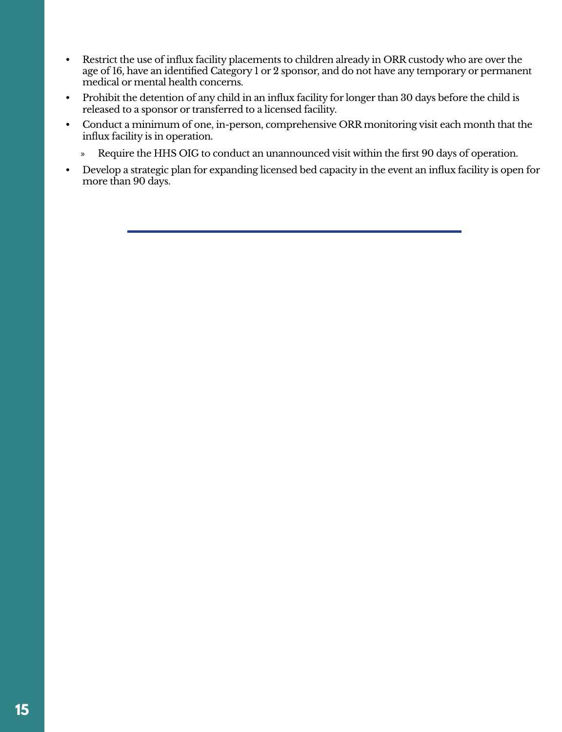- Restrict the use of influx facility placements to children already in ORR custody who are over the age of 16, have an identified Category 1 or 2 sponsor, and do not have any temporary or permanent medical or mental health concerns.
- Prohibit the detention of any child in an influx facility for longer than 30 days before the child is released to a sponsor or transferred to a licensed facility.
- Conduct a minimum of one, in-person, comprehensive ORR monitoring visit each month that the influx facility is in operation.
  - Require the HHS OIG to conduct an unannounced visit within the first 90 days of operation.
- Develop a strategic plan for expanding licensed bed capacity in the event an influx facility is open for more than 90 days.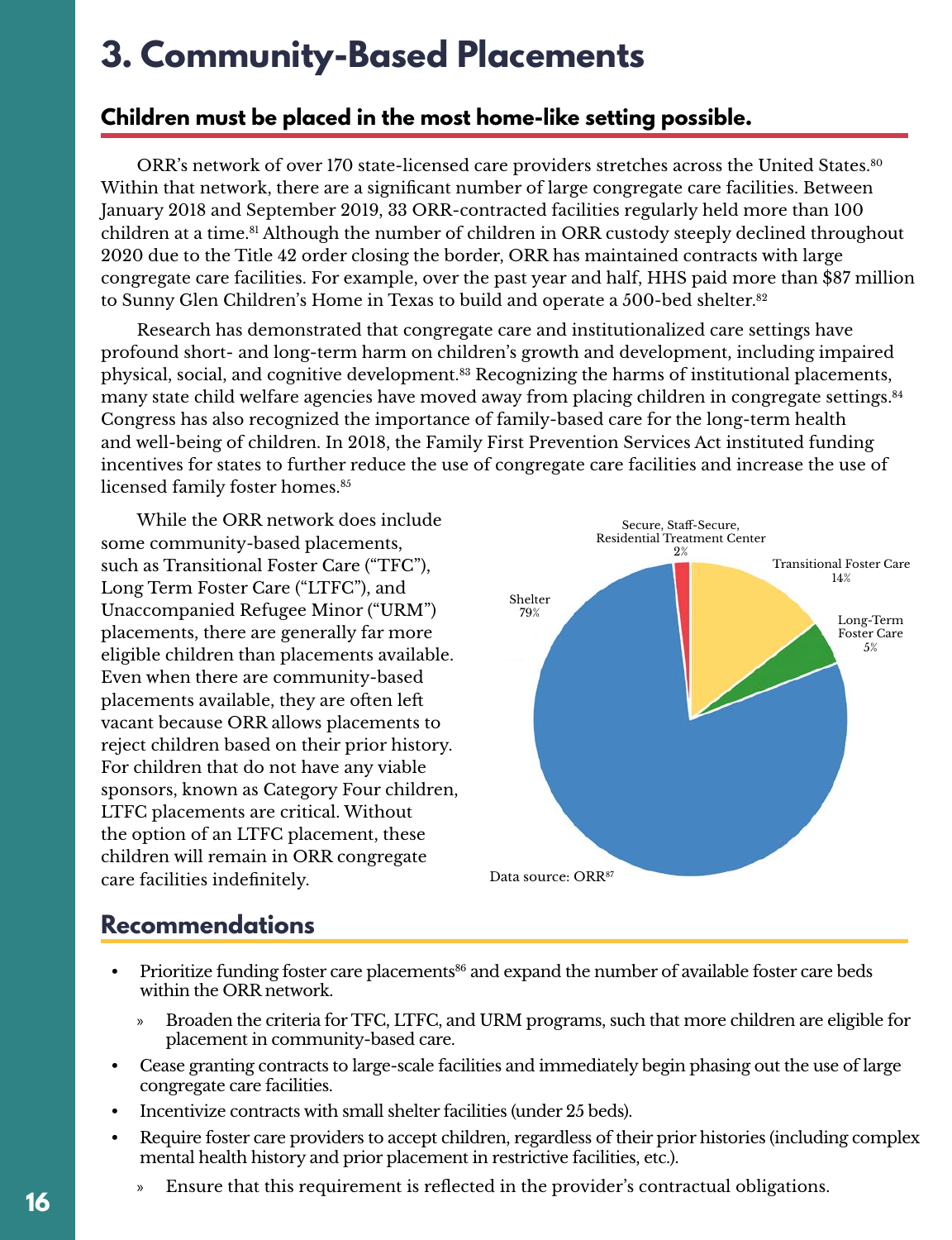# 3. Community-Based Placements

## Children must be placed in the most home-like setting possible.

ORR's network of over 170 state-licensed care providers stretches across the United States.[80] Within that network, there are a significant number of large congregate care facilities. Between January 2018 and September 2019, 33 ORR-contracted facilities regularly held more than 100 children at a time.[81] Although the number of children in ORR custody steeply declined throughout 2020 due to the Title 42 order closing the border, ORR has maintained contracts with large congregate care facilities. For example, over the past year and half, HHS paid more than $87 million to Sunny Glen Children's Home in Texas to build and operate a 500-bed shelter.[82]

Research has demonstrated that congregate care and institutionalized care settings have profound short- and long-term harm on children's growth and development, including impaired physical, social, and cognitive development.[83] Recognizing the harms of institutional placements, many state child welfare agencies have moved away from placing children in congregate settings.[84] Congress has also recognized the importance of family-based care for the long-term health and well-being of children. In 2018, the Family First Prevention Services Act instituted funding incentives for states to further reduce the use of congregate care facilities and increase the use of licensed family foster homes.[85]

While the ORR network does include some community-based placements, such as Transitional Foster Care ("TFC"), Long Term Foster Care ("LTFC"), and Unaccompanied Refugee Minor ("URM") placements, there are generally far more eligible children than placements available. Even when there are community-based placements available, they are often left vacant because ORR allows placements to reject children based on their prior history. For children that do not have any viable sponsors, known as Category Four children, LTFC placements are critical. Without the option of an LTFC placement, these children will remain in ORR congregate care facilities indefinitely.

Secure, Staff-Secure, Residential Treatment Center 2%
Transitional Foster Care 14%
Long-Term Foster Care 5%
Shelter 79%

Data source: ORR[87]

## Recommendations

- Prioritize funding foster care placements[86] and expand the number of available foster care beds within the ORR network.
  - Broaden the criteria for TFC, LTFC, and URM programs, such that more children are eligible for placement in community-based care.
- Cease granting contracts to large-scale facilities and immediately begin phasing out the use of large congregate care facilities.
- Incentivize contracts with small shelter facilities (under 25 beds).
- Require foster care providers to accept children, regardless of their prior histories (including complex mental health history and prior placement in restrictive facilities, etc.).
  - Ensure that this requirement is reflected in the provider's contractual obligations.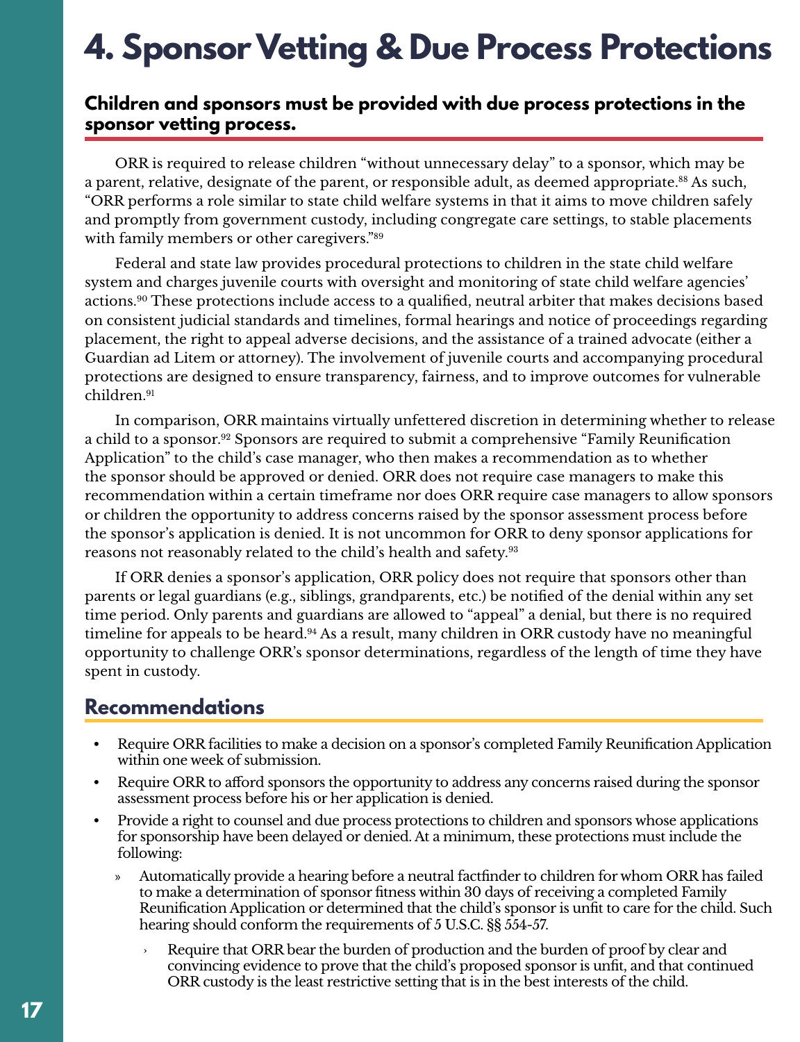# 4. Sponsor Vetting & Due Process Protections

### Children and sponsors must be provided with due process protections in the sponsor vetting process.

ORR is required to release children "without unnecessary delay" to a sponsor, which may be a parent, relative, designate of the parent, or responsible adult, as deemed appropriate.[88] As such, "ORR performs a role similar to state child welfare systems in that it aims to move children safely and promptly from government custody, including congregate care settings, to stable placements with family members or other caregivers."[89]

Federal and state law provides procedural protections to children in the state child welfare system and charges juvenile courts with oversight and monitoring of state child welfare agencies' actions.[90] These protections include access to a qualified, neutral arbiter that makes decisions based on consistent judicial standards and timelines, formal hearings and notice of proceedings regarding placement, the right to appeal adverse decisions, and the assistance of a trained advocate (either a Guardian ad Litem or attorney). The involvement of juvenile courts and accompanying procedural protections are designed to ensure transparency, fairness, and to improve outcomes for vulnerable children.[91]

In comparison, ORR maintains virtually unfettered discretion in determining whether to release a child to a sponsor.[92] Sponsors are required to submit a comprehensive "Family Reunification Application" to the child's case manager, who then makes a recommendation as to whether the sponsor should be approved or denied. ORR does not require case managers to make this recommendation within a certain timeframe nor does ORR require case managers to allow sponsors or children the opportunity to address concerns raised by the sponsor assessment process before the sponsor's application is denied. It is not uncommon for ORR to deny sponsor applications for reasons not reasonably related to the child's health and safety.[93]

If ORR denies a sponsor's application, ORR policy does not require that sponsors other than parents or legal guardians (e.g., siblings, grandparents, etc.) be notified of the denial within any set time period. Only parents and guardians are allowed to "appeal" a denial, but there is no required timeline for appeals to be heard.[94] As a result, many children in ORR custody have no meaningful opportunity to challenge ORR's sponsor determinations, regardless of the length of time they have spent in custody.

## Recommendations

- Require ORR facilities to make a decision on a sponsor's completed Family Reunification Application within one week of submission.
- Require ORR to afford sponsors the opportunity to address any concerns raised during the sponsor assessment process before his or her application is denied.
- Provide a right to counsel and due process protections to children and sponsors whose applications for sponsorship have been delayed or denied. At a minimum, these protections must include the following:
  - Automatically provide a hearing before a neutral factfinder to children for whom ORR has failed to make a determination of sponsor fitness within 30 days of receiving a completed Family Reunification Application or determined that the child's sponsor is unfit to care for the child. Such hearing should conform the requirements of 5 U.S.C. §§ 554-57.
    - Require that ORR bear the burden of production and the burden of proof by clear and convincing evidence to prove that the child's proposed sponsor is unfit, and that continued ORR custody is the least restrictive setting that is in the best interests of the child.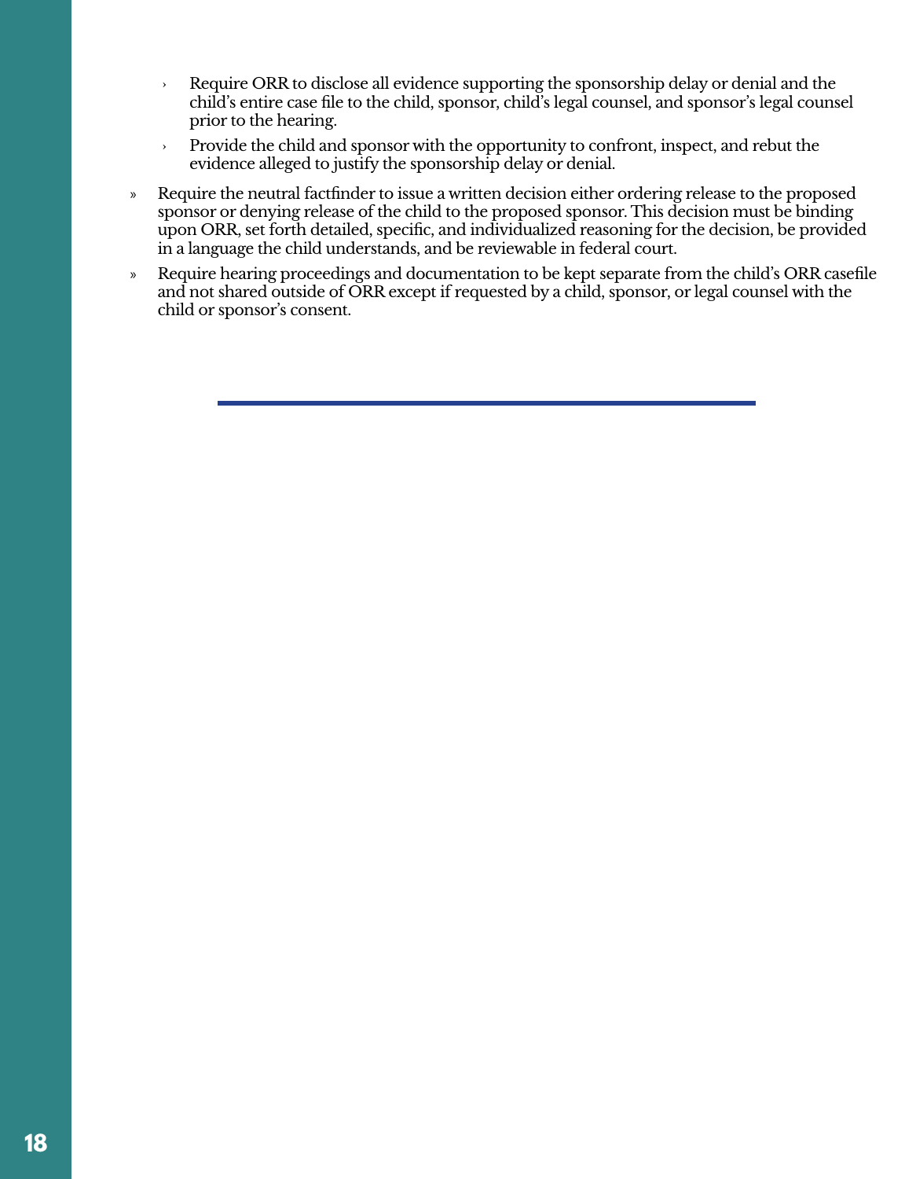- Require ORR to disclose all evidence supporting the sponsorship delay or denial and the child's entire case file to the child, sponsor, child's legal counsel, and sponsor's legal counsel prior to the hearing.
- Provide the child and sponsor with the opportunity to confront, inspect, and rebut the evidence alleged to justify the sponsorship delay or denial.

» Require the neutral factfinder to issue a written decision either ordering release to the proposed sponsor or denying release of the child to the proposed sponsor. This decision must be binding upon ORR, set forth detailed, specific, and individualized reasoning for the decision, be provided in a language the child understands, and be reviewable in federal court.

» Require hearing proceedings and documentation to be kept separate from the child's ORR casefile and not shared outside of ORR except if requested by a child, sponsor, or legal counsel with the child or sponsor's consent.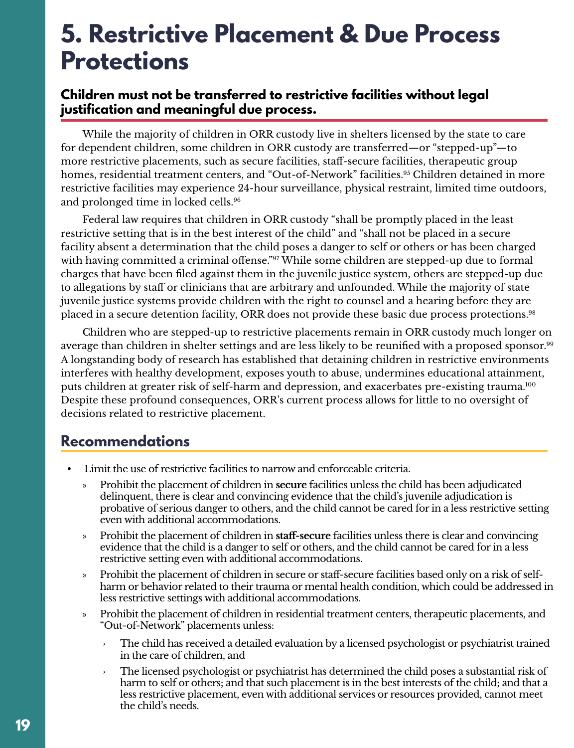# 5. Restrictive Placement & Due Process Protections

### Children must not be transferred to restrictive facilities without legal justification and meaningful due process.

While the majority of children in ORR custody live in shelters licensed by the state to care for dependent children, some children in ORR custody are transferred—or "stepped-up"—to more restrictive placements, such as secure facilities, staff-secure facilities, therapeutic group homes, residential treatment centers, and "Out-of-Network" facilities.[95] Children detained in more restrictive facilities may experience 24-hour surveillance, physical restraint, limited time outdoors, and prolonged time in locked cells.[96]

Federal law requires that children in ORR custody "shall be promptly placed in the least restrictive setting that is in the best interest of the child" and "shall not be placed in a secure facility absent a determination that the child poses a danger to self or others or has been charged with having committed a criminal offense."[97] While some children are stepped-up due to formal charges that have been filed against them in the juvenile justice system, others are stepped-up due to allegations by staff or clinicians that are arbitrary and unfounded. While the majority of state juvenile justice systems provide children with the right to counsel and a hearing before they are placed in a secure detention facility, ORR does not provide these basic due process protections.[98]

Children who are stepped-up to restrictive placements remain in ORR custody much longer on average than children in shelter settings and are less likely to be reunified with a proposed sponsor.[99] A longstanding body of research has established that detaining children in restrictive environments interferes with healthy development, exposes youth to abuse, undermines educational attainment, puts children at greater risk of self-harm and depression, and exacerbates pre-existing trauma.[100] Despite these profound consequences, ORR's current process allows for little to no oversight of decisions related to restrictive placement.

## Recommendations

- Limit the use of restrictive facilities to narrow and enforceable criteria.
  - Prohibit the placement of children in **secure** facilities unless the child has been adjudicated delinquent, there is clear and convincing evidence that the child's juvenile adjudication is probative of serious danger to others, and the child cannot be cared for in a less restrictive setting even with additional accommodations.
  - Prohibit the placement of children in **staff-secure** facilities unless there is clear and convincing evidence that the child is a danger to self or others, and the child cannot be cared for in a less restrictive setting even with additional accommodations.
  - Prohibit the placement of children in secure or staff-secure facilities based only on a risk of self-harm or behavior related to their trauma or mental health condition, which could be addressed in less restrictive settings with additional accommodations.
  - Prohibit the placement of children in residential treatment centers, therapeutic placements, and "Out-of-Network" placements unless:
    - The child has received a detailed evaluation by a licensed psychologist or psychiatrist trained in the care of children, and
    - The licensed psychologist or psychiatrist has determined the child poses a substantial risk of harm to self or others; and that such placement is in the best interests of the child; and that a less restrictive placement, even with additional services or resources provided, cannot meet the child's needs.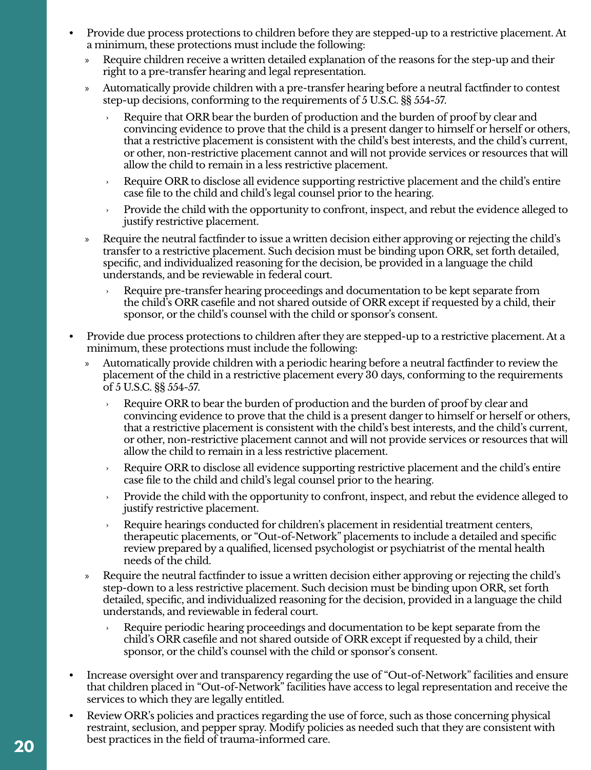- Provide due process protections to children before they are stepped-up to a restrictive placement. At a minimum, these protections must include the following:
  - Require children receive a written detailed explanation of the reasons for the step-up and their right to a pre-transfer hearing and legal representation.
  - Automatically provide children with a pre-transfer hearing before a neutral factfinder to contest step-up decisions, conforming to the requirements of 5 U.S.C. §§ 554-57.
    - Require that ORR bear the burden of production and the burden of proof by clear and convincing evidence to prove that the child is a present danger to himself or herself or others, that a restrictive placement is consistent with the child's best interests, and the child's current, or other, non-restrictive placement cannot and will not provide services or resources that will allow the child to remain in a less restrictive placement.
    - Require ORR to disclose all evidence supporting restrictive placement and the child's entire case file to the child and child's legal counsel prior to the hearing.
    - Provide the child with the opportunity to confront, inspect, and rebut the evidence alleged to justify restrictive placement.
  - Require the neutral factfinder to issue a written decision either approving or rejecting the child's transfer to a restrictive placement. Such decision must be binding upon ORR, set forth detailed, specific, and individualized reasoning for the decision, be provided in a language the child understands, and be reviewable in federal court.
    - Require pre-transfer hearing proceedings and documentation to be kept separate from the child's ORR casefile and not shared outside of ORR except if requested by a child, their sponsor, or the child's counsel with the child or sponsor's consent.
- Provide due process protections to children after they are stepped-up to a restrictive placement. At a minimum, these protections must include the following:
  - Automatically provide children with a periodic hearing before a neutral factfinder to review the placement of the child in a restrictive placement every 30 days, conforming to the requirements of 5 U.S.C. §§ 554-57.
    - Require ORR to bear the burden of production and the burden of proof by clear and convincing evidence to prove that the child is a present danger to himself or herself or others, that a restrictive placement is consistent with the child's best interests, and the child's current, or other, non-restrictive placement cannot and will not provide services or resources that will allow the child to remain in a less restrictive placement.
    - Require ORR to disclose all evidence supporting restrictive placement and the child's entire case file to the child and child's legal counsel prior to the hearing.
    - Provide the child with the opportunity to confront, inspect, and rebut the evidence alleged to justify restrictive placement.
    - Require hearings conducted for children's placement in residential treatment centers, therapeutic placements, or "Out-of-Network" placements to include a detailed and specific review prepared by a qualified, licensed psychologist or psychiatrist of the mental health needs of the child.
  - Require the neutral factfinder to issue a written decision either approving or rejecting the child's step-down to a less restrictive placement. Such decision must be binding upon ORR, set forth detailed, specific, and individualized reasoning for the decision, provided in a language the child understands, and reviewable in federal court.
    - Require periodic hearing proceedings and documentation to be kept separate from the child's ORR casefile and not shared outside of ORR except if requested by a child, their sponsor, or the child's counsel with the child or sponsor's consent.
- Increase oversight over and transparency regarding the use of "Out-of-Network" facilities and ensure that children placed in "Out-of-Network" facilities have access to legal representation and receive the services to which they are legally entitled.
- Review ORR's policies and practices regarding the use of force, such as those concerning physical restraint, seclusion, and pepper spray. Modify policies as needed such that they are consistent with best practices in the field of trauma-informed care.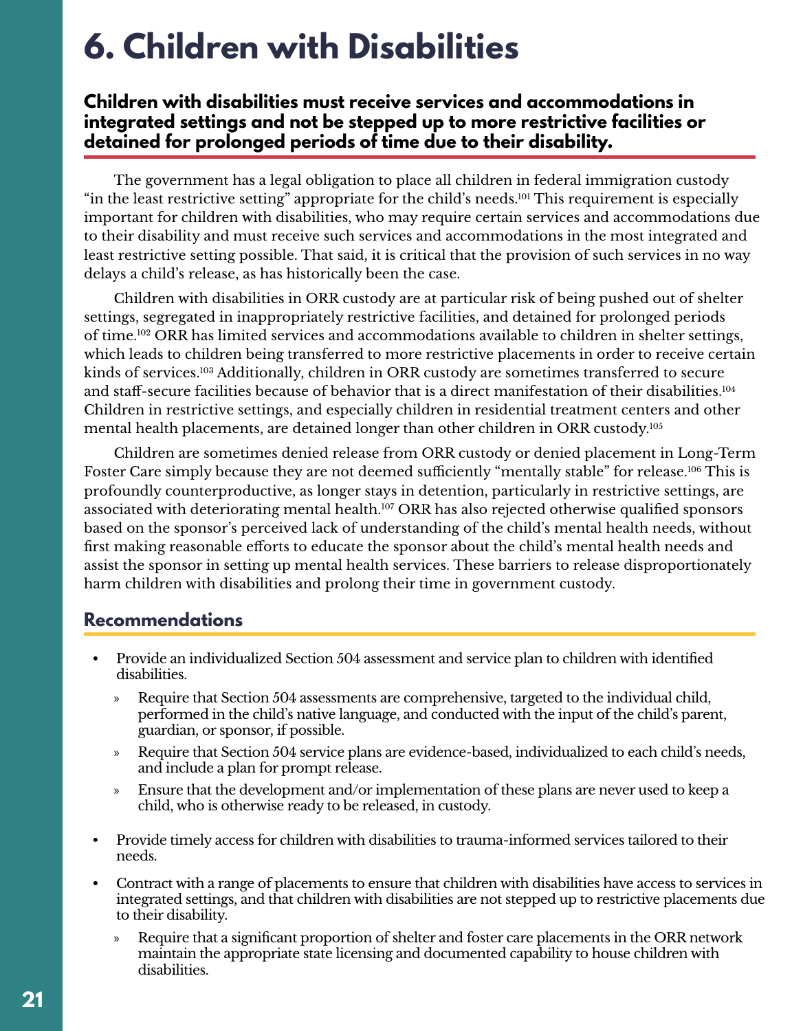# 6. Children with Disabilities

**Children with disabilities must receive services and accommodations in integrated settings and not be stepped up to more restrictive facilities or detained for prolonged periods of time due to their disability.**

The government has a legal obligation to place all children in federal immigration custody "in the least restrictive setting" appropriate for the child's needs.[101] This requirement is especially important for children with disabilities, who may require certain services and accommodations due to their disability and must receive such services and accommodations in the most integrated and least restrictive setting possible. That said, it is critical that the provision of such services in no way delays a child's release, as has historically been the case.

Children with disabilities in ORR custody are at particular risk of being pushed out of shelter settings, segregated in inappropriately restrictive facilities, and detained for prolonged periods of time.[102] ORR has limited services and accommodations available to children in shelter settings, which leads to children being transferred to more restrictive placements in order to receive certain kinds of services.[103] Additionally, children in ORR custody are sometimes transferred to secure and staff-secure facilities because of behavior that is a direct manifestation of their disabilities.[104] Children in restrictive settings, and especially children in residential treatment centers and other mental health placements, are detained longer than other children in ORR custody.[105]

Children are sometimes denied release from ORR custody or denied placement in Long-Term Foster Care simply because they are not deemed sufficiently "mentally stable" for release.[106] This is profoundly counterproductive, as longer stays in detention, particularly in restrictive settings, are associated with deteriorating mental health.[107] ORR has also rejected otherwise qualified sponsors based on the sponsor's perceived lack of understanding of the child's mental health needs, without first making reasonable efforts to educate the sponsor about the child's mental health needs and assist the sponsor in setting up mental health services. These barriers to release disproportionately harm children with disabilities and prolong their time in government custody.

## Recommendations

- Provide an individualized Section 504 assessment and service plan to children with identified disabilities.
  - Require that Section 504 assessments are comprehensive, targeted to the individual child, performed in the child's native language, and conducted with the input of the child's parent, guardian, or sponsor, if possible.
  - Require that Section 504 service plans are evidence-based, individualized to each child's needs, and include a plan for prompt release.
  - Ensure that the development and/or implementation of these plans are never used to keep a child, who is otherwise ready to be released, in custody.
- Provide timely access for children with disabilities to trauma-informed services tailored to their needs.
- Contract with a range of placements to ensure that children with disabilities have access to services in integrated settings, and that children with disabilities are not stepped up to restrictive placements due to their disability.
  - Require that a significant proportion of shelter and foster care placements in the ORR network maintain the appropriate state licensing and documented capability to house children with disabilities.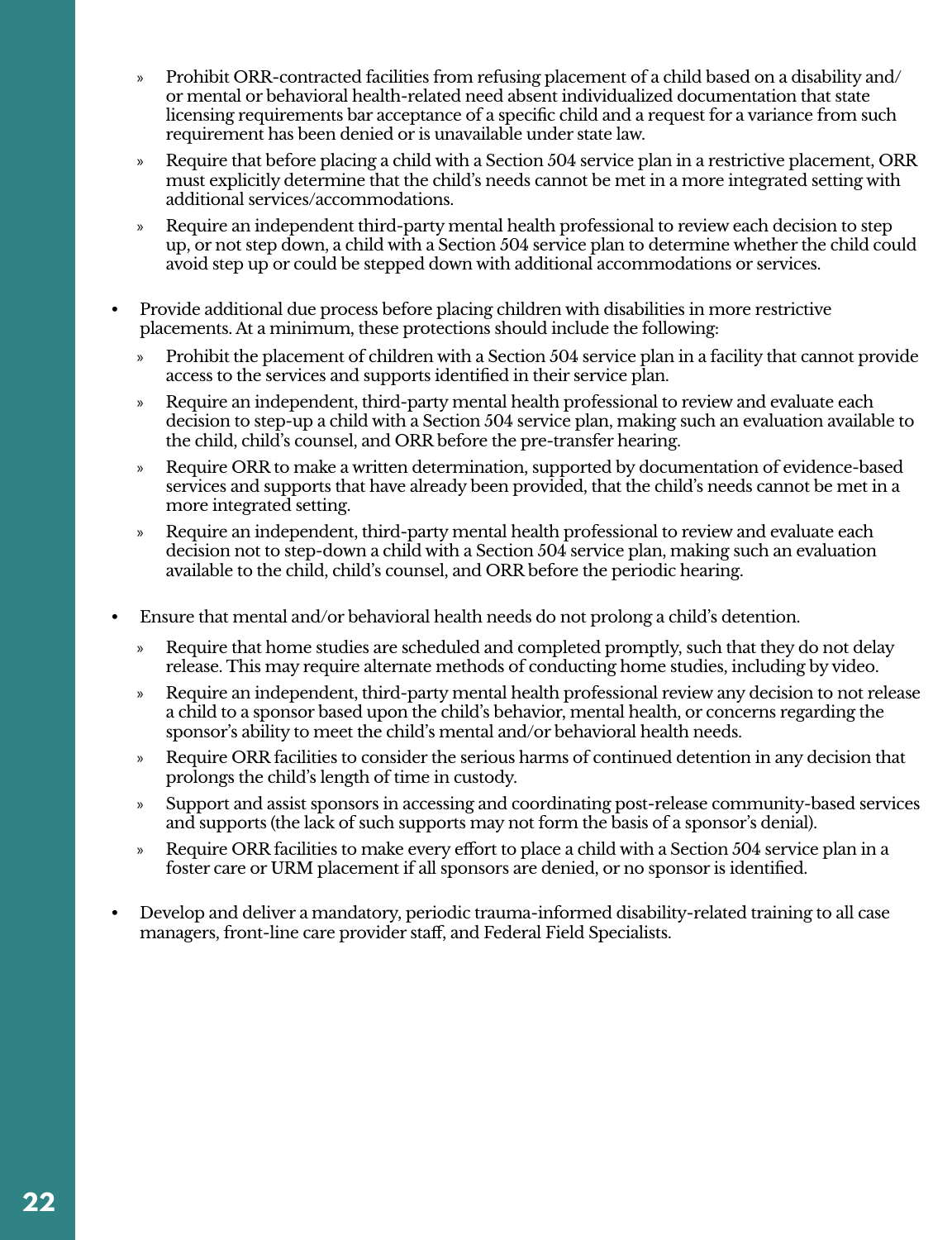- Prohibit ORR-contracted facilities from refusing placement of a child based on a disability and/or mental or behavioral health-related need absent individualized documentation that state licensing requirements bar acceptance of a specific child and a request for a variance from such requirement has been denied or is unavailable under state law.
    - Require that before placing a child with a Section 504 service plan in a restrictive placement, ORR must explicitly determine that the child's needs cannot be met in a more integrated setting with additional services/accommodations.
    - Require an independent third-party mental health professional to review each decision to step up, or not step down, a child with a Section 504 service plan to determine whether the child could avoid step up or could be stepped down with additional accommodations or services.

- Provide additional due process before placing children with disabilities in more restrictive placements. At a minimum, these protections should include the following:
    - Prohibit the placement of children with a Section 504 service plan in a facility that cannot provide access to the services and supports identified in their service plan.
    - Require an independent, third-party mental health professional to review and evaluate each decision to step-up a child with a Section 504 service plan, making such an evaluation available to the child, child's counsel, and ORR before the pre-transfer hearing.
    - Require ORR to make a written determination, supported by documentation of evidence-based services and supports that have already been provided, that the child's needs cannot be met in a more integrated setting.
    - Require an independent, third-party mental health professional to review and evaluate each decision not to step-down a child with a Section 504 service plan, making such an evaluation available to the child, child's counsel, and ORR before the periodic hearing.

- Ensure that mental and/or behavioral health needs do not prolong a child's detention.
    - Require that home studies are scheduled and completed promptly, such that they do not delay release. This may require alternate methods of conducting home studies, including by video.
    - Require an independent, third-party mental health professional review any decision to not release a child to a sponsor based upon the child's behavior, mental health, or concerns regarding the sponsor's ability to meet the child's mental and/or behavioral health needs.
    - Require ORR facilities to consider the serious harms of continued detention in any decision that prolongs the child's length of time in custody.
    - Support and assist sponsors in accessing and coordinating post-release community-based services and supports (the lack of such supports may not form the basis of a sponsor's denial).
    - Require ORR facilities to make every effort to place a child with a Section 504 service plan in a foster care or URM placement if all sponsors are denied, or no sponsor is identified.

- Develop and deliver a mandatory, periodic trauma-informed disability-related training to all case managers, front-line care provider staff, and Federal Field Specialists.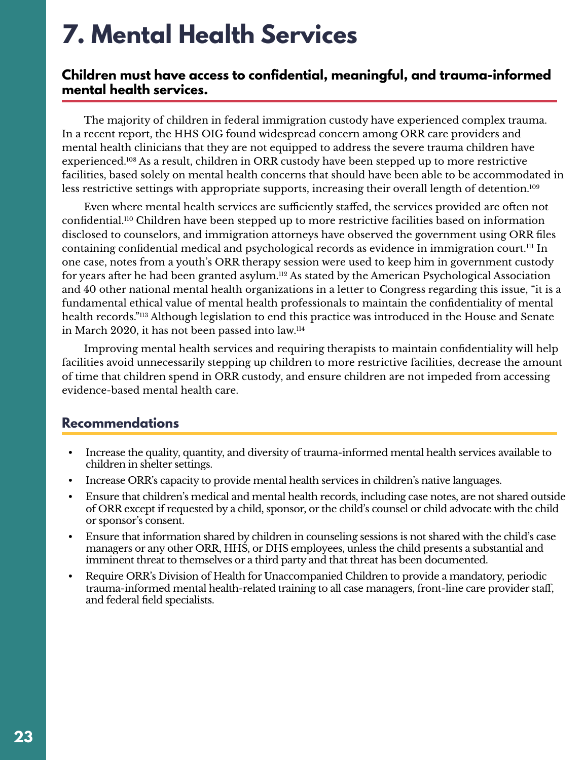# 7. Mental Health Services

### Children must have access to confidential, meaningful, and trauma-informed mental health services.

The majority of children in federal immigration custody have experienced complex trauma. In a recent report, the HHS OIG found widespread concern among ORR care providers and mental health clinicians that they are not equipped to address the severe trauma children have experienced.[108] As a result, children in ORR custody have been stepped up to more restrictive facilities, based solely on mental health concerns that should have been able to be accommodated in less restrictive settings with appropriate supports, increasing their overall length of detention.[109]

Even where mental health services are sufficiently staffed, the services provided are often not confidential.[110] Children have been stepped up to more restrictive facilities based on information disclosed to counselors, and immigration attorneys have observed the government using ORR files containing confidential medical and psychological records as evidence in immigration court.[111] In one case, notes from a youth's ORR therapy session were used to keep him in government custody for years after he had been granted asylum.[112] As stated by the American Psychological Association and 40 other national mental health organizations in a letter to Congress regarding this issue, "it is a fundamental ethical value of mental health professionals to maintain the confidentiality of mental health records."[113] Although legislation to end this practice was introduced in the House and Senate in March 2020, it has not been passed into law.[114]

Improving mental health services and requiring therapists to maintain confidentiality will help facilities avoid unnecessarily stepping up children to more restrictive facilities, decrease the amount of time that children spend in ORR custody, and ensure children are not impeded from accessing evidence-based mental health care.

## Recommendations

- Increase the quality, quantity, and diversity of trauma-informed mental health services available to children in shelter settings.
- Increase ORR's capacity to provide mental health services in children's native languages.
- Ensure that children's medical and mental health records, including case notes, are not shared outside of ORR except if requested by a child, sponsor, or the child's counsel or child advocate with the child or sponsor's consent.
- Ensure that information shared by children in counseling sessions is not shared with the child's case managers or any other ORR, HHS, or DHS employees, unless the child presents a substantial and imminent threat to themselves or a third party and that threat has been documented.
- Require ORR's Division of Health for Unaccompanied Children to provide a mandatory, periodic trauma-informed mental health-related training to all case managers, front-line care provider staff, and federal field specialists.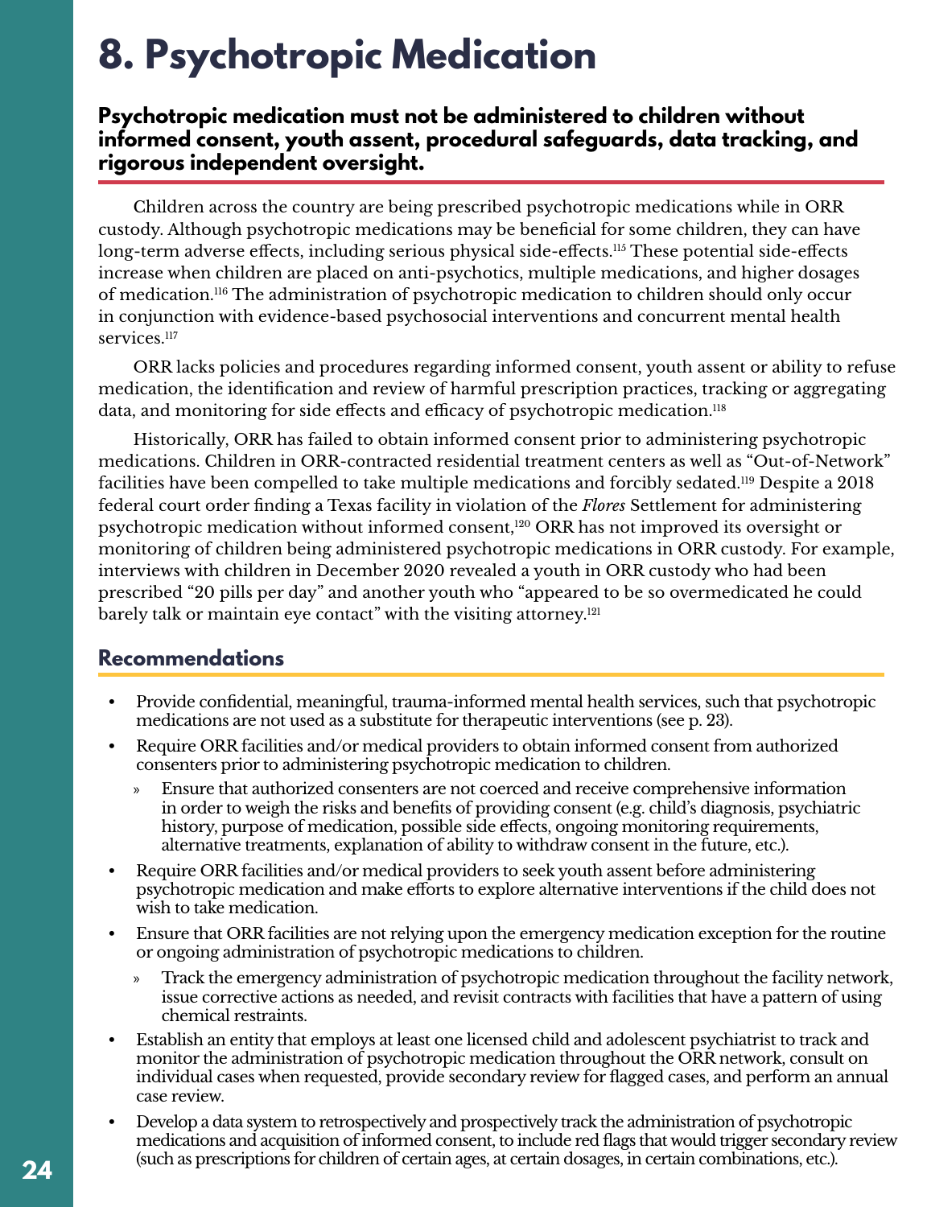# 8. Psychotropic Medication

**Psychotropic medication must not be administered to children without informed consent, youth assent, procedural safeguards, data tracking, and rigorous independent oversight.**

Children across the country are being prescribed psychotropic medications while in ORR custody. Although psychotropic medications may be beneficial for some children, they can have long-term adverse effects, including serious physical side-effects.[115] These potential side-effects increase when children are placed on anti-psychotics, multiple medications, and higher dosages of medication.[116] The administration of psychotropic medication to children should only occur in conjunction with evidence-based psychosocial interventions and concurrent mental health services.[117]

ORR lacks policies and procedures regarding informed consent, youth assent or ability to refuse medication, the identification and review of harmful prescription practices, tracking or aggregating data, and monitoring for side effects and efficacy of psychotropic medication.[118]

Historically, ORR has failed to obtain informed consent prior to administering psychotropic medications. Children in ORR-contracted residential treatment centers as well as "Out-of-Network" facilities have been compelled to take multiple medications and forcibly sedated.[119] Despite a 2018 federal court order finding a Texas facility in violation of the *Flores* Settlement for administering psychotropic medication without informed consent,[120] ORR has not improved its oversight or monitoring of children being administered psychotropic medications in ORR custody. For example, interviews with children in December 2020 revealed a youth in ORR custody who had been prescribed "20 pills per day" and another youth who "appeared to be so overmedicated he could barely talk or maintain eye contact" with the visiting attorney.[121]

## Recommendations

- Provide confidential, meaningful, trauma-informed mental health services, such that psychotropic medications are not used as a substitute for therapeutic interventions (see p. 23).
- Require ORR facilities and/or medical providers to obtain informed consent from authorized consenters prior to administering psychotropic medication to children.
  - Ensure that authorized consenters are not coerced and receive comprehensive information in order to weigh the risks and benefits of providing consent (e.g. child's diagnosis, psychiatric history, purpose of medication, possible side effects, ongoing monitoring requirements, alternative treatments, explanation of ability to withdraw consent in the future, etc.).
- Require ORR facilities and/or medical providers to seek youth assent before administering psychotropic medication and make efforts to explore alternative interventions if the child does not wish to take medication.
- Ensure that ORR facilities are not relying upon the emergency medication exception for the routine or ongoing administration of psychotropic medications to children.
  - Track the emergency administration of psychotropic medication throughout the facility network, issue corrective actions as needed, and revisit contracts with facilities that have a pattern of using chemical restraints.
- Establish an entity that employs at least one licensed child and adolescent psychiatrist to track and monitor the administration of psychotropic medication throughout the ORR network, consult on individual cases when requested, provide secondary review for flagged cases, and perform an annual case review.
- Develop a data system to retrospectively and prospectively track the administration of psychotropic medications and acquisition of informed consent, to include red flags that would trigger secondary review (such as prescriptions for children of certain ages, at certain dosages, in certain combinations, etc.).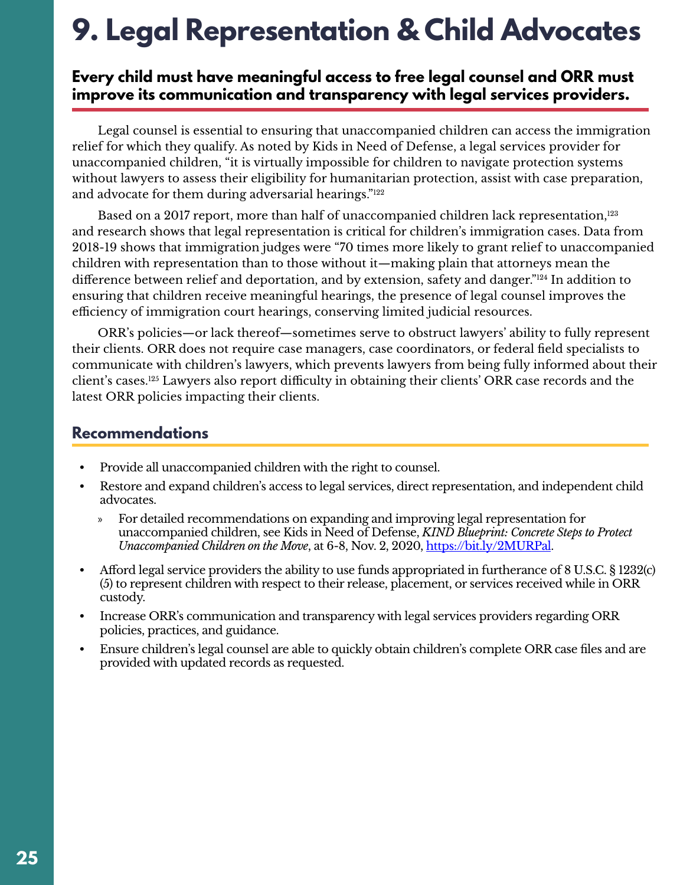# 9. Legal Representation & Child Advocates

**Every child must have meaningful access to free legal counsel and ORR must improve its communication and transparency with legal services providers.**

Legal counsel is essential to ensuring that unaccompanied children can access the immigration relief for which they qualify. As noted by Kids in Need of Defense, a legal services provider for unaccompanied children, "it is virtually impossible for children to navigate protection systems without lawyers to assess their eligibility for humanitarian protection, assist with case preparation, and advocate for them during adversarial hearings."[122]

Based on a 2017 report, more than half of unaccompanied children lack representation,[123] and research shows that legal representation is critical for children's immigration cases. Data from 2018-19 shows that immigration judges were "70 times more likely to grant relief to unaccompanied children with representation than to those without it—making plain that attorneys mean the difference between relief and deportation, and by extension, safety and danger."[124] In addition to ensuring that children receive meaningful hearings, the presence of legal counsel improves the efficiency of immigration court hearings, conserving limited judicial resources.

ORR's policies—or lack thereof—sometimes serve to obstruct lawyers' ability to fully represent their clients. ORR does not require case managers, case coordinators, or federal field specialists to communicate with children's lawyers, which prevents lawyers from being fully informed about their client's cases.[125] Lawyers also report difficulty in obtaining their clients' ORR case records and the latest ORR policies impacting their clients.

## Recommendations

- Provide all unaccompanied children with the right to counsel.
- Restore and expand children's access to legal services, direct representation, and independent child advocates.
  - For detailed recommendations on expanding and improving legal representation for unaccompanied children, see Kids in Need of Defense, *KIND Blueprint: Concrete Steps to Protect Unaccompanied Children on the Move*, at 6-8, Nov. 2, 2020, https://bit.ly/2MURPal.
- Afford legal service providers the ability to use funds appropriated in furtherance of 8 U.S.C. § 1232(c)(5) to represent children with respect to their release, placement, or services received while in ORR custody.
- Increase ORR's communication and transparency with legal services providers regarding ORR policies, practices, and guidance.
- Ensure children's legal counsel are able to quickly obtain children's complete ORR case files and are provided with updated records as requested.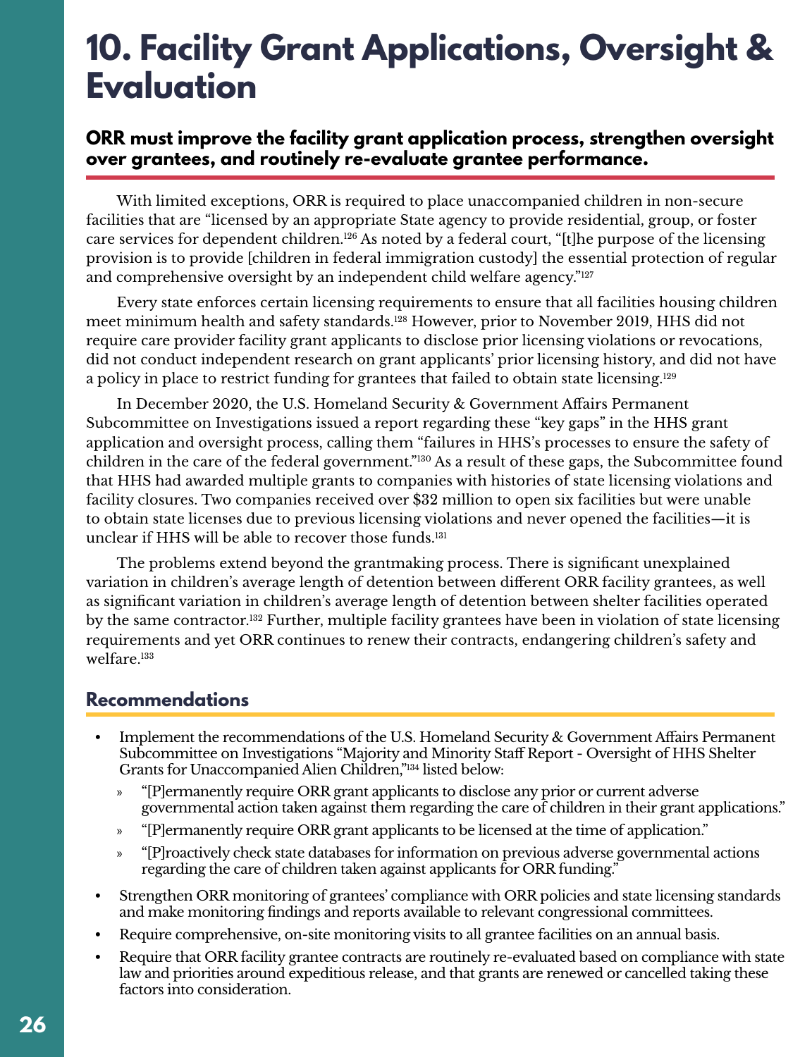# 10. Facility Grant Applications, Oversight & Evaluation

**ORR must improve the facility grant application process, strengthen oversight over grantees, and routinely re-evaluate grantee performance.**

With limited exceptions, ORR is required to place unaccompanied children in non-secure facilities that are "licensed by an appropriate State agency to provide residential, group, or foster care services for dependent children.[126] As noted by a federal court, "[t]he purpose of the licensing provision is to provide [children in federal immigration custody] the essential protection of regular and comprehensive oversight by an independent child welfare agency."[127]

Every state enforces certain licensing requirements to ensure that all facilities housing children meet minimum health and safety standards.[128] However, prior to November 2019, HHS did not require care provider facility grant applicants to disclose prior licensing violations or revocations, did not conduct independent research on grant applicants' prior licensing history, and did not have a policy in place to restrict funding for grantees that failed to obtain state licensing.[129]

In December 2020, the U.S. Homeland Security & Government Affairs Permanent Subcommittee on Investigations issued a report regarding these "key gaps" in the HHS grant application and oversight process, calling them "failures in HHS's processes to ensure the safety of children in the care of the federal government."[130] As a result of these gaps, the Subcommittee found that HHS had awarded multiple grants to companies with histories of state licensing violations and facility closures. Two companies received over $32 million to open six facilities but were unable to obtain state licenses due to previous licensing violations and never opened the facilities—it is unclear if HHS will be able to recover those funds.[131]

The problems extend beyond the grantmaking process. There is significant unexplained variation in children's average length of detention between different ORR facility grantees, as well as significant variation in children's average length of detention between shelter facilities operated by the same contractor.[132] Further, multiple facility grantees have been in violation of state licensing requirements and yet ORR continues to renew their contracts, endangering children's safety and welfare.[133]

## Recommendations

- Implement the recommendations of the U.S. Homeland Security & Government Affairs Permanent Subcommittee on Investigations "Majority and Minority Staff Report - Oversight of HHS Shelter Grants for Unaccompanied Alien Children,"[134] listed below:
  - "[P]ermanently require ORR grant applicants to disclose any prior or current adverse governmental action taken against them regarding the care of children in their grant applications."
  - "[P]ermanently require ORR grant applicants to be licensed at the time of application."
  - "[P]roactively check state databases for information on previous adverse governmental actions regarding the care of children taken against applicants for ORR funding."
- Strengthen ORR monitoring of grantees' compliance with ORR policies and state licensing standards and make monitoring findings and reports available to relevant congressional committees.
- Require comprehensive, on-site monitoring visits to all grantee facilities on an annual basis.
- Require that ORR facility grantee contracts are routinely re-evaluated based on compliance with state law and priorities around expeditious release, and that grants are renewed or cancelled taking these factors into consideration.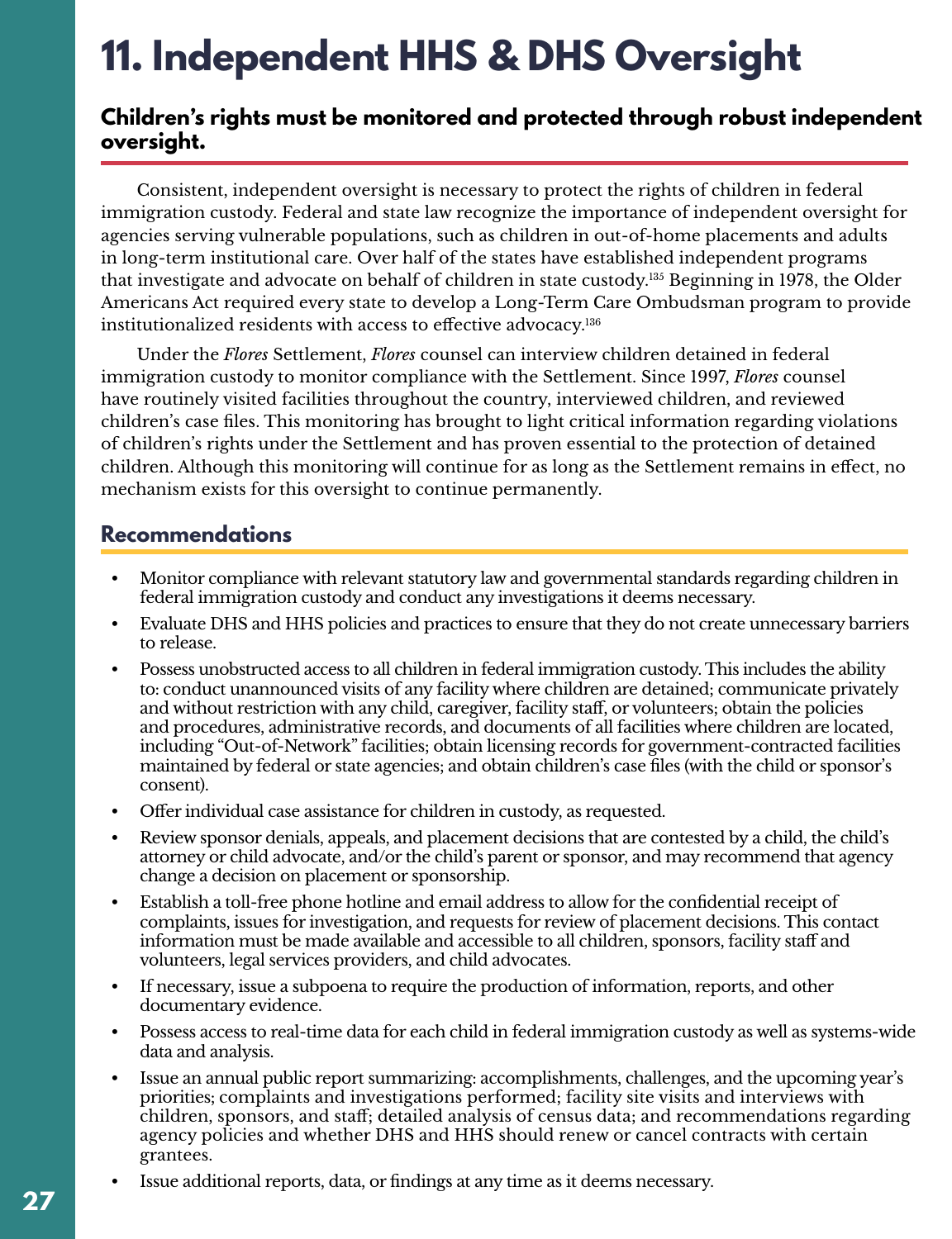# 11. Independent HHS & DHS Oversight

**Children's rights must be monitored and protected through robust independent oversight.**

Consistent, independent oversight is necessary to protect the rights of children in federal immigration custody. Federal and state law recognize the importance of independent oversight for agencies serving vulnerable populations, such as children in out-of-home placements and adults in long-term institutional care. Over half of the states have established independent programs that investigate and advocate on behalf of children in state custody.[135] Beginning in 1978, the Older Americans Act required every state to develop a Long-Term Care Ombudsman program to provide institutionalized residents with access to effective advocacy.[136]

Under the *Flores* Settlement, *Flores* counsel can interview children detained in federal immigration custody to monitor compliance with the Settlement. Since 1997, *Flores* counsel have routinely visited facilities throughout the country, interviewed children, and reviewed children's case files. This monitoring has brought to light critical information regarding violations of children's rights under the Settlement and has proven essential to the protection of detained children. Although this monitoring will continue for as long as the Settlement remains in effect, no mechanism exists for this oversight to continue permanently.

## Recommendations

- Monitor compliance with relevant statutory law and governmental standards regarding children in federal immigration custody and conduct any investigations it deems necessary.
- Evaluate DHS and HHS policies and practices to ensure that they do not create unnecessary barriers to release.
- Possess unobstructed access to all children in federal immigration custody. This includes the ability to: conduct unannounced visits of any facility where children are detained; communicate privately and without restriction with any child, caregiver, facility staff, or volunteers; obtain the policies and procedures, administrative records, and documents of all facilities where children are located, including "Out-of-Network" facilities; obtain licensing records for government-contracted facilities maintained by federal or state agencies; and obtain children's case files (with the child or sponsor's consent).
- Offer individual case assistance for children in custody, as requested.
- Review sponsor denials, appeals, and placement decisions that are contested by a child, the child's attorney or child advocate, and/or the child's parent or sponsor, and may recommend that agency change a decision on placement or sponsorship.
- Establish a toll-free phone hotline and email address to allow for the confidential receipt of complaints, issues for investigation, and requests for review of placement decisions. This contact information must be made available and accessible to all children, sponsors, facility staff and volunteers, legal services providers, and child advocates.
- If necessary, issue a subpoena to require the production of information, reports, and other documentary evidence.
- Possess access to real-time data for each child in federal immigration custody as well as systems-wide data and analysis.
- Issue an annual public report summarizing: accomplishments, challenges, and the upcoming year's priorities; complaints and investigations performed; facility site visits and interviews with children, sponsors, and staff; detailed analysis of census data; and recommendations regarding agency policies and whether DHS and HHS should renew or cancel contracts with certain grantees.
- Issue additional reports, data, or findings at any time as it deems necessary.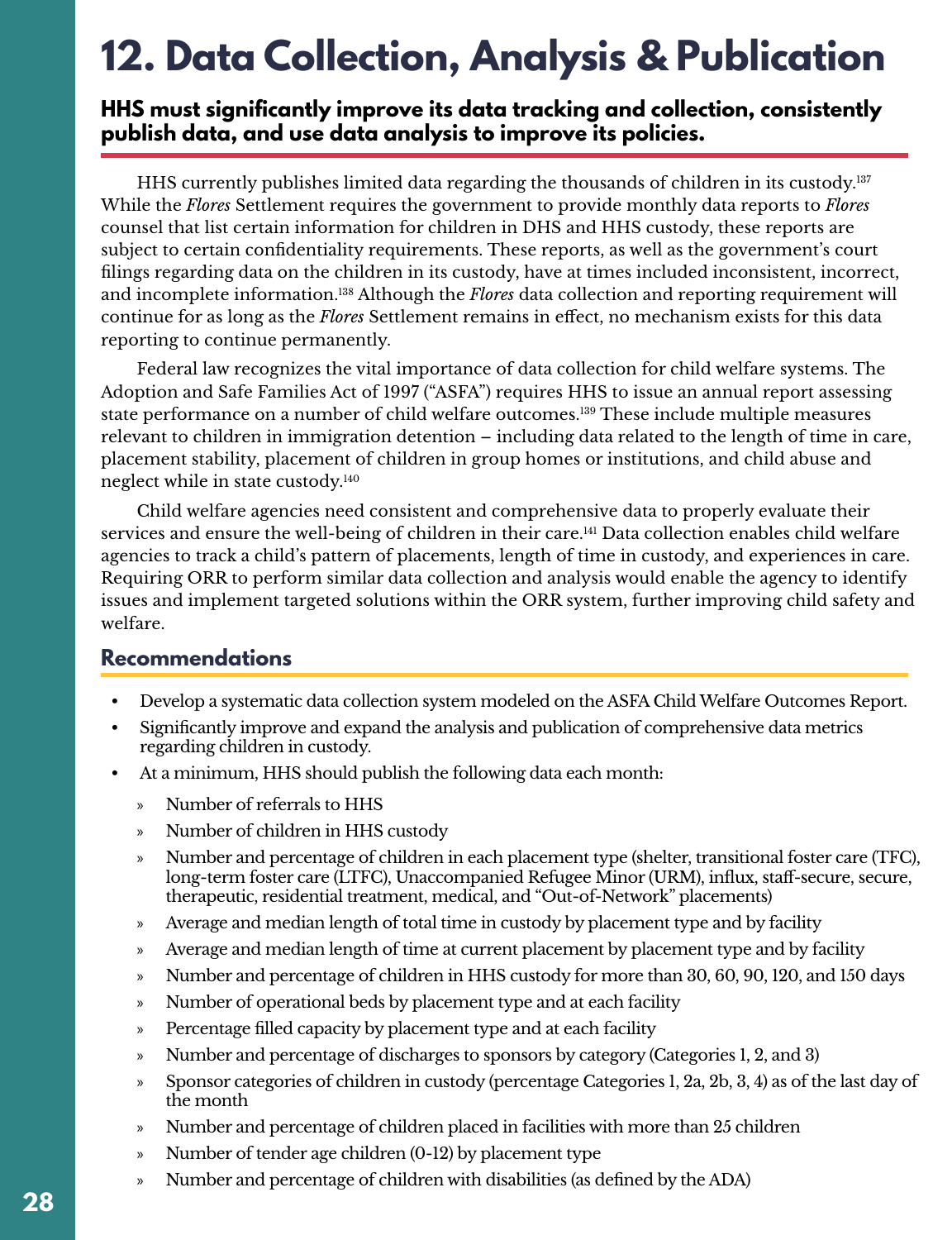# 12. Data Collection, Analysis & Publication

**HHS must significantly improve its data tracking and collection, consistently publish data, and use data analysis to improve its policies.**

HHS currently publishes limited data regarding the thousands of children in its custody.[137] While the *Flores* Settlement requires the government to provide monthly data reports to *Flores* counsel that list certain information for children in DHS and HHS custody, these reports are subject to certain confidentiality requirements. These reports, as well as the government's court filings regarding data on the children in its custody, have at times included inconsistent, incorrect, and incomplete information.[138] Although the *Flores* data collection and reporting requirement will continue for as long as the *Flores* Settlement remains in effect, no mechanism exists for this data reporting to continue permanently.

Federal law recognizes the vital importance of data collection for child welfare systems. The Adoption and Safe Families Act of 1997 ("ASFA") requires HHS to issue an annual report assessing state performance on a number of child welfare outcomes.[139] These include multiple measures relevant to children in immigration detention – including data related to the length of time in care, placement stability, placement of children in group homes or institutions, and child abuse and neglect while in state custody.[140]

Child welfare agencies need consistent and comprehensive data to properly evaluate their services and ensure the well-being of children in their care.[141] Data collection enables child welfare agencies to track a child's pattern of placements, length of time in custody, and experiences in care. Requiring ORR to perform similar data collection and analysis would enable the agency to identify issues and implement targeted solutions within the ORR system, further improving child safety and welfare.

## Recommendations

- Develop a systematic data collection system modeled on the ASFA Child Welfare Outcomes Report.
- Significantly improve and expand the analysis and publication of comprehensive data metrics regarding children in custody.
- At a minimum, HHS should publish the following data each month:
  - Number of referrals to HHS
  - Number of children in HHS custody
  - Number and percentage of children in each placement type (shelter, transitional foster care (TFC), long-term foster care (LTFC), Unaccompanied Refugee Minor (URM), influx, staff-secure, secure, therapeutic, residential treatment, medical, and "Out-of-Network" placements)
  - Average and median length of total time in custody by placement type and by facility
  - Average and median length of time at current placement by placement type and by facility
  - Number and percentage of children in HHS custody for more than 30, 60, 90, 120, and 150 days
  - Number of operational beds by placement type and at each facility
  - Percentage filled capacity by placement type and at each facility
  - Number and percentage of discharges to sponsors by category (Categories 1, 2, and 3)
  - Sponsor categories of children in custody (percentage Categories 1, 2a, 2b, 3, 4) as of the last day of the month
  - Number and percentage of children placed in facilities with more than 25 children
  - Number of tender age children (0-12) by placement type
  - Number and percentage of children with disabilities (as defined by the ADA)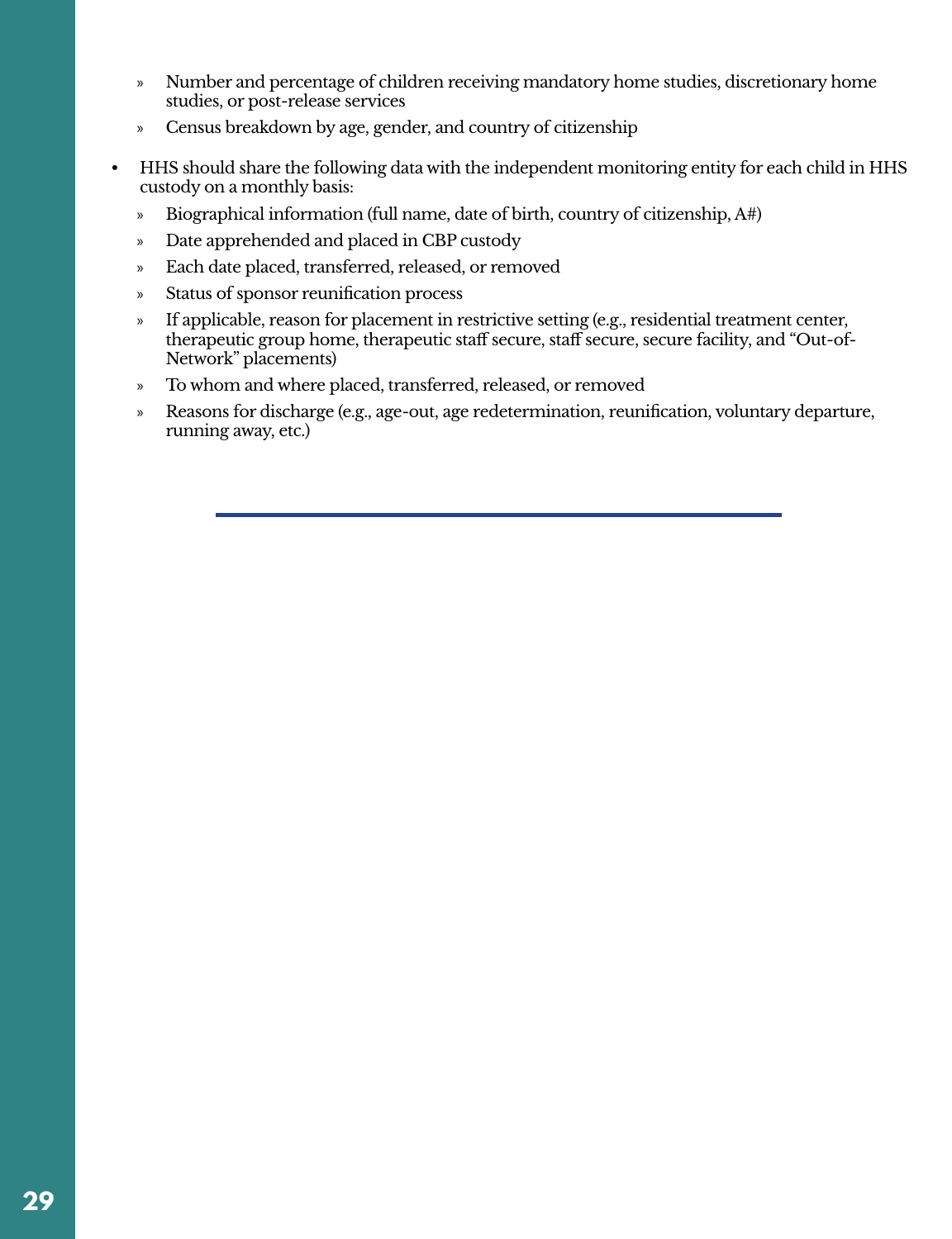- Number and percentage of children receiving mandatory home studies, discretionary home studies, or post-release services
   - Census breakdown by age, gender, and country of citizenship

- HHS should share the following data with the independent monitoring entity for each child in HHS custody on a monthly basis:
   - Biographical information (full name, date of birth, country of citizenship, A#)
   - Date apprehended and placed in CBP custody
   - Each date placed, transferred, released, or removed
   - Status of sponsor reunification process
   - If applicable, reason for placement in restrictive setting (e.g., residential treatment center, therapeutic group home, therapeutic staff secure, staff secure, secure facility, and "Out-of-Network" placements)
   - To whom and where placed, transferred, released, or removed
   - Reasons for discharge (e.g., age-out, age redetermination, reunification, voluntary departure, running away, etc.)

---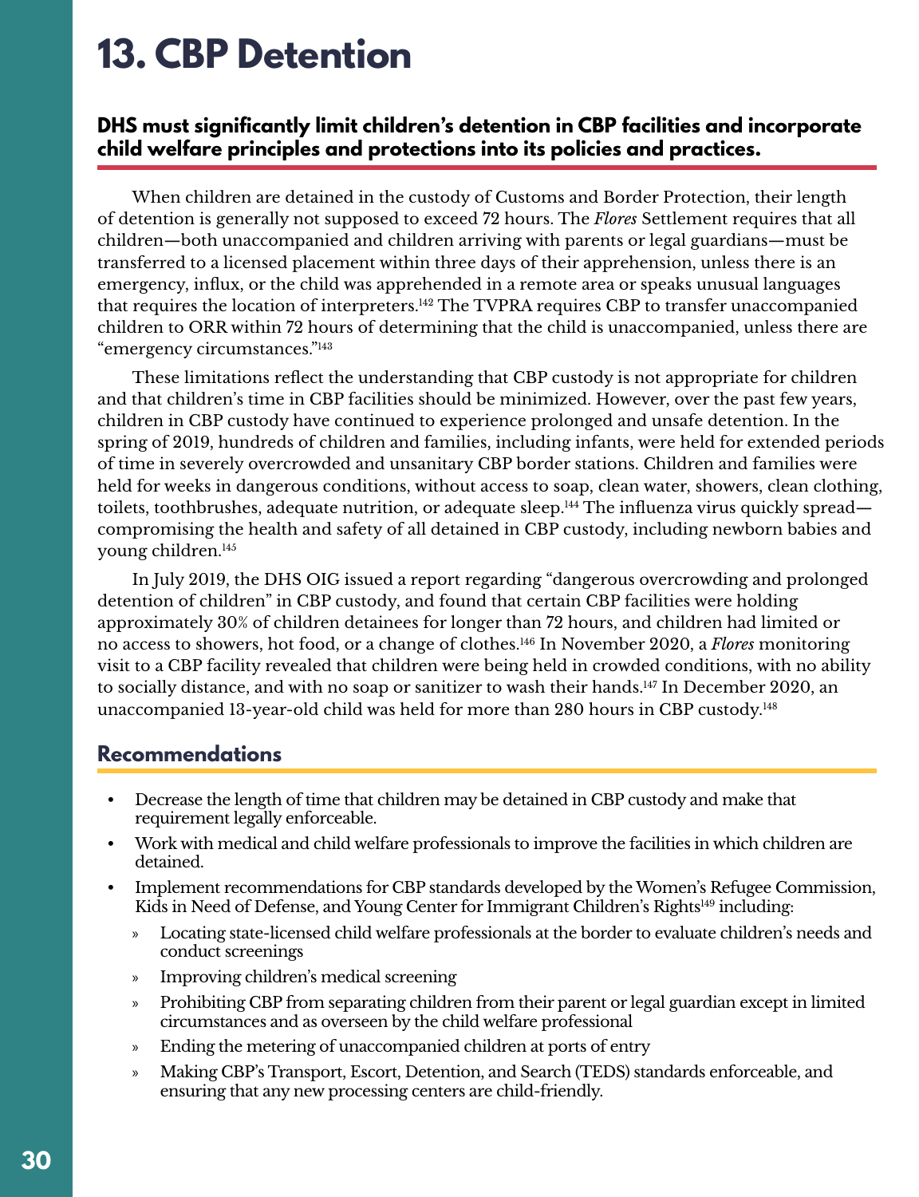# 13. CBP Detention

**DHS must significantly limit children's detention in CBP facilities and incorporate child welfare principles and protections into its policies and practices.**

When children are detained in the custody of Customs and Border Protection, their length of detention is generally not supposed to exceed 72 hours. The *Flores* Settlement requires that all children—both unaccompanied and children arriving with parents or legal guardians—must be transferred to a licensed placement within three days of their apprehension, unless there is an emergency, influx, or the child was apprehended in a remote area or speaks unusual languages that requires the location of interpreters.[142] The TVPRA requires CBP to transfer unaccompanied children to ORR within 72 hours of determining that the child is unaccompanied, unless there are "emergency circumstances."[143]

These limitations reflect the understanding that CBP custody is not appropriate for children and that children's time in CBP facilities should be minimized. However, over the past few years, children in CBP custody have continued to experience prolonged and unsafe detention. In the spring of 2019, hundreds of children and families, including infants, were held for extended periods of time in severely overcrowded and unsanitary CBP border stations. Children and families were held for weeks in dangerous conditions, without access to soap, clean water, showers, clean clothing, toilets, toothbrushes, adequate nutrition, or adequate sleep.[144] The influenza virus quickly spread—compromising the health and safety of all detained in CBP custody, including newborn babies and young children.[145]

In July 2019, the DHS OIG issued a report regarding "dangerous overcrowding and prolonged detention of children" in CBP custody, and found that certain CBP facilities were holding approximately 30% of children detainees for longer than 72 hours, and children had limited or no access to showers, hot food, or a change of clothes.[146] In November 2020, a *Flores* monitoring visit to a CBP facility revealed that children were being held in crowded conditions, with no ability to socially distance, and with no soap or sanitizer to wash their hands.[147] In December 2020, an unaccompanied 13-year-old child was held for more than 280 hours in CBP custody.[148]

## Recommendations

- Decrease the length of time that children may be detained in CBP custody and make that requirement legally enforceable.
- Work with medical and child welfare professionals to improve the facilities in which children are detained.
- Implement recommendations for CBP standards developed by the Women's Refugee Commission, Kids in Need of Defense, and Young Center for Immigrant Children's Rights[149] including:
  - Locating state-licensed child welfare professionals at the border to evaluate children's needs and conduct screenings
  - Improving children's medical screening
  - Prohibiting CBP from separating children from their parent or legal guardian except in limited circumstances and as overseen by the child welfare professional
  - Ending the metering of unaccompanied children at ports of entry
  - Making CBP's Transport, Escort, Detention, and Search (TEDS) standards enforceable, and ensuring that any new processing centers are child-friendly.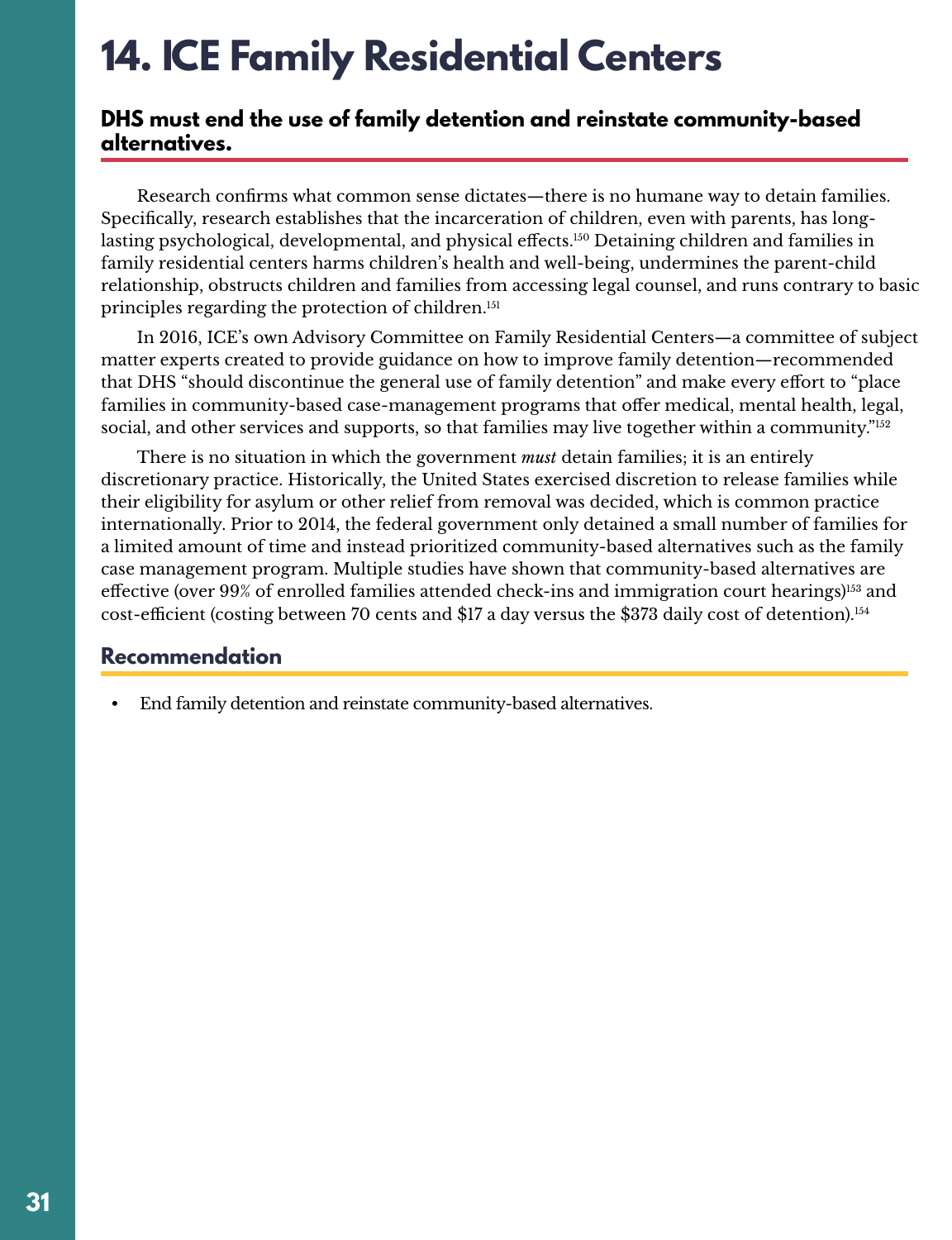# 14. ICE Family Residential Centers

### DHS must end the use of family detention and reinstate community-based alternatives.

Research confirms what common sense dictates—there is no humane way to detain families. Specifically, research establishes that the incarceration of children, even with parents, has long-lasting psychological, developmental, and physical effects.[150] Detaining children and families in family residential centers harms children's health and well-being, undermines the parent-child relationship, obstructs children and families from accessing legal counsel, and runs contrary to basic principles regarding the protection of children.[151]

In 2016, ICE's own Advisory Committee on Family Residential Centers—a committee of subject matter experts created to provide guidance on how to improve family detention—recommended that DHS "should discontinue the general use of family detention" and make every effort to "place families in community-based case-management programs that offer medical, mental health, legal, social, and other services and supports, so that families may live together within a community."[152]

There is no situation in which the government *must* detain families; it is an entirely discretionary practice. Historically, the United States exercised discretion to release families while their eligibility for asylum or other relief from removal was decided, which is common practice internationally. Prior to 2014, the federal government only detained a small number of families for a limited amount of time and instead prioritized community-based alternatives such as the family case management program. Multiple studies have shown that community-based alternatives are effective (over 99% of enrolled families attended check-ins and immigration court hearings)[153] and cost-efficient (costing between 70 cents and $17 a day versus the $373 daily cost of detention).[154]

### Recommendation

- End family detention and reinstate community-based alternatives.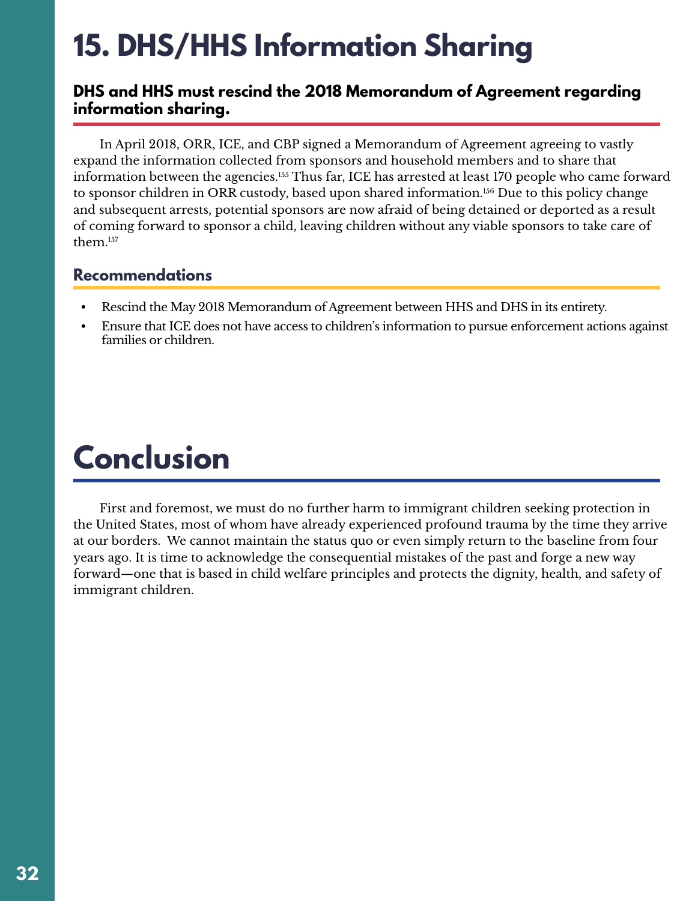# 15. DHS/HHS Information Sharing

### DHS and HHS must rescind the 2018 Memorandum of Agreement regarding information sharing.

In April 2018, ORR, ICE, and CBP signed a Memorandum of Agreement agreeing to vastly expand the information collected from sponsors and household members and to share that information between the agencies.[155] Thus far, ICE has arrested at least 170 people who came forward to sponsor children in ORR custody, based upon shared information.[156] Due to this policy change and subsequent arrests, potential sponsors are now afraid of being detained or deported as a result of coming forward to sponsor a child, leaving children without any viable sponsors to take care of them.[157]

## Recommendations

- Rescind the May 2018 Memorandum of Agreement between HHS and DHS in its entirety.
- Ensure that ICE does not have access to children's information to pursue enforcement actions against families or children.

# Conclusion

First and foremost, we must do no further harm to immigrant children seeking protection in the United States, most of whom have already experienced profound trauma by the time they arrive at our borders. We cannot maintain the status quo or even simply return to the baseline from four years ago. It is time to acknowledge the consequential mistakes of the past and forge a new way forward—one that is based in child welfare principles and protects the dignity, health, and safety of immigrant children.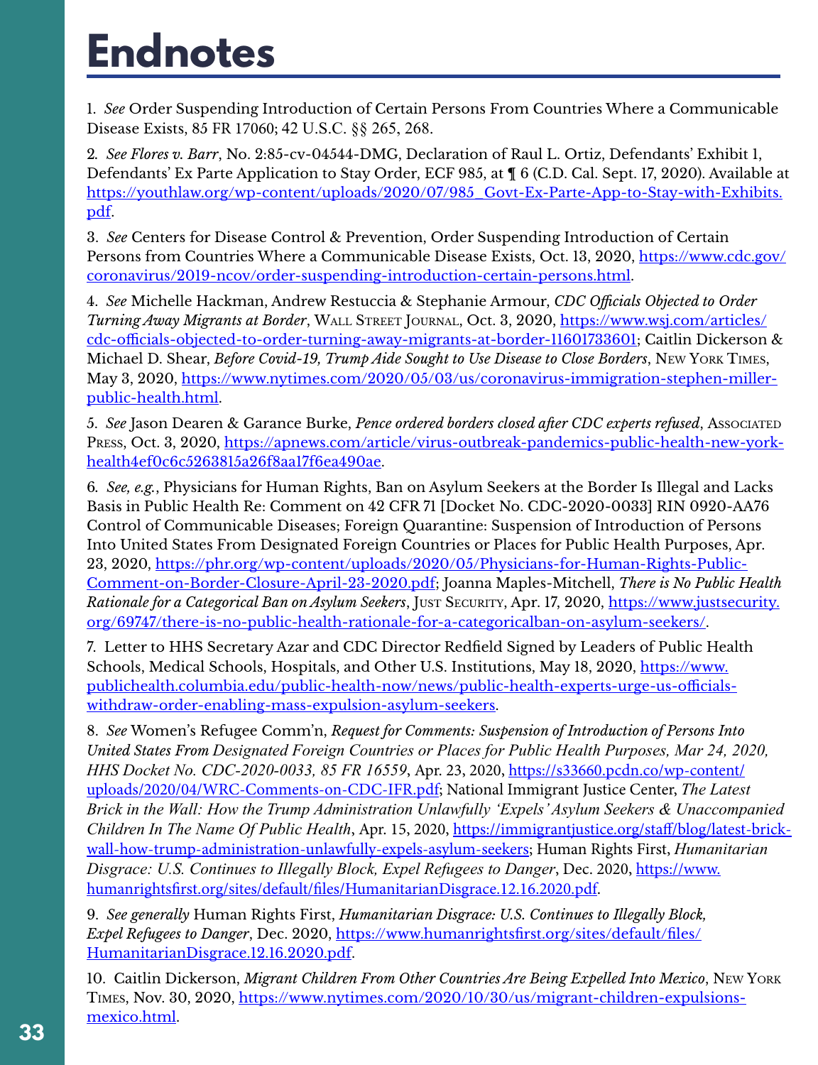# Endnotes

1. *See* Order Suspending Introduction of Certain Persons From Countries Where a Communicable Disease Exists, 85 FR 17060; 42 U.S.C. §§ 265, 268.

2. *See Flores v. Barr*, No. 2:85-cv-04544-DMG, Declaration of Raul L. Ortiz, Defendants' Exhibit 1, Defendants' Ex Parte Application to Stay Order, ECF 985, at ¶ 6 (C.D. Cal. Sept. 17, 2020). Available at https://youthlaw.org/wp-content/uploads/2020/07/985_Govt-Ex-Parte-App-to-Stay-with-Exhibits.pdf.

3. *See* Centers for Disease Control & Prevention, Order Suspending Introduction of Certain Persons from Countries Where a Communicable Disease Exists, Oct. 13, 2020, https://www.cdc.gov/coronavirus/2019-ncov/order-suspending-introduction-certain-persons.html.

4. *See* Michelle Hackman, Andrew Restuccia & Stephanie Armour, *CDC Officials Objected to Order Turning Away Migrants at Border*, Wall Street Journal, Oct. 3, 2020, https://www.wsj.com/articles/cdc-officials-objected-to-order-turning-away-migrants-at-border-11601733601; Caitlin Dickerson & Michael D. Shear, *Before Covid-19, Trump Aide Sought to Use Disease to Close Borders*, New York Times, May 3, 2020, https://www.nytimes.com/2020/05/03/us/coronavirus-immigration-stephen-miller-public-health.html.

5. *See* Jason Dearen & Garance Burke, *Pence ordered borders closed after CDC experts refused*, Associated Press, Oct. 3, 2020, https://apnews.com/article/virus-outbreak-pandemics-public-health-new-york-health4ef0c6c5263815a26f8aa17f6ea490ae.

6. *See, e.g.*, Physicians for Human Rights, Ban on Asylum Seekers at the Border Is Illegal and Lacks Basis in Public Health Re: Comment on 42 CFR 71 [Docket No. CDC-2020-0033] RIN 0920-AA76 Control of Communicable Diseases; Foreign Quarantine: Suspension of Introduction of Persons Into United States From Designated Foreign Countries or Places for Public Health Purposes, Apr. 23, 2020, https://phr.org/wp-content/uploads/2020/05/Physicians-for-Human-Rights-Public-Comment-on-Border-Closure-April-23-2020.pdf; Joanna Maples-Mitchell, *There is No Public Health Rationale for a Categorical Ban on Asylum Seekers*, Just Security, Apr. 17, 2020, https://www.justsecurity.org/69747/there-is-no-public-health-rationale-for-a-categoricalban-on-asylum-seekers/.

7. Letter to HHS Secretary Azar and CDC Director Redfield Signed by Leaders of Public Health Schools, Medical Schools, Hospitals, and Other U.S. Institutions, May 18, 2020, https://www.publichealth.columbia.edu/public-health-now/news/public-health-experts-urge-us-officials-withdraw-order-enabling-mass-expulsion-asylum-seekers.

8. *See* Women's Refugee Comm'n, *Request for Comments: Suspension of Introduction of Persons Into United States From Designated Foreign Countries or Places for Public Health Purposes, Mar 24, 2020, HHS Docket No. CDC-2020-0033, 85 FR 16559*, Apr. 23, 2020, https://s33660.pcdn.co/wp-content/uploads/2020/04/WRC-Comments-on-CDC-IFR.pdf; National Immigrant Justice Center, *The Latest Brick in the Wall: How the Trump Administration Unlawfully 'Expels' Asylum Seekers & Unaccompanied Children In The Name Of Public Health*, Apr. 15, 2020, https://immigrantjustice.org/staff/blog/latest-brick-wall-how-trump-administration-unlawfully-expels-asylum-seekers; Human Rights First, *Humanitarian Disgrace: U.S. Continues to Illegally Block, Expel Refugees to Danger*, Dec. 2020, https://www.humanrightsfirst.org/sites/default/files/HumanitarianDisgrace.12.16.2020.pdf.

9. *See generally* Human Rights First, *Humanitarian Disgrace: U.S. Continues to Illegally Block, Expel Refugees to Danger*, Dec. 2020, https://www.humanrightsfirst.org/sites/default/files/HumanitarianDisgrace.12.16.2020.pdf.

10. Caitlin Dickerson, *Migrant Children From Other Countries Are Being Expelled Into Mexico*, New York Times, Nov. 30, 2020, https://www.nytimes.com/2020/10/30/us/migrant-children-expulsions-mexico.html.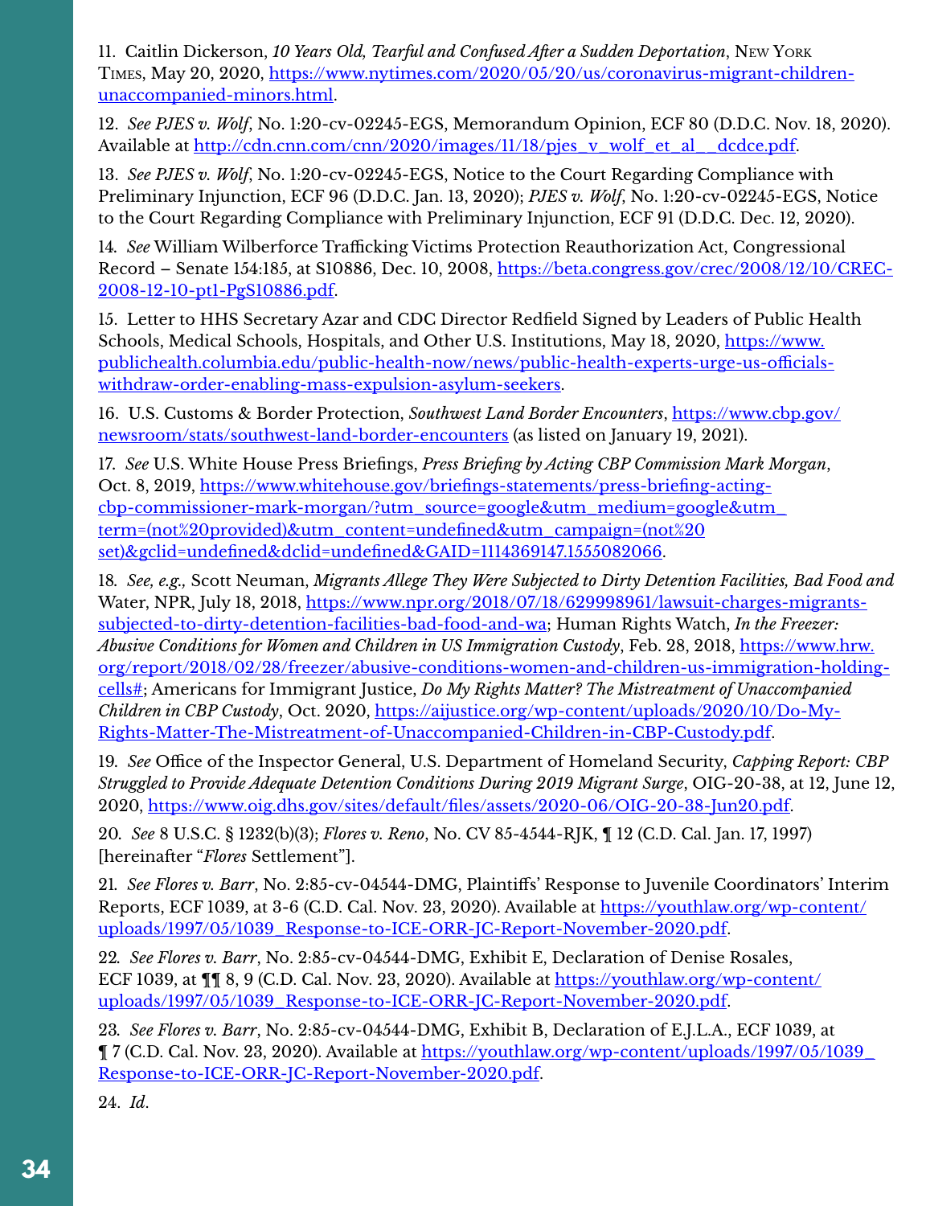11. Caitlin Dickerson, *10 Years Old, Tearful and Confused After a Sudden Deportation*, New York Times, May 20, 2020, https://www.nytimes.com/2020/05/20/us/coronavirus-migrant-children-unaccompanied-minors.html.

12. *See PJES v. Wolf*, No. 1:20-cv-02245-EGS, Memorandum Opinion, ECF 80 (D.D.C. Nov. 18, 2020). Available at http://cdn.cnn.com/cnn/2020/images/11/18/pjes_v_wolf_et_al__dcdce.pdf.

13. *See PJES v. Wolf*, No. 1:20-cv-02245-EGS, Notice to the Court Regarding Compliance with Preliminary Injunction, ECF 96 (D.D.C. Jan. 13, 2020); *PJES v. Wolf*, No. 1:20-cv-02245-EGS, Notice to the Court Regarding Compliance with Preliminary Injunction, ECF 91 (D.D.C. Dec. 12, 2020).

14. *See* William Wilberforce Trafficking Victims Protection Reauthorization Act, Congressional Record – Senate 154:185, at S10886, Dec. 10, 2008, https://beta.congress.gov/crec/2008/12/10/CREC-2008-12-10-pt1-PgS10886.pdf.

15. Letter to HHS Secretary Azar and CDC Director Redfield Signed by Leaders of Public Health Schools, Medical Schools, Hospitals, and Other U.S. Institutions, May 18, 2020, https://www.publichealth.columbia.edu/public-health-now/news/public-health-experts-urge-us-officials-withdraw-order-enabling-mass-expulsion-asylum-seekers.

16. U.S. Customs & Border Protection, *Southwest Land Border Encounters*, https://www.cbp.gov/newsroom/stats/southwest-land-border-encounters (as listed on January 19, 2021).

17. *See* U.S. White House Press Briefings, *Press Briefing by Acting CBP Commission Mark Morgan*, Oct. 8, 2019, https://www.whitehouse.gov/briefings-statements/press-briefing-acting-cbp-commissioner-mark-morgan/?utm_source=google&utm_medium=google&utm_term=(not%20provided)&utm_content=undefined&utm_campaign=(not%20set)&gclid=undefined&dclid=undefined&GAID=1114369147.1555082066.

18. *See, e.g.,* Scott Neuman, *Migrants Allege They Were Subjected to Dirty Detention Facilities, Bad Food and* Water, NPR, July 18, 2018, https://www.npr.org/2018/07/18/629998961/lawsuit-charges-migrants-subjected-to-dirty-detention-facilities-bad-food-and-wa; Human Rights Watch, *In the Freezer: Abusive Conditions for Women and Children in US Immigration Custody*, Feb. 28, 2018, https://www.hrw.org/report/2018/02/28/freezer/abusive-conditions-women-and-children-us-immigration-holding-cells#; Americans for Immigrant Justice, *Do My Rights Matter? The Mistreatment of Unaccompanied Children in CBP Custody*, Oct. 2020, https://aijustice.org/wp-content/uploads/2020/10/Do-My-Rights-Matter-The-Mistreatment-of-Unaccompanied-Children-in-CBP-Custody.pdf.

19. *See* Office of the Inspector General, U.S. Department of Homeland Security, *Capping Report: CBP Struggled to Provide Adequate Detention Conditions During 2019 Migrant Surge*, OIG-20-38, at 12, June 12, 2020, https://www.oig.dhs.gov/sites/default/files/assets/2020-06/OIG-20-38-Jun20.pdf.

20. *See* 8 U.S.C. § 1232(b)(3); *Flores v. Reno*, No. CV 85-4544-RJK, ¶ 12 (C.D. Cal. Jan. 17, 1997) [hereinafter "*Flores* Settlement"].

21. *See Flores v. Barr*, No. 2:85-cv-04544-DMG, Plaintiffs' Response to Juvenile Coordinators' Interim Reports, ECF 1039, at 3-6 (C.D. Cal. Nov. 23, 2020). Available at https://youthlaw.org/wp-content/uploads/1997/05/1039_Response-to-ICE-ORR-JC-Report-November-2020.pdf.

22. *See Flores v. Barr*, No. 2:85-cv-04544-DMG, Exhibit E, Declaration of Denise Rosales, ECF 1039, at ¶¶ 8, 9 (C.D. Cal. Nov. 23, 2020). Available at https://youthlaw.org/wp-content/uploads/1997/05/1039_Response-to-ICE-ORR-JC-Report-November-2020.pdf.

23. *See Flores v. Barr*, No. 2:85-cv-04544-DMG, Exhibit B, Declaration of E.J.L.A., ECF 1039, at ¶ 7 (C.D. Cal. Nov. 23, 2020). Available at https://youthlaw.org/wp-content/uploads/1997/05/1039_Response-to-ICE-ORR-JC-Report-November-2020.pdf.

24. *Id.*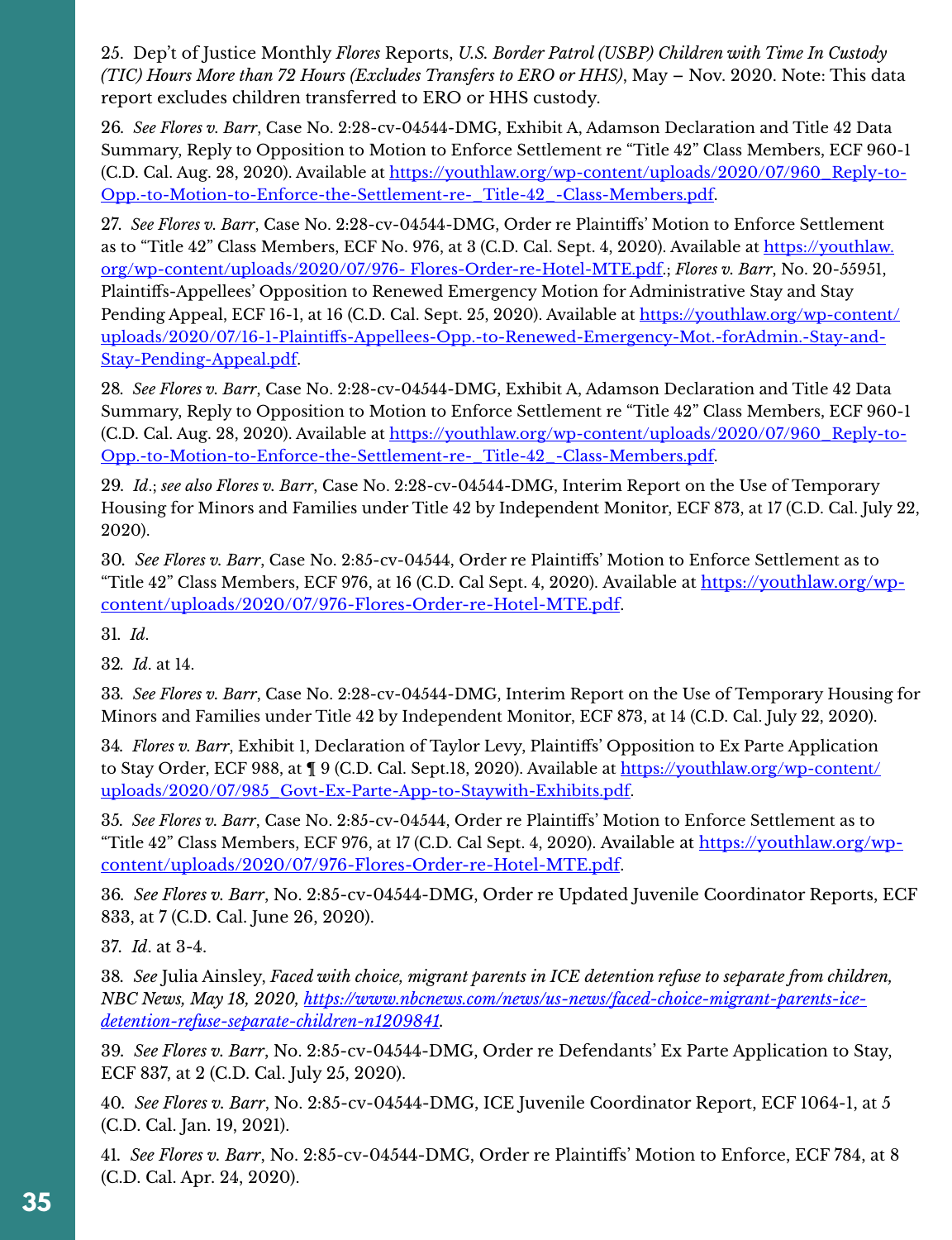25. Dep't of Justice Monthly *Flores* Reports, *U.S. Border Patrol (USBP) Children with Time In Custody (TIC) Hours More than 72 Hours (Excludes Transfers to ERO or HHS)*, May – Nov. 2020. Note: This data report excludes children transferred to ERO or HHS custody.

26. *See Flores v. Barr*, Case No. 2:28-cv-04544-DMG, Exhibit A, Adamson Declaration and Title 42 Data Summary, Reply to Opposition to Motion to Enforce Settlement re "Title 42" Class Members, ECF 960-1 (C.D. Cal. Aug. 28, 2020). Available at https://youthlaw.org/wp-content/uploads/2020/07/960_Reply-to-Opp.-to-Motion-to-Enforce-the-Settlement-re-_Title-42_-Class-Members.pdf.

27. *See Flores v. Barr*, Case No. 2:28-cv-04544-DMG, Order re Plaintiffs' Motion to Enforce Settlement as to "Title 42" Class Members, ECF No. 976, at 3 (C.D. Cal. Sept. 4, 2020). Available at https://youthlaw.org/wp-content/uploads/2020/07/976- Flores-Order-re-Hotel-MTE.pdf.; *Flores v. Barr*, No. 20-55951, Plaintiffs-Appellees' Opposition to Renewed Emergency Motion for Administrative Stay and Stay Pending Appeal, ECF 16-1, at 16 (C.D. Cal. Sept. 25, 2020). Available at https://youthlaw.org/wp-content/uploads/2020/07/16-1-Plaintiffs-Appellees-Opp.-to-Renewed-Emergency-Mot.-forAdmin.-Stay-and-Stay-Pending-Appeal.pdf.

28. *See Flores v. Barr*, Case No. 2:28-cv-04544-DMG, Exhibit A, Adamson Declaration and Title 42 Data Summary, Reply to Opposition to Motion to Enforce Settlement re "Title 42" Class Members, ECF 960-1 (C.D. Cal. Aug. 28, 2020). Available at https://youthlaw.org/wp-content/uploads/2020/07/960_Reply-to-Opp.-to-Motion-to-Enforce-the-Settlement-re-_Title-42_-Class-Members.pdf.

29. *Id*.; *see also Flores v. Barr*, Case No. 2:28-cv-04544-DMG, Interim Report on the Use of Temporary Housing for Minors and Families under Title 42 by Independent Monitor, ECF 873, at 17 (C.D. Cal. July 22, 2020).

30. *See Flores v. Barr*, Case No. 2:85-cv-04544, Order re Plaintiffs' Motion to Enforce Settlement as to "Title 42" Class Members, ECF 976, at 16 (C.D. Cal Sept. 4, 2020). Available at https://youthlaw.org/wp-content/uploads/2020/07/976-Flores-Order-re-Hotel-MTE.pdf.

31. *Id*.

32. *Id*. at 14.

33. *See Flores v. Barr*, Case No. 2:28-cv-04544-DMG, Interim Report on the Use of Temporary Housing for Minors and Families under Title 42 by Independent Monitor, ECF 873, at 14 (C.D. Cal. July 22, 2020).

34. *Flores v. Barr*, Exhibit 1, Declaration of Taylor Levy, Plaintiffs' Opposition to Ex Parte Application to Stay Order, ECF 988, at ¶ 9 (C.D. Cal. Sept.18, 2020). Available at https://youthlaw.org/wp-content/uploads/2020/07/985_Govt-Ex-Parte-App-to-Staywith-Exhibits.pdf.

35. *See Flores v. Barr*, Case No. 2:85-cv-04544, Order re Plaintiffs' Motion to Enforce Settlement as to "Title 42" Class Members, ECF 976, at 17 (C.D. Cal Sept. 4, 2020). Available at https://youthlaw.org/wp-content/uploads/2020/07/976-Flores-Order-re-Hotel-MTE.pdf.

36. *See Flores v. Barr*, No. 2:85-cv-04544-DMG, Order re Updated Juvenile Coordinator Reports, ECF 833, at 7 (C.D. Cal. June 26, 2020).

37. *Id*. at 3-4.

38. *See* Julia Ainsley, *Faced with choice, migrant parents in ICE detention refuse to separate from children, NBC News, May 18, 2020, https://www.nbcnews.com/news/us-news/faced-choice-migrant-parents-ice-detention-refuse-separate-children-n1209841*.

39. *See Flores v. Barr*, No. 2:85-cv-04544-DMG, Order re Defendants' Ex Parte Application to Stay, ECF 837, at 2 (C.D. Cal. July 25, 2020).

40. *See Flores v. Barr*, No. 2:85-cv-04544-DMG, ICE Juvenile Coordinator Report, ECF 1064-1, at 5 (C.D. Cal. Jan. 19, 2021).

41. *See Flores v. Barr*, No. 2:85-cv-04544-DMG, Order re Plaintiffs' Motion to Enforce, ECF 784, at 8 (C.D. Cal. Apr. 24, 2020).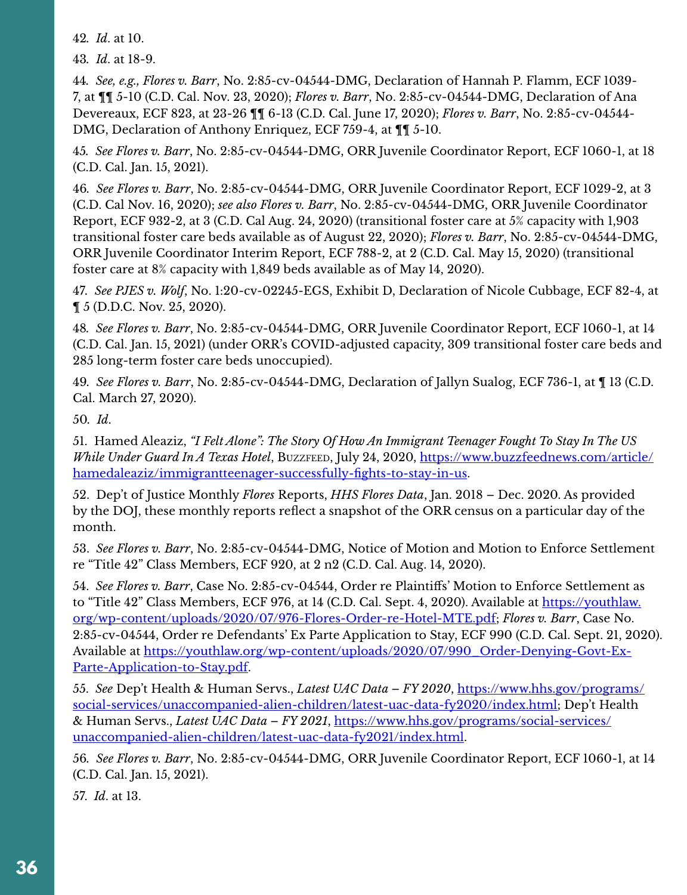42. *Id*. at 10.

43. *Id*. at 18-9.

44. *See, e.g., Flores v. Barr*, No. 2:85-cv-04544-DMG, Declaration of Hannah P. Flamm, ECF 1039-7, at ¶¶ 5-10 (C.D. Cal. Nov. 23, 2020); *Flores v. Barr*, No. 2:85-cv-04544-DMG, Declaration of Ana Devereaux, ECF 823, at 23-26 ¶¶ 6-13 (C.D. Cal. June 17, 2020); *Flores v. Barr*, No. 2:85-cv-04544-DMG, Declaration of Anthony Enriquez, ECF 759-4, at ¶¶ 5-10.

45. *See Flores v. Barr*, No. 2:85-cv-04544-DMG, ORR Juvenile Coordinator Report, ECF 1060-1, at 18 (C.D. Cal. Jan. 15, 2021).

46. *See Flores v. Barr*, No. 2:85-cv-04544-DMG, ORR Juvenile Coordinator Report, ECF 1029-2, at 3 (C.D. Cal Nov. 16, 2020); *see also Flores v. Barr*, No. 2:85-cv-04544-DMG, ORR Juvenile Coordinator Report, ECF 932-2, at 3 (C.D. Cal Aug. 24, 2020) (transitional foster care at 5% capacity with 1,903 transitional foster care beds available as of August 22, 2020); *Flores v. Barr*, No. 2:85-cv-04544-DMG, ORR Juvenile Coordinator Interim Report, ECF 788-2, at 2 (C.D. Cal. May 15, 2020) (transitional foster care at 8% capacity with 1,849 beds available as of May 14, 2020).

47. *See PJES v. Wolf*, No. 1:20-cv-02245-EGS, Exhibit D, Declaration of Nicole Cubbage, ECF 82-4, at ¶ 5 (D.D.C. Nov. 25, 2020).

48. *See Flores v. Barr*, No. 2:85-cv-04544-DMG, ORR Juvenile Coordinator Report, ECF 1060-1, at 14 (C.D. Cal. Jan. 15, 2021) (under ORR's COVID-adjusted capacity, 309 transitional foster care beds and 285 long-term foster care beds unoccupied).

49. *See Flores v. Barr*, No. 2:85-cv-04544-DMG, Declaration of Jallyn Sualog, ECF 736-1, at ¶ 13 (C.D. Cal. March 27, 2020).

50. *Id*.

51. Hamed Aleaziz, *"I Felt Alone": The Story Of How An Immigrant Teenager Fought To Stay In The US While Under Guard In A Texas Hotel*, BuzzFeed, July 24, 2020, https://www.buzzfeednews.com/article/hamedaleaziz/immigrantteenager-successfully-fights-to-stay-in-us.

52. Dep't of Justice Monthly *Flores* Reports, *HHS Flores Data*, Jan. 2018 – Dec. 2020. As provided by the DOJ, these monthly reports reflect a snapshot of the ORR census on a particular day of the month.

53. *See Flores v. Barr*, No. 2:85-cv-04544-DMG, Notice of Motion and Motion to Enforce Settlement re "Title 42" Class Members, ECF 920, at 2 n2 (C.D. Cal. Aug. 14, 2020).

54. *See Flores v. Barr*, Case No. 2:85-cv-04544, Order re Plaintiffs' Motion to Enforce Settlement as to "Title 42" Class Members, ECF 976, at 14 (C.D. Cal. Sept. 4, 2020). Available at https://youthlaw.org/wp-content/uploads/2020/07/976-Flores-Order-re-Hotel-MTE.pdf; *Flores v. Barr*, Case No. 2:85-cv-04544, Order re Defendants' Ex Parte Application to Stay, ECF 990 (C.D. Cal. Sept. 21, 2020). Available at https://youthlaw.org/wp-content/uploads/2020/07/990_Order-Denying-Govt-Ex-Parte-Application-to-Stay.pdf.

55. *See* Dep't Health & Human Servs., *Latest UAC Data – FY 2020*, https://www.hhs.gov/programs/social-services/unaccompanied-alien-children/latest-uac-data-fy2020/index.html; Dep't Health & Human Servs., *Latest UAC Data – FY 2021*, https://www.hhs.gov/programs/social-services/unaccompanied-alien-children/latest-uac-data-fy2021/index.html.

56. *See Flores v. Barr*, No. 2:85-cv-04544-DMG, ORR Juvenile Coordinator Report, ECF 1060-1, at 14 (C.D. Cal. Jan. 15, 2021).

57. *Id*. at 13.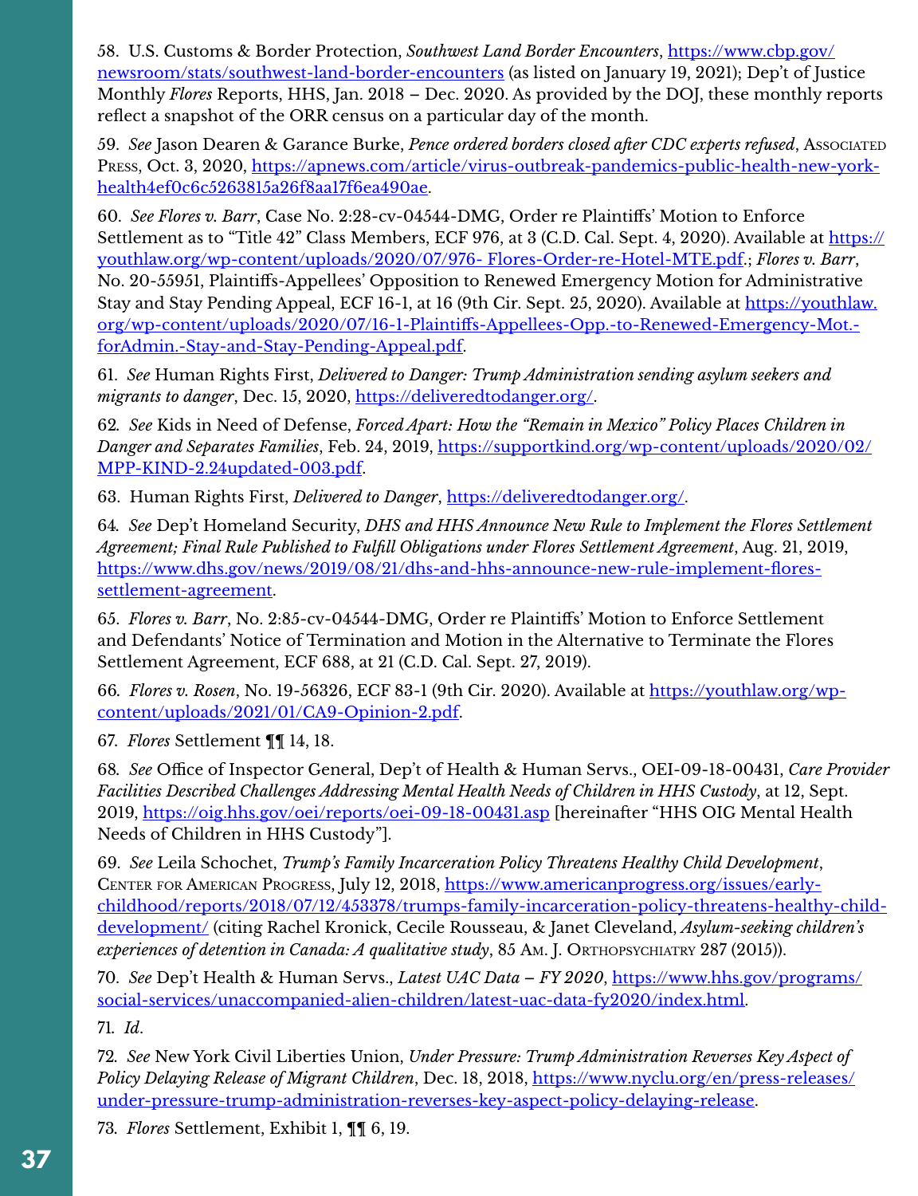58. U.S. Customs & Border Protection, *Southwest Land Border Encounters*, https://www.cbp.gov/newsroom/stats/southwest-land-border-encounters (as listed on January 19, 2021); Dep't of Justice Monthly *Flores* Reports, HHS, Jan. 2018 – Dec. 2020. As provided by the DOJ, these monthly reports reflect a snapshot of the ORR census on a particular day of the month.

59. *See* Jason Dearen & Garance Burke, *Pence ordered borders closed after CDC experts refused*, Associated Press, Oct. 3, 2020, https://apnews.com/article/virus-outbreak-pandemics-public-health-new-york-health4ef0c6c5263815a26f8aa17f6ea490ae.

60. *See Flores v. Barr*, Case No. 2:28-cv-04544-DMG, Order re Plaintiffs' Motion to Enforce Settlement as to "Title 42" Class Members, ECF 976, at 3 (C.D. Cal. Sept. 4, 2020). Available at https://youthlaw.org/wp-content/uploads/2020/07/976- Flores-Order-re-Hotel-MTE.pdf.; *Flores v. Barr*, No. 20-55951, Plaintiffs-Appellees' Opposition to Renewed Emergency Motion for Administrative Stay and Stay Pending Appeal, ECF 16-1, at 16 (9th Cir. Sept. 25, 2020). Available at https://youthlaw.org/wp-content/uploads/2020/07/16-1-Plaintiffs-Appellees-Opp.-to-Renewed-Emergency-Mot.-forAdmin.-Stay-and-Stay-Pending-Appeal.pdf.

61. *See* Human Rights First, *Delivered to Danger: Trump Administration sending asylum seekers and migrants to danger*, Dec. 15, 2020, https://deliveredtodanger.org/.

62. *See* Kids in Need of Defense, *Forced Apart: How the "Remain in Mexico" Policy Places Children in Danger and Separates Families*, Feb. 24, 2019, https://supportkind.org/wp-content/uploads/2020/02/MPP-KIND-2.24updated-003.pdf.

63. Human Rights First, *Delivered to Danger*, https://deliveredtodanger.org/.

64. *See* Dep't Homeland Security, *DHS and HHS Announce New Rule to Implement the Flores Settlement Agreement; Final Rule Published to Fulfill Obligations under Flores Settlement Agreement*, Aug. 21, 2019, https://www.dhs.gov/news/2019/08/21/dhs-and-hhs-announce-new-rule-implement-flores-settlement-agreement.

65. *Flores v. Barr*, No. 2:85-cv-04544-DMG, Order re Plaintiffs' Motion to Enforce Settlement and Defendants' Notice of Termination and Motion in the Alternative to Terminate the Flores Settlement Agreement, ECF 688, at 21 (C.D. Cal. Sept. 27, 2019).

66. *Flores v. Rosen*, No. 19-56326, ECF 83-1 (9th Cir. 2020). Available at https://youthlaw.org/wp-content/uploads/2021/01/CA9-Opinion-2.pdf.

67. *Flores* Settlement ¶¶ 14, 18.

68. *See* Office of Inspector General, Dep't of Health & Human Servs., OEI-09-18-00431, *Care Provider Facilities Described Challenges Addressing Mental Health Needs of Children in HHS Custody*, at 12, Sept. 2019, https://oig.hhs.gov/oei/reports/oei-09-18-00431.asp [hereinafter "HHS OIG Mental Health Needs of Children in HHS Custody"].

69. *See* Leila Schochet, *Trump's Family Incarceration Policy Threatens Healthy Child Development*, Center for American Progress, July 12, 2018, https://www.americanprogress.org/issues/early-childhood/reports/2018/07/12/453378/trumps-family-incarceration-policy-threatens-healthy-child-development/ (citing Rachel Kronick, Cecile Rousseau, & Janet Cleveland, *Asylum-seeking children's experiences of detention in Canada: A qualitative study*, 85 Am. J. Orthopsychiatry 287 (2015)).

70. *See* Dep't Health & Human Servs., *Latest UAC Data – FY 2020*, https://www.hhs.gov/programs/social-services/unaccompanied-alien-children/latest-uac-data-fy2020/index.html.

71. *Id*.

72. *See* New York Civil Liberties Union, *Under Pressure: Trump Administration Reverses Key Aspect of Policy Delaying Release of Migrant Children*, Dec. 18, 2018, https://www.nyclu.org/en/press-releases/under-pressure-trump-administration-reverses-key-aspect-policy-delaying-release.

73. *Flores* Settlement, Exhibit 1, ¶¶ 6, 19.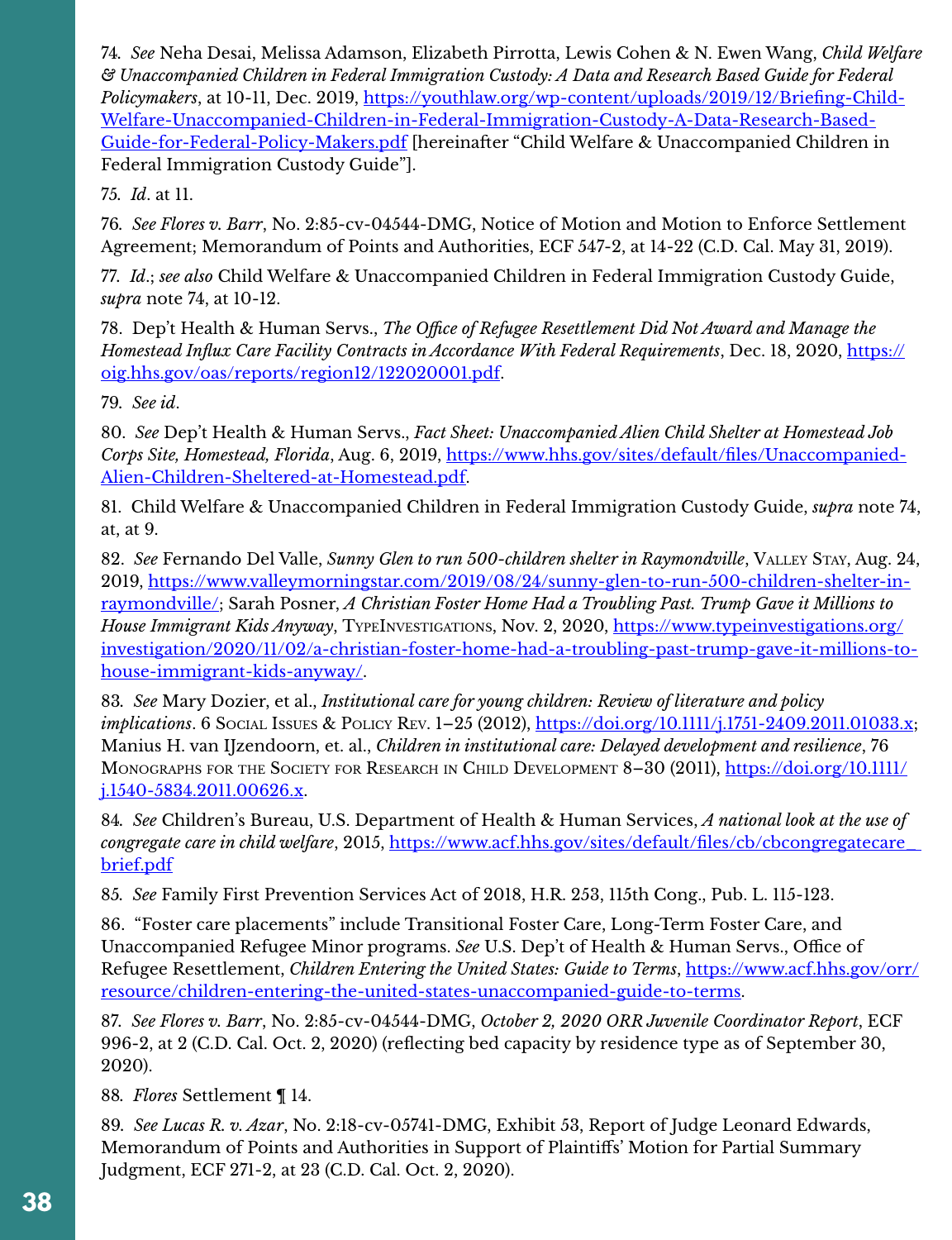74. *See* Neha Desai, Melissa Adamson, Elizabeth Pirrotta, Lewis Cohen & N. Ewen Wang, *Child Welfare & Unaccompanied Children in Federal Immigration Custody: A Data and Research Based Guide for Federal Policymakers*, at 10-11, Dec. 2019, https://youthlaw.org/wp-content/uploads/2019/12/Briefing-Child-Welfare-Unaccompanied-Children-in-Federal-Immigration-Custody-A-Data-Research-Based-Guide-for-Federal-Policy-Makers.pdf [hereinafter "Child Welfare & Unaccompanied Children in Federal Immigration Custody Guide"].

75. *Id*. at 11.

76. *See Flores v. Barr*, No. 2:85-cv-04544-DMG, Notice of Motion and Motion to Enforce Settlement Agreement; Memorandum of Points and Authorities, ECF 547-2, at 14-22 (C.D. Cal. May 31, 2019).

77. *Id*.; *see also* Child Welfare & Unaccompanied Children in Federal Immigration Custody Guide, *supra* note 74, at 10-12.

78. Dep't Health & Human Servs., *The Office of Refugee Resettlement Did Not Award and Manage the Homestead Influx Care Facility Contracts in Accordance With Federal Requirements*, Dec. 18, 2020, https://oig.hhs.gov/oas/reports/region12/122020001.pdf.

79. *See id*.

80. *See* Dep't Health & Human Servs., *Fact Sheet: Unaccompanied Alien Child Shelter at Homestead Job Corps Site, Homestead, Florida*, Aug. 6, 2019, https://www.hhs.gov/sites/default/files/Unaccompanied-Alien-Children-Sheltered-at-Homestead.pdf.

81. Child Welfare & Unaccompanied Children in Federal Immigration Custody Guide, *supra* note 74, at, at 9.

82. *See* Fernando Del Valle, *Sunny Glen to run 500-children shelter in Raymondville*, Valley Stay, Aug. 24, 2019, https://www.valleymorningstar.com/2019/08/24/sunny-glen-to-run-500-children-shelter-in-raymondville/; Sarah Posner, *A Christian Foster Home Had a Troubling Past. Trump Gave it Millions to House Immigrant Kids Anyway*, TypeInvestigations, Nov. 2, 2020, https://www.typeinvestigations.org/investigation/2020/11/02/a-christian-foster-home-had-a-troubling-past-trump-gave-it-millions-to-house-immigrant-kids-anyway/.

83. *See* Mary Dozier, et al., *Institutional care for young children: Review of literature and policy implications*. 6 Social Issues & Policy Rev. 1–25 (2012), https://doi.org/10.1111/j.1751-2409.2011.01033.x; Manius H. van IJzendoorn, et. al., *Children in institutional care: Delayed development and resilience*, 76 Monographs for the Society for Research in Child Development 8–30 (2011), https://doi.org/10.1111/j.1540-5834.2011.00626.x.

84. *See* Children's Bureau, U.S. Department of Health & Human Services, *A national look at the use of congregate care in child welfare*, 2015, https://www.acf.hhs.gov/sites/default/files/cb/cbcongregatecare_brief.pdf

85. *See* Family First Prevention Services Act of 2018, H.R. 253, 115th Cong., Pub. L. 115-123.

86. "Foster care placements" include Transitional Foster Care, Long-Term Foster Care, and Unaccompanied Refugee Minor programs. *See* U.S. Dep't of Health & Human Servs., Office of Refugee Resettlement, *Children Entering the United States: Guide to Terms*, https://www.acf.hhs.gov/orr/resource/children-entering-the-united-states-unaccompanied-guide-to-terms.

87. *See Flores v. Barr*, No. 2:85-cv-04544-DMG, *October 2, 2020 ORR Juvenile Coordinator Report*, ECF 996-2, at 2 (C.D. Cal. Oct. 2, 2020) (reflecting bed capacity by residence type as of September 30, 2020).

88. *Flores* Settlement ¶ 14.

89. *See Lucas R. v. Azar*, No. 2:18-cv-05741-DMG, Exhibit 53, Report of Judge Leonard Edwards, Memorandum of Points and Authorities in Support of Plaintiffs' Motion for Partial Summary Judgment, ECF 271-2, at 23 (C.D. Cal. Oct. 2, 2020).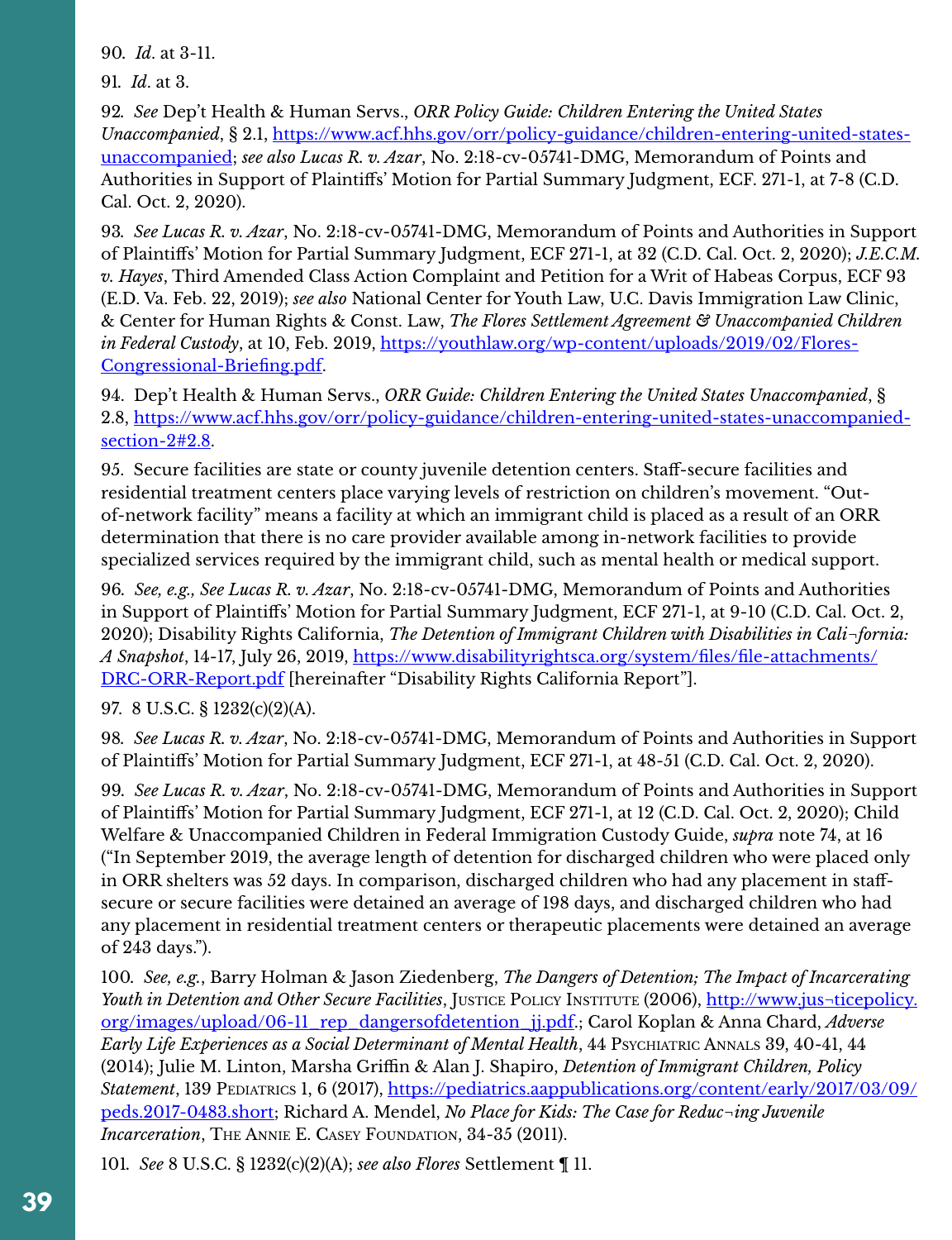90. *Id*. at 3-11.

91. *Id*. at 3.

92. *See* Dep't Health & Human Servs., *ORR Policy Guide: Children Entering the United States Unaccompanied*, § 2.1, https://www.acf.hhs.gov/orr/policy-guidance/children-entering-united-states-unaccompanied; *see also Lucas R. v. Azar*, No. 2:18-cv-05741-DMG, Memorandum of Points and Authorities in Support of Plaintiffs' Motion for Partial Summary Judgment, ECF. 271-1, at 7-8 (C.D. Cal. Oct. 2, 2020).

93. *See Lucas R. v. Azar*, No. 2:18-cv-05741-DMG, Memorandum of Points and Authorities in Support of Plaintiffs' Motion for Partial Summary Judgment, ECF 271-1, at 32 (C.D. Cal. Oct. 2, 2020); *J.E.C.M. v. Hayes*, Third Amended Class Action Complaint and Petition for a Writ of Habeas Corpus, ECF 93 (E.D. Va. Feb. 22, 2019); *see also* National Center for Youth Law, U.C. Davis Immigration Law Clinic, & Center for Human Rights & Const. Law, *The Flores Settlement Agreement & Unaccompanied Children in Federal Custody*, at 10, Feb. 2019, https://youthlaw.org/wp-content/uploads/2019/02/Flores-Congressional-Briefing.pdf.

94. Dep't Health & Human Servs., *ORR Guide: Children Entering the United States Unaccompanied*, § 2.8, https://www.acf.hhs.gov/orr/policy-guidance/children-entering-united-states-unaccompanied-section-2#2.8.

95. Secure facilities are state or county juvenile detention centers. Staff-secure facilities and residential treatment centers place varying levels of restriction on children's movement. "Out-of-network facility" means a facility at which an immigrant child is placed as a result of an ORR determination that there is no care provider available among in-network facilities to provide specialized services required by the immigrant child, such as mental health or medical support.

96. *See, e.g., See Lucas R. v. Azar*, No. 2:18-cv-05741-DMG, Memorandum of Points and Authorities in Support of Plaintiffs' Motion for Partial Summary Judgment, ECF 271-1, at 9-10 (C.D. Cal. Oct. 2, 2020); Disability Rights California, *The Detention of Immigrant Children with Disabilities in Cali¬fornia: A Snapshot*, 14-17, July 26, 2019, https://www.disabilityrightsca.org/system/files/file-attachments/DRC-ORR-Report.pdf [hereinafter "Disability Rights California Report"].

97. 8 U.S.C. § 1232(c)(2)(A).

98. *See Lucas R. v. Azar*, No. 2:18-cv-05741-DMG, Memorandum of Points and Authorities in Support of Plaintiffs' Motion for Partial Summary Judgment, ECF 271-1, at 48-51 (C.D. Cal. Oct. 2, 2020).

99. *See Lucas R. v. Azar*, No. 2:18-cv-05741-DMG, Memorandum of Points and Authorities in Support of Plaintiffs' Motion for Partial Summary Judgment, ECF 271-1, at 12 (C.D. Cal. Oct. 2, 2020); Child Welfare & Unaccompanied Children in Federal Immigration Custody Guide, *supra* note 74, at 16 ("In September 2019, the average length of detention for discharged children who were placed only in ORR shelters was 52 days. In comparison, discharged children who had any placement in staff-secure or secure facilities were detained an average of 198 days, and discharged children who had any placement in residential treatment centers or therapeutic placements were detained an average of 243 days.").

100. *See, e.g.*, Barry Holman & Jason Ziedenberg, *The Dangers of Detention; The Impact of Incarcerating Youth in Detention and Other Secure Facilities*, Justice Policy Institute (2006), http://www.jus¬ticepolicy.org/images/upload/06-11_rep_dangersofdetention_jj.pdf.; Carol Koplan & Anna Chard, *Adverse Early Life Experiences as a Social Determinant of Mental Health*, 44 Psychiatric Annals 39, 40-41, 44 (2014); Julie M. Linton, Marsha Griffin & Alan J. Shapiro, *Detention of Immigrant Children, Policy Statement*, 139 Pediatrics 1, 6 (2017), https://pediatrics.aappublications.org/content/early/2017/03/09/peds.2017-0483.short; Richard A. Mendel, *No Place for Kids: The Case for Reduc¬ing Juvenile Incarceration*, The Annie E. Casey Foundation, 34-35 (2011).

101. *See* 8 U.S.C. § 1232(c)(2)(A); *see also Flores* Settlement ¶ 11.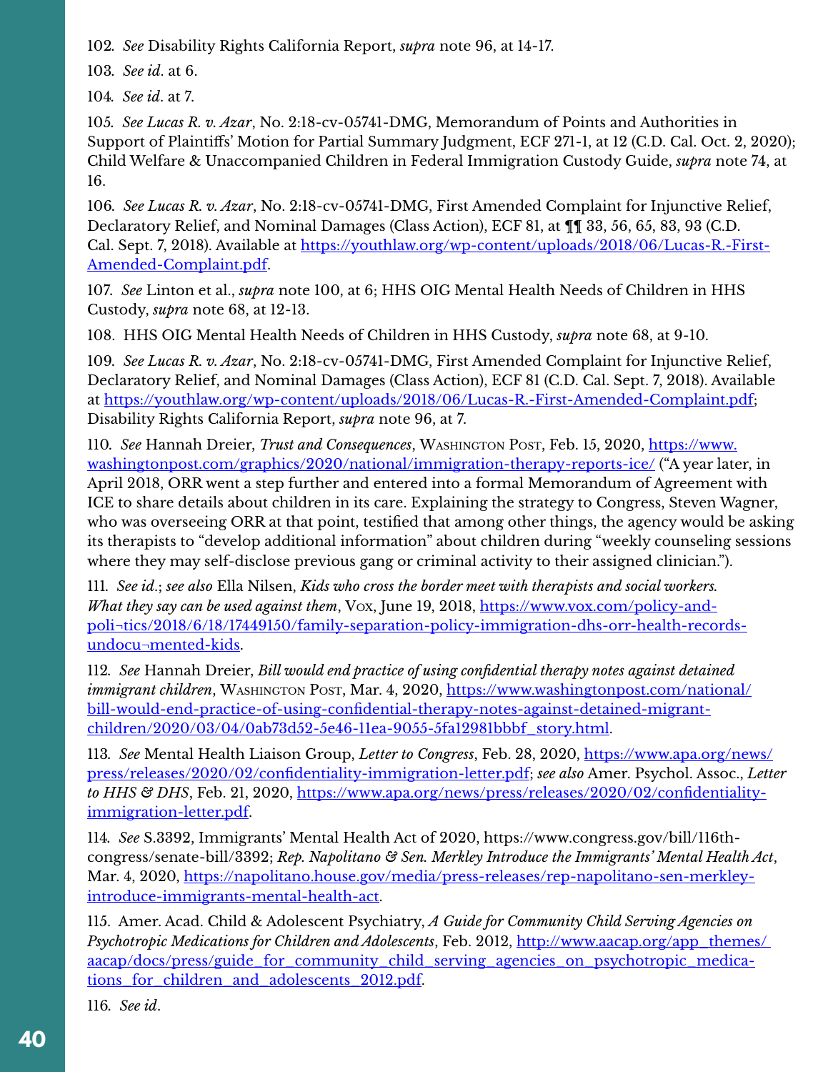102. *See* Disability Rights California Report, *supra* note 96, at 14-17.

103. *See id*. at 6.

104. *See id*. at 7.

105. *See Lucas R. v. Azar*, No. 2:18-cv-05741-DMG, Memorandum of Points and Authorities in Support of Plaintiffs' Motion for Partial Summary Judgment, ECF 271-1, at 12 (C.D. Cal. Oct. 2, 2020); Child Welfare & Unaccompanied Children in Federal Immigration Custody Guide, *supra* note 74, at 16.

106. *See Lucas R. v. Azar*, No. 2:18-cv-05741-DMG, First Amended Complaint for Injunctive Relief, Declaratory Relief, and Nominal Damages (Class Action), ECF 81, at ¶¶ 33, 56, 65, 83, 93 (C.D. Cal. Sept. 7, 2018). Available at https://youthlaw.org/wp-content/uploads/2018/06/Lucas-R.-First-Amended-Complaint.pdf.

107. *See* Linton et al., *supra* note 100, at 6; HHS OIG Mental Health Needs of Children in HHS Custody, *supra* note 68, at 12-13.

108. HHS OIG Mental Health Needs of Children in HHS Custody, *supra* note 68, at 9-10.

109. *See Lucas R. v. Azar*, No. 2:18-cv-05741-DMG, First Amended Complaint for Injunctive Relief, Declaratory Relief, and Nominal Damages (Class Action), ECF 81 (C.D. Cal. Sept. 7, 2018). Available at https://youthlaw.org/wp-content/uploads/2018/06/Lucas-R.-First-Amended-Complaint.pdf; Disability Rights California Report, *supra* note 96, at 7.

110. *See* Hannah Dreier, *Trust and Consequences*, Washington Post, Feb. 15, 2020, https://www.washingtonpost.com/graphics/2020/national/immigration-therapy-reports-ice/ ("A year later, in April 2018, ORR went a step further and entered into a formal Memorandum of Agreement with ICE to share details about children in its care. Explaining the strategy to Congress, Steven Wagner, who was overseeing ORR at that point, testified that among other things, the agency would be asking its therapists to "develop additional information" about children during "weekly counseling sessions where they may self-disclose previous gang or criminal activity to their assigned clinician.").

111. *See id*.; *see also* Ella Nilsen, *Kids who cross the border meet with therapists and social workers. What they say can be used against them*, Vox, June 19, 2018, https://www.vox.com/policy-and-poli¬tics/2018/6/18/17449150/family-separation-policy-immigration-dhs-orr-health-records-undocu¬mented-kids.

112. *See* Hannah Dreier, *Bill would end practice of using confidential therapy notes against detained immigrant children*, Washington Post, Mar. 4, 2020, https://www.washingtonpost.com/national/bill-would-end-practice-of-using-confidential-therapy-notes-against-detained-migrant-children/2020/03/04/0ab73d52-5e46-11ea-9055-5fa12981bbbf_story.html.

113. *See* Mental Health Liaison Group, *Letter to Congress*, Feb. 28, 2020, https://www.apa.org/news/press/releases/2020/02/confidentiality-immigration-letter.pdf; *see also* Amer. Psychol. Assoc., *Letter to HHS & DHS*, Feb. 21, 2020, https://www.apa.org/news/press/releases/2020/02/confidentiality-immigration-letter.pdf.

114. *See* S.3392, Immigrants' Mental Health Act of 2020, https://www.congress.gov/bill/116th-congress/senate-bill/3392; *Rep. Napolitano & Sen. Merkley Introduce the Immigrants' Mental Health Act*, Mar. 4, 2020, https://napolitano.house.gov/media/press-releases/rep-napolitano-sen-merkley-introduce-immigrants-mental-health-act.

115. Amer. Acad. Child & Adolescent Psychiatry, *A Guide for Community Child Serving Agencies on Psychotropic Medications for Children and Adolescents*, Feb. 2012, http://www.aacap.org/app_themes/aacap/docs/press/guide_for_community_child_serving_agencies_on_psychotropic_medications_for_children_and_adolescents_2012.pdf.

116. *See id*.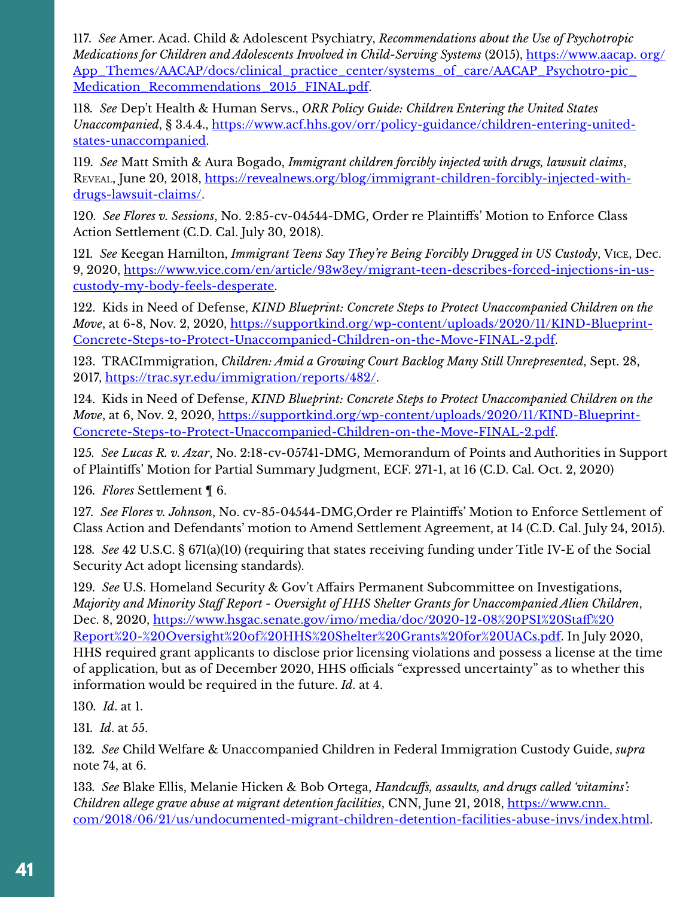117. *See* Amer. Acad. Child & Adolescent Psychiatry, *Recommendations about the Use of Psychotropic Medications for Children and Adolescents Involved in Child-Serving Systems* (2015), https://www.aacap.org/App_Themes/AACAP/docs/clinical_practice_center/systems_of_care/AACAP_Psychotro-pic_Medication_Recommendations_2015_FINAL.pdf.

118. *See* Dep't Health & Human Servs., *ORR Policy Guide: Children Entering the United States Unaccompanied*, § 3.4.4., https://www.acf.hhs.gov/orr/policy-guidance/children-entering-united-states-unaccompanied.

119. *See* Matt Smith & Aura Bogado, *Immigrant children forcibly injected with drugs, lawsuit claims*, Reveal, June 20, 2018, https://revealnews.org/blog/immigrant-children-forcibly-injected-with-drugs-lawsuit-claims/.

120. *See Flores v. Sessions*, No. 2:85-cv-04544-DMG, Order re Plaintiffs' Motion to Enforce Class Action Settlement (C.D. Cal. July 30, 2018).

121. *See* Keegan Hamilton, *Immigrant Teens Say They're Being Forcibly Drugged in US Custody*, Vice, Dec. 9, 2020, https://www.vice.com/en/article/93w3ey/migrant-teen-describes-forced-injections-in-us-custody-my-body-feels-desperate.

122. Kids in Need of Defense, *KIND Blueprint: Concrete Steps to Protect Unaccompanied Children on the Move*, at 6-8, Nov. 2, 2020, https://supportkind.org/wp-content/uploads/2020/11/KIND-Blueprint-Concrete-Steps-to-Protect-Unaccompanied-Children-on-the-Move-FINAL-2.pdf.

123. TRACImmigration, *Children: Amid a Growing Court Backlog Many Still Unrepresented*, Sept. 28, 2017, https://trac.syr.edu/immigration/reports/482/.

124. Kids in Need of Defense, *KIND Blueprint: Concrete Steps to Protect Unaccompanied Children on the Move*, at 6, Nov. 2, 2020, https://supportkind.org/wp-content/uploads/2020/11/KIND-Blueprint-Concrete-Steps-to-Protect-Unaccompanied-Children-on-the-Move-FINAL-2.pdf.

125. *See Lucas R. v. Azar*, No. 2:18-cv-05741-DMG, Memorandum of Points and Authorities in Support of Plaintiffs' Motion for Partial Summary Judgment, ECF. 271-1, at 16 (C.D. Cal. Oct. 2, 2020)

126. *Flores* Settlement ¶ 6.

127. *See Flores v. Johnson*, No. cv-85-04544-DMG,Order re Plaintiffs' Motion to Enforce Settlement of Class Action and Defendants' motion to Amend Settlement Agreement, at 14 (C.D. Cal. July 24, 2015).

128. *See* 42 U.S.C. § 671(a)(10) (requiring that states receiving funding under Title IV-E of the Social Security Act adopt licensing standards).

129. *See* U.S. Homeland Security & Gov't Affairs Permanent Subcommittee on Investigations, *Majority and Minority Staff Report - Oversight of HHS Shelter Grants for Unaccompanied Alien Children*, Dec. 8, 2020, https://www.hsgac.senate.gov/imo/media/doc/2020-12-08%20PSI%20Staff%20Report%20-%20Oversight%20of%20HHS%20Shelter%20Grants%20for%20UACs.pdf. In July 2020, HHS required grant applicants to disclose prior licensing violations and possess a license at the time of application, but as of December 2020, HHS officials "expressed uncertainty" as to whether this information would be required in the future. *Id*. at 4.

130. *Id*. at 1.

131. *Id*. at 55.

132. *See* Child Welfare & Unaccompanied Children in Federal Immigration Custody Guide, *supra* note 74, at 6.

133. *See* Blake Ellis, Melanie Hicken & Bob Ortega, *Handcuffs, assaults, and drugs called 'vitamins': Children allege grave abuse at migrant detention facilities*, CNN, June 21, 2018, https://www.cnn.com/2018/06/21/us/undocumented-migrant-children-detention-facilities-abuse-invs/index.html.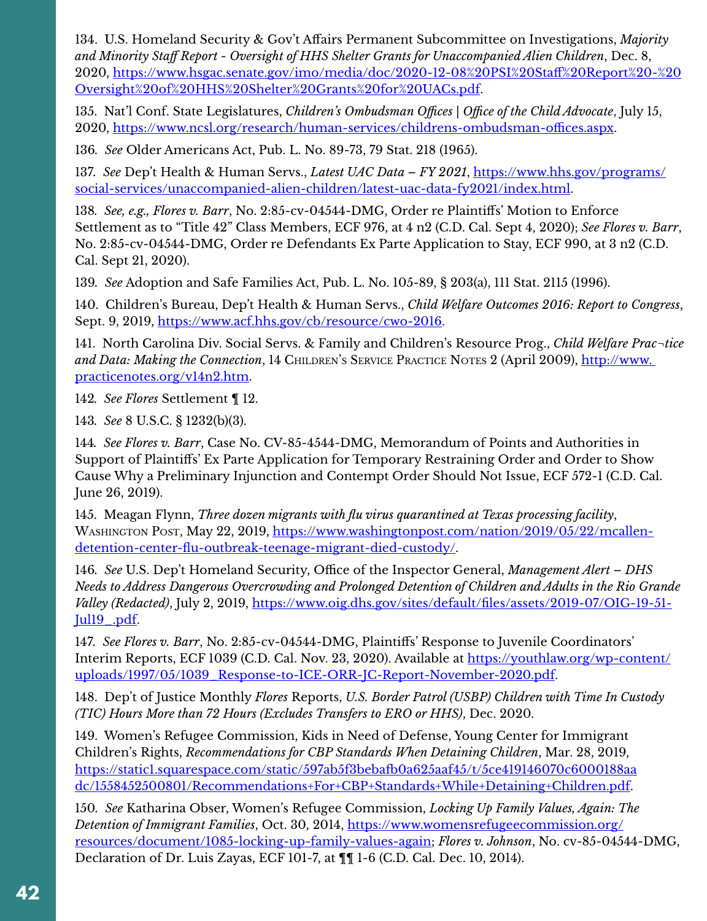134. U.S. Homeland Security & Gov't Affairs Permanent Subcommittee on Investigations, *Majority and Minority Staff Report - Oversight of HHS Shelter Grants for Unaccompanied Alien Children*, Dec. 8, 2020, https://www.hsgac.senate.gov/imo/media/doc/2020-12-08%20PSI%20Staff%20Report%20-%20Oversight%20of%20HHS%20Shelter%20Grants%20for%20UACs.pdf.

135. Nat'l Conf. State Legislatures, *Children's Ombudsman Offices | Office of the Child Advocate*, July 15, 2020, https://www.ncsl.org/research/human-services/childrens-ombudsman-offices.aspx.

136. *See* Older Americans Act, Pub. L. No. 89-73, 79 Stat. 218 (1965).

137. *See* Dep't Health & Human Servs., *Latest UAC Data – FY 2021*, https://www.hhs.gov/programs/social-services/unaccompanied-alien-children/latest-uac-data-fy2021/index.html.

138. *See, e.g., Flores v. Barr*, No. 2:85-cv-04544-DMG, Order re Plaintiffs' Motion to Enforce Settlement as to "Title 42" Class Members, ECF 976, at 4 n2 (C.D. Cal. Sept 4, 2020); *See Flores v. Barr*, No. 2:85-cv-04544-DMG, Order re Defendants Ex Parte Application to Stay, ECF 990, at 3 n2 (C.D. Cal. Sept 21, 2020).

139. *See* Adoption and Safe Families Act, Pub. L. No. 105-89, § 203(a), 111 Stat. 2115 (1996).

140. Children's Bureau, Dep't Health & Human Servs., *Child Welfare Outcomes 2016: Report to Congress*, Sept. 9, 2019, https://www.acf.hhs.gov/cb/resource/cwo-2016.

141. North Carolina Div. Social Servs. & Family and Children's Resource Prog., *Child Welfare Prac¬tice and Data: Making the Connection*, 14 Children's Service Practice Notes 2 (April 2009), http://www.practicenotes.org/v14n2.htm.

142. *See Flores* Settlement ¶ 12.

143. *See* 8 U.S.C. § 1232(b)(3).

144. *See Flores v. Barr*, Case No. CV-85-4544-DMG, Memorandum of Points and Authorities in Support of Plaintiffs' Ex Parte Application for Temporary Restraining Order and Order to Show Cause Why a Preliminary Injunction and Contempt Order Should Not Issue, ECF 572-1 (C.D. Cal. June 26, 2019).

145. Meagan Flynn, *Three dozen migrants with flu virus quarantined at Texas processing facility*, Washington Post, May 22, 2019, https://www.washingtonpost.com/nation/2019/05/22/mcallen-detention-center-flu-outbreak-teenage-migrant-died-custody/.

146. *See* U.S. Dep't Homeland Security, Office of the Inspector General, *Management Alert – DHS Needs to Address Dangerous Overcrowding and Prolonged Detention of Children and Adults in the Rio Grande Valley (Redacted)*, July 2, 2019, https://www.oig.dhs.gov/sites/default/files/assets/2019-07/OIG-19-51-Jul19_.pdf.

147. *See Flores v. Barr*, No. 2:85-cv-04544-DMG, Plaintiffs' Response to Juvenile Coordinators' Interim Reports, ECF 1039 (C.D. Cal. Nov. 23, 2020). Available at https://youthlaw.org/wp-content/uploads/1997/05/1039_Response-to-ICE-ORR-JC-Report-November-2020.pdf.

148. Dep't of Justice Monthly *Flores* Reports, *U.S. Border Patrol (USBP) Children with Time In Custody (TIC) Hours More than 72 Hours (Excludes Transfers to ERO or HHS)*, Dec. 2020.

149. Women's Refugee Commission, Kids in Need of Defense, Young Center for Immigrant Children's Rights, *Recommendations for CBP Standards When Detaining Children*, Mar. 28, 2019, https://static1.squarespace.com/static/597ab5f3bebafb0a625aaf45/t/5ce419146070c6000188aadc/1558452500801/Recommendations+For+CBP+Standards+While+Detaining+Children.pdf.

150. *See* Katharina Obser, Women's Refugee Commission, *Locking Up Family Values, Again: The Detention of Immigrant Families*, Oct. 30, 2014, https://www.womensrefugeecommission.org/resources/document/1085-locking-up-family-values-again; *Flores v. Johnson*, No. cv-85-04544-DMG, Declaration of Dr. Luis Zayas, ECF 101-7, at ¶¶ 1-6 (C.D. Cal. Dec. 10, 2014).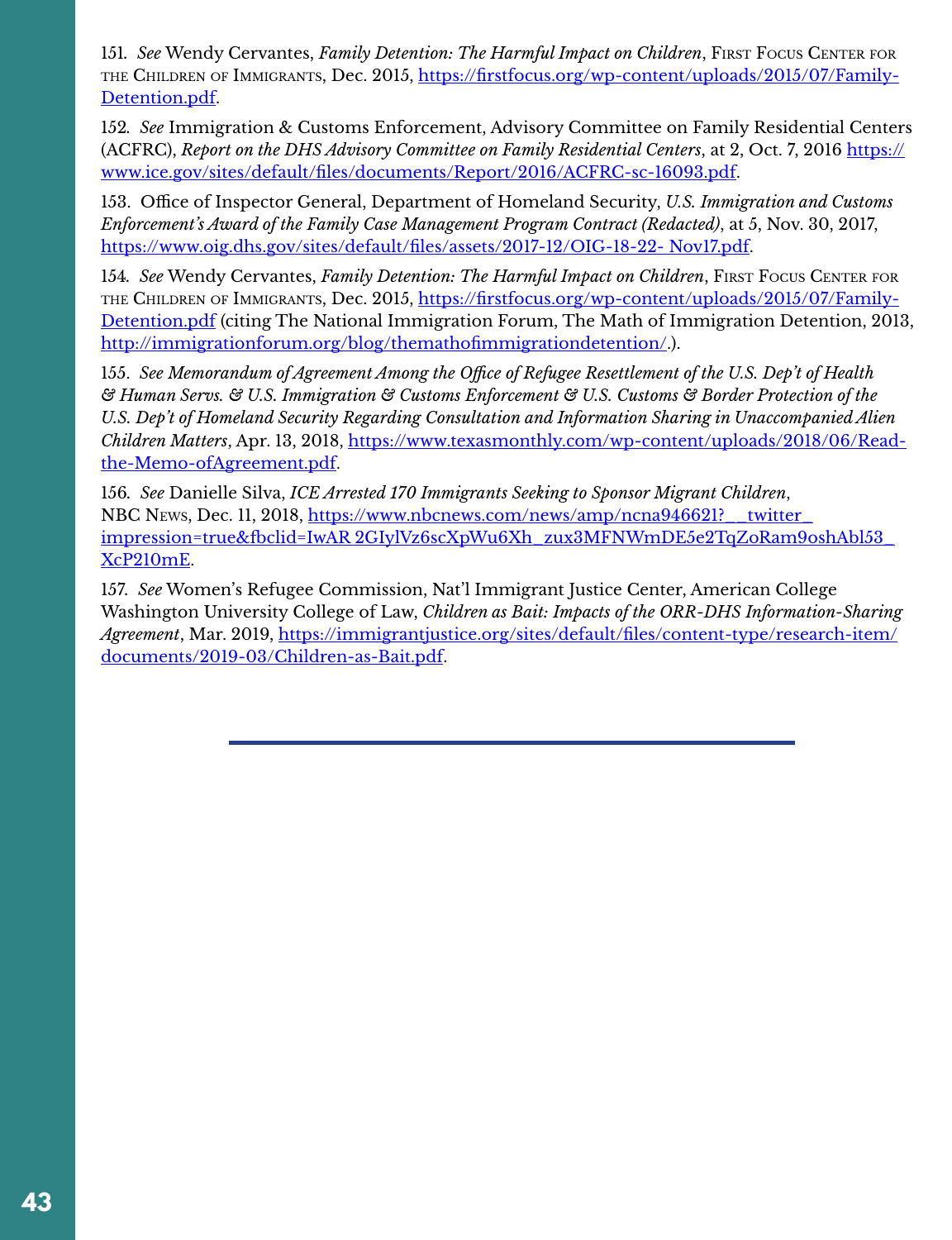151. *See* Wendy Cervantes, *Family Detention: The Harmful Impact on Children*, First Focus Center for the Children of Immigrants, Dec. 2015, https://firstfocus.org/wp-content/uploads/2015/07/Family-Detention.pdf.

152. *See* Immigration & Customs Enforcement, Advisory Committee on Family Residential Centers (ACFRC), *Report on the DHS Advisory Committee on Family Residential Centers*, at 2, Oct. 7, 2016 https://www.ice.gov/sites/default/files/documents/Report/2016/ACFRC-sc-16093.pdf.

153. Office of Inspector General, Department of Homeland Security, *U.S. Immigration and Customs Enforcement's Award of the Family Case Management Program Contract (Redacted)*, at 5, Nov. 30, 2017, https://www.oig.dhs.gov/sites/default/files/assets/2017-12/OIG-18-22- Nov17.pdf.

154. *See* Wendy Cervantes, *Family Detention: The Harmful Impact on Children*, First Focus Center for the Children of Immigrants, Dec. 2015, https://firstfocus.org/wp-content/uploads/2015/07/Family-Detention.pdf (citing The National Immigration Forum, The Math of Immigration Detention, 2013, http://immigrationforum.org/blog/themathofimmigrationdetention/.).

155. *See Memorandum of Agreement Among the Office of Refugee Resettlement of the U.S. Dep't of Health & Human Servs. & U.S. Immigration & Customs Enforcement & U.S. Customs & Border Protection of the U.S. Dep't of Homeland Security Regarding Consultation and Information Sharing in Unaccompanied Alien Children Matters*, Apr. 13, 2018, https://www.texasmonthly.com/wp-content/uploads/2018/06/Read-the-Memo-ofAgreement.pdf.

156. *See* Danielle Silva, *ICE Arrested 170 Immigrants Seeking to Sponsor Migrant Children*, NBC News, Dec. 11, 2018, https://www.nbcnews.com/news/amp/ncna946621?__twitter_impression=true&fbclid=IwAR 2GIylVz6scXpWu6Xh_zux3MFNWmDE5e2TqZoRam9oshAbl53_XcP210mE.

157. *See* Women's Refugee Commission, Nat'l Immigrant Justice Center, American College Washington University College of Law, *Children as Bait: Impacts of the ORR-DHS Information-Sharing Agreement*, Mar. 2019, https://immigrantjustice.org/sites/default/files/content-type/research-item/documents/2019-03/Children-as-Bait.pdf.